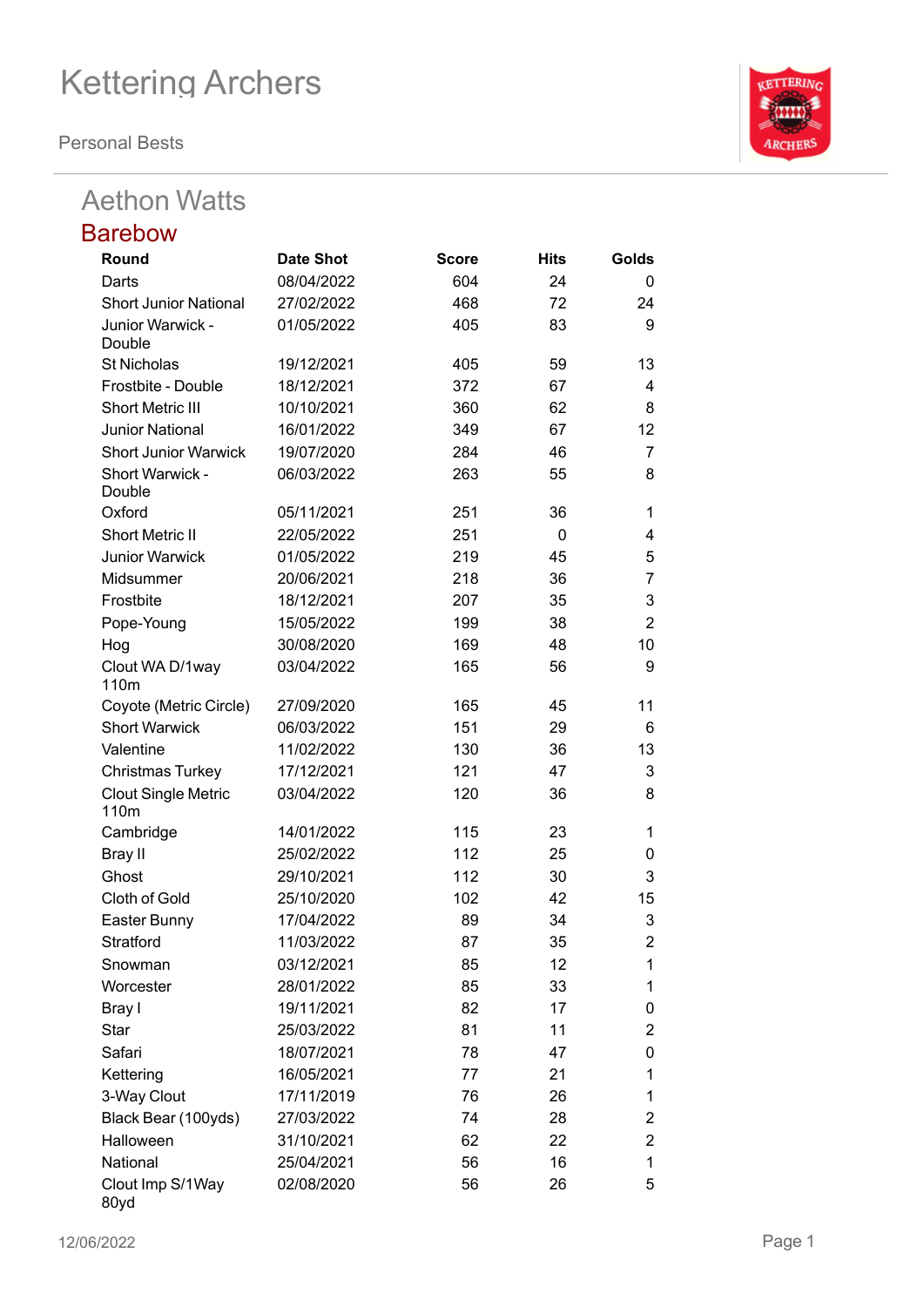# Kettering Archers

Personal Bests

## Aethon Watts

### Barebow

| Round | Date Shot | Score | Hits | Golds |
|---|---|---|---|---|
| Darts | 08/04/2022 | 604 | 24 | 0 |
| Short Junior National | 27/02/2022 | 468 | 72 | 24 |
| Junior Warwick - Double | 01/05/2022 | 405 | 83 | 9 |
| St Nicholas | 19/12/2021 | 405 | 59 | 13 |
| Frostbite - Double | 18/12/2021 | 372 | 67 | 4 |
| Short Metric III | 10/10/2021 | 360 | 62 | 8 |
| Junior National | 16/01/2022 | 349 | 67 | 12 |
| Short Junior Warwick | 19/07/2020 | 284 | 46 | 7 |
| Short Warwick - Double | 06/03/2022 | 263 | 55 | 8 |
| Oxford | 05/11/2021 | 251 | 36 | 1 |
| Short Metric II | 22/05/2022 | 251 | 0 | 4 |
| Junior Warwick | 01/05/2022 | 219 | 45 | 5 |
| Midsummer | 20/06/2021 | 218 | 36 | 7 |
| Frostbite | 18/12/2021 | 207 | 35 | 3 |
| Pope-Young | 15/05/2022 | 199 | 38 | 2 |
| Hog | 30/08/2020 | 169 | 48 | 10 |
| Clout WA D/1way 110m | 03/04/2022 | 165 | 56 | 9 |
| Coyote (Metric Circle) | 27/09/2020 | 165 | 45 | 11 |
| Short Warwick | 06/03/2022 | 151 | 29 | 6 |
| Valentine | 11/02/2022 | 130 | 36 | 13 |
| Christmas Turkey | 17/12/2021 | 121 | 47 | 3 |
| Clout Single Metric 110m | 03/04/2022 | 120 | 36 | 8 |
| Cambridge | 14/01/2022 | 115 | 23 | 1 |
| Bray II | 25/02/2022 | 112 | 25 | 0 |
| Ghost | 29/10/2021 | 112 | 30 | 3 |
| Cloth of Gold | 25/10/2020 | 102 | 42 | 15 |
| Easter Bunny | 17/04/2022 | 89 | 34 | 3 |
| Stratford | 11/03/2022 | 87 | 35 | 2 |
| Snowman | 03/12/2021 | 85 | 12 | 1 |
| Worcester | 28/01/2022 | 85 | 33 | 1 |
| Bray I | 19/11/2021 | 82 | 17 | 0 |
| Star | 25/03/2022 | 81 | 11 | 2 |
| Safari | 18/07/2021 | 78 | 47 | 0 |
| Kettering | 16/05/2021 | 77 | 21 | 1 |
| 3-Way Clout | 17/11/2019 | 76 | 26 | 1 |
| Black Bear (100yds) | 27/03/2022 | 74 | 28 | 2 |
| Halloween | 31/10/2021 | 62 | 22 | 2 |
| National | 25/04/2021 | 56 | 16 | 1 |
| Clout Imp S/1Way 80yd | 02/08/2020 | 56 | 26 | 5 |

12/06/2022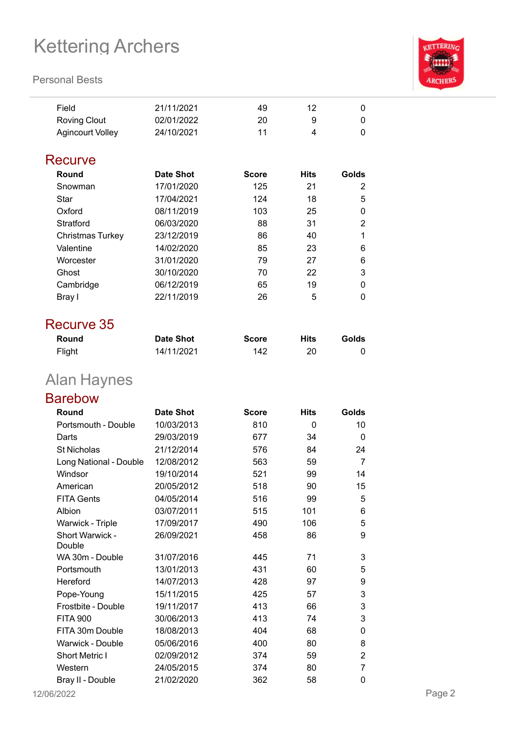| Round | Date Shot | Score | Hits | Golds |
|---|---|---|---|---|
| Field | 21/11/2021 | 49 | 12 | 0 |
| Roving Clout | 02/01/2022 | 20 | 9 | 0 |
| Agincourt Volley | 24/10/2021 | 11 | 4 | 0 |

## Recurve

| Round | Date Shot | Score | Hits | Golds |
|---|---|---|---|---|
| Snowman | 17/01/2020 | 125 | 21 | 2 |
| Star | 17/04/2021 | 124 | 18 | 5 |
| Oxford | 08/11/2019 | 103 | 25 | 0 |
| Stratford | 06/03/2020 | 88 | 31 | 2 |
| Christmas Turkey | 23/12/2019 | 86 | 40 | 1 |
| Valentine | 14/02/2020 | 85 | 23 | 6 |
| Worcester | 31/01/2020 | 79 | 27 | 6 |
| Ghost | 30/10/2020 | 70 | 22 | 3 |
| Cambridge | 06/12/2019 | 65 | 19 | 0 |
| Bray I | 22/11/2019 | 26 | 5 | 0 |

## Recurve 35

| Round | Date Shot | Score | Hits | Golds |
|---|---|---|---|---|
| Flight | 14/11/2021 | 142 | 20 | 0 |

# Alan Haynes

## Barebow

| Round | Date Shot | Score | Hits | Golds |
|---|---|---|---|---|
| Portsmouth - Double | 10/03/2013 | 810 | 0 | 10 |
| Darts | 29/03/2019 | 677 | 34 | 0 |
| St Nicholas | 21/12/2014 | 576 | 84 | 24 |
| Long National - Double | 12/08/2012 | 563 | 59 | 7 |
| Windsor | 19/10/2014 | 521 | 99 | 14 |
| American | 20/05/2012 | 518 | 90 | 15 |
| FITA Gents | 04/05/2014 | 516 | 99 | 5 |
| Albion | 03/07/2011 | 515 | 101 | 6 |
| Warwick - Triple | 17/09/2017 | 490 | 106 | 5 |
| Short Warwick - Double | 26/09/2021 | 458 | 86 | 9 |
| WA 30m - Double | 31/07/2016 | 445 | 71 | 3 |
| Portsmouth | 13/01/2013 | 431 | 60 | 5 |
| Hereford | 14/07/2013 | 428 | 97 | 9 |
| Pope-Young | 15/11/2015 | 425 | 57 | 3 |
| Frostbite - Double | 19/11/2017 | 413 | 66 | 3 |
| FITA 900 | 30/06/2013 | 413 | 74 | 3 |
| FITA 30m Double | 18/08/2013 | 404 | 68 | 0 |
| Warwick - Double | 05/06/2016 | 400 | 80 | 8 |
| Short Metric I | 02/09/2012 | 374 | 59 | 2 |
| Western | 24/05/2015 | 374 | 80 | 7 |
| Bray II - Double | 21/02/2020 | 362 | 58 | 0 |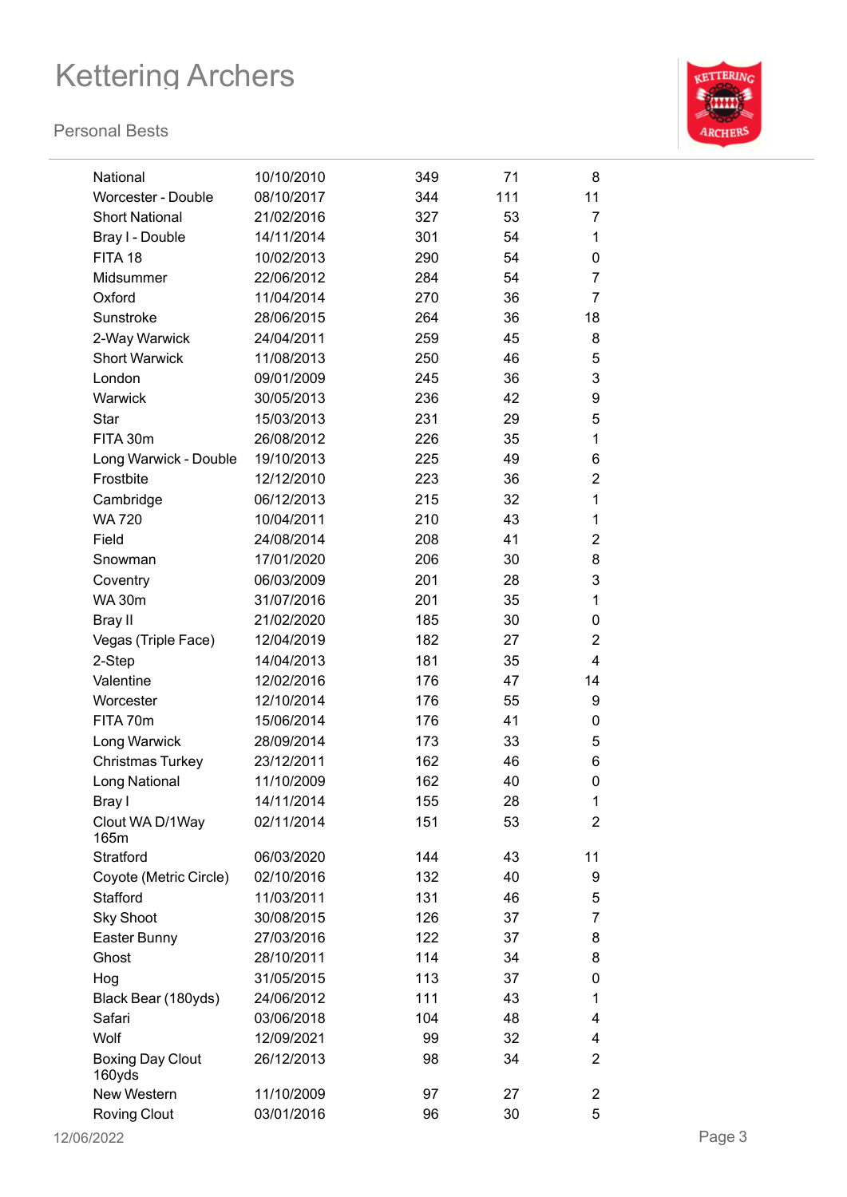# Kettering Archers

## Personal Bests

| | | | | |
|---|---|---|---|---|
| National | 10/10/2010 | 349 | 71 | 8 |
| Worcester - Double | 08/10/2017 | 344 | 111 | 11 |
| Short National | 21/02/2016 | 327 | 53 | 7 |
| Bray I - Double | 14/11/2014 | 301 | 54 | 1 |
| FITA 18 | 10/02/2013 | 290 | 54 | 0 |
| Midsummer | 22/06/2012 | 284 | 54 | 7 |
| Oxford | 11/04/2014 | 270 | 36 | 7 |
| Sunstroke | 28/06/2015 | 264 | 36 | 18 |
| 2-Way Warwick | 24/04/2011 | 259 | 45 | 8 |
| Short Warwick | 11/08/2013 | 250 | 46 | 5 |
| London | 09/01/2009 | 245 | 36 | 3 |
| Warwick | 30/05/2013 | 236 | 42 | 9 |
| Star | 15/03/2013 | 231 | 29 | 5 |
| FITA 30m | 26/08/2012 | 226 | 35 | 1 |
| Long Warwick - Double | 19/10/2013 | 225 | 49 | 6 |
| Frostbite | 12/12/2010 | 223 | 36 | 2 |
| Cambridge | 06/12/2013 | 215 | 32 | 1 |
| WA 720 | 10/04/2011 | 210 | 43 | 1 |
| Field | 24/08/2014 | 208 | 41 | 2 |
| Snowman | 17/01/2020 | 206 | 30 | 8 |
| Coventry | 06/03/2009 | 201 | 28 | 3 |
| WA 30m | 31/07/2016 | 201 | 35 | 1 |
| Bray II | 21/02/2020 | 185 | 30 | 0 |
| Vegas (Triple Face) | 12/04/2019 | 182 | 27 | 2 |
| 2-Step | 14/04/2013 | 181 | 35 | 4 |
| Valentine | 12/02/2016 | 176 | 47 | 14 |
| Worcester | 12/10/2014 | 176 | 55 | 9 |
| FITA 70m | 15/06/2014 | 176 | 41 | 0 |
| Long Warwick | 28/09/2014 | 173 | 33 | 5 |
| Christmas Turkey | 23/12/2011 | 162 | 46 | 6 |
| Long National | 11/10/2009 | 162 | 40 | 0 |
| Bray I | 14/11/2014 | 155 | 28 | 1 |
| Clout WA D/1Way 165m | 02/11/2014 | 151 | 53 | 2 |
| Stratford | 06/03/2020 | 144 | 43 | 11 |
| Coyote (Metric Circle) | 02/10/2016 | 132 | 40 | 9 |
| Stafford | 11/03/2011 | 131 | 46 | 5 |
| Sky Shoot | 30/08/2015 | 126 | 37 | 7 |
| Easter Bunny | 27/03/2016 | 122 | 37 | 8 |
| Ghost | 28/10/2011 | 114 | 34 | 8 |
| Hog | 31/05/2015 | 113 | 37 | 0 |
| Black Bear (180yds) | 24/06/2012 | 111 | 43 | 1 |
| Safari | 03/06/2018 | 104 | 48 | 4 |
| Wolf | 12/09/2021 | 99 | 32 | 4 |
| Boxing Day Clout 160yds | 26/12/2013 | 98 | 34 | 2 |
| New Western | 11/10/2009 | 97 | 27 | 2 |
| Roving Clout | 03/01/2016 | 96 | 30 | 5 |

12/06/2022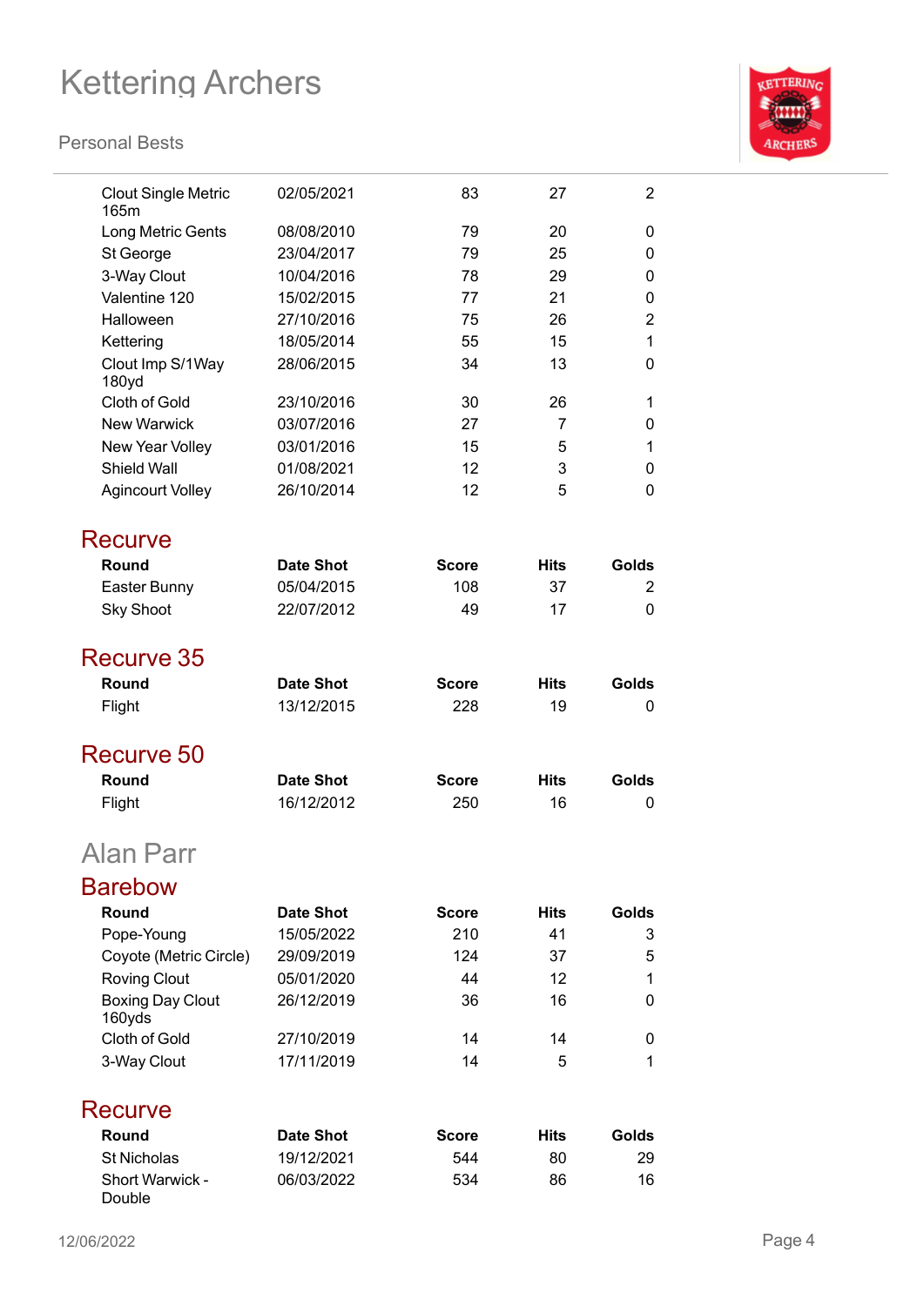| Round | Date Shot | Score | Hits | Golds |
|---|---|---|---|---|
| Clout Single Metric 165m | 02/05/2021 | 83 | 27 | 2 |
| Long Metric Gents | 08/08/2010 | 79 | 20 | 0 |
| St George | 23/04/2017 | 79 | 25 | 0 |
| 3-Way Clout | 10/04/2016 | 78 | 29 | 0 |
| Valentine 120 | 15/02/2015 | 77 | 21 | 0 |
| Halloween | 27/10/2016 | 75 | 26 | 2 |
| Kettering | 18/05/2014 | 55 | 15 | 1 |
| Clout Imp S/1Way 180yd | 28/06/2015 | 34 | 13 | 0 |
| Cloth of Gold | 23/10/2016 | 30 | 26 | 1 |
| New Warwick | 03/07/2016 | 27 | 7 | 0 |
| New Year Volley | 03/01/2016 | 15 | 5 | 1 |
| Shield Wall | 01/08/2021 | 12 | 3 | 0 |
| Agincourt Volley | 26/10/2014 | 12 | 5 | 0 |

### Recurve

| Round | Date Shot | Score | Hits | Golds |
|---|---|---|---|---|
| Easter Bunny | 05/04/2015 | 108 | 37 | 2 |
| Sky Shoot | 22/07/2012 | 49 | 17 | 0 |

### Recurve 35

| Round | Date Shot | Score | Hits | Golds |
|---|---|---|---|---|
| Flight | 13/12/2015 | 228 | 19 | 0 |

### Recurve 50

| Round | Date Shot | Score | Hits | Golds |
|---|---|---|---|---|
| Flight | 16/12/2012 | 250 | 16 | 0 |

## Alan Parr

### Barebow

| Round | Date Shot | Score | Hits | Golds |
|---|---|---|---|---|
| Pope-Young | 15/05/2022 | 210 | 41 | 3 |
| Coyote (Metric Circle) | 29/09/2019 | 124 | 37 | 5 |
| Roving Clout | 05/01/2020 | 44 | 12 | 1 |
| Boxing Day Clout 160yds | 26/12/2019 | 36 | 16 | 0 |
| Cloth of Gold | 27/10/2019 | 14 | 14 | 0 |
| 3-Way Clout | 17/11/2019 | 14 | 5 | 1 |

### Recurve

| Round | Date Shot | Score | Hits | Golds |
|---|---|---|---|---|
| St Nicholas | 19/12/2021 | 544 | 80 | 29 |
| Short Warwick - Double | 06/03/2022 | 534 | 86 | 16 |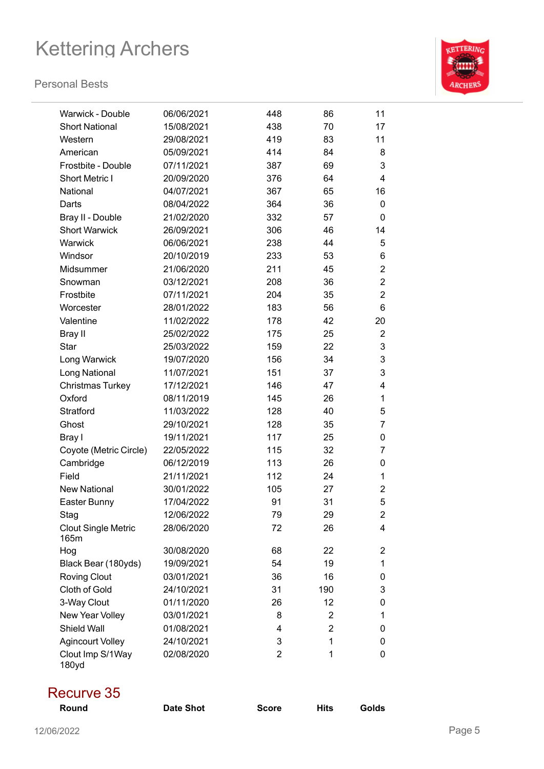| Round | Date Shot | Score | Hits | Golds |
|---|---|---|---|---|
| Warwick - Double | 06/06/2021 | 448 | 86 | 11 |
| Short National | 15/08/2021 | 438 | 70 | 17 |
| Western | 29/08/2021 | 419 | 83 | 11 |
| American | 05/09/2021 | 414 | 84 | 8 |
| Frostbite - Double | 07/11/2021 | 387 | 69 | 3 |
| Short Metric I | 20/09/2020 | 376 | 64 | 4 |
| National | 04/07/2021 | 367 | 65 | 16 |
| Darts | 08/04/2022 | 364 | 36 | 0 |
| Bray II - Double | 21/02/2020 | 332 | 57 | 0 |
| Short Warwick | 26/09/2021 | 306 | 46 | 14 |
| Warwick | 06/06/2021 | 238 | 44 | 5 |
| Windsor | 20/10/2019 | 233 | 53 | 6 |
| Midsummer | 21/06/2020 | 211 | 45 | 2 |
| Snowman | 03/12/2021 | 208 | 36 | 2 |
| Frostbite | 07/11/2021 | 204 | 35 | 2 |
| Worcester | 28/01/2022 | 183 | 56 | 6 |
| Valentine | 11/02/2022 | 178 | 42 | 20 |
| Bray II | 25/02/2022 | 175 | 25 | 2 |
| Star | 25/03/2022 | 159 | 22 | 3 |
| Long Warwick | 19/07/2020 | 156 | 34 | 3 |
| Long National | 11/07/2021 | 151 | 37 | 3 |
| Christmas Turkey | 17/12/2021 | 146 | 47 | 4 |
| Oxford | 08/11/2019 | 145 | 26 | 1 |
| Stratford | 11/03/2022 | 128 | 40 | 5 |
| Ghost | 29/10/2021 | 128 | 35 | 7 |
| Bray I | 19/11/2021 | 117 | 25 | 0 |
| Coyote (Metric Circle) | 22/05/2022 | 115 | 32 | 7 |
| Cambridge | 06/12/2019 | 113 | 26 | 0 |
| Field | 21/11/2021 | 112 | 24 | 1 |
| New National | 30/01/2022 | 105 | 27 | 2 |
| Easter Bunny | 17/04/2022 | 91 | 31 | 5 |
| Stag | 12/06/2022 | 79 | 29 | 2 |
| Clout Single Metric 165m | 28/06/2020 | 72 | 26 | 4 |
| Hog | 30/08/2020 | 68 | 22 | 2 |
| Black Bear (180yds) | 19/09/2021 | 54 | 19 | 1 |
| Roving Clout | 03/01/2021 | 36 | 16 | 0 |
| Cloth of Gold | 24/10/2021 | 31 | 190 | 3 |
| 3-Way Clout | 01/11/2020 | 26 | 12 | 0 |
| New Year Volley | 03/01/2021 | 8 | 2 | 1 |
| Shield Wall | 01/08/2021 | 4 | 2 | 0 |
| Agincourt Volley | 24/10/2021 | 3 | 1 | 0 |
| Clout Imp S/1Way 180yd | 02/08/2020 | 2 | 1 | 0 |

## Recurve 35

| Round | Date Shot | Score | Hits | Golds |
|---|---|---|---|---|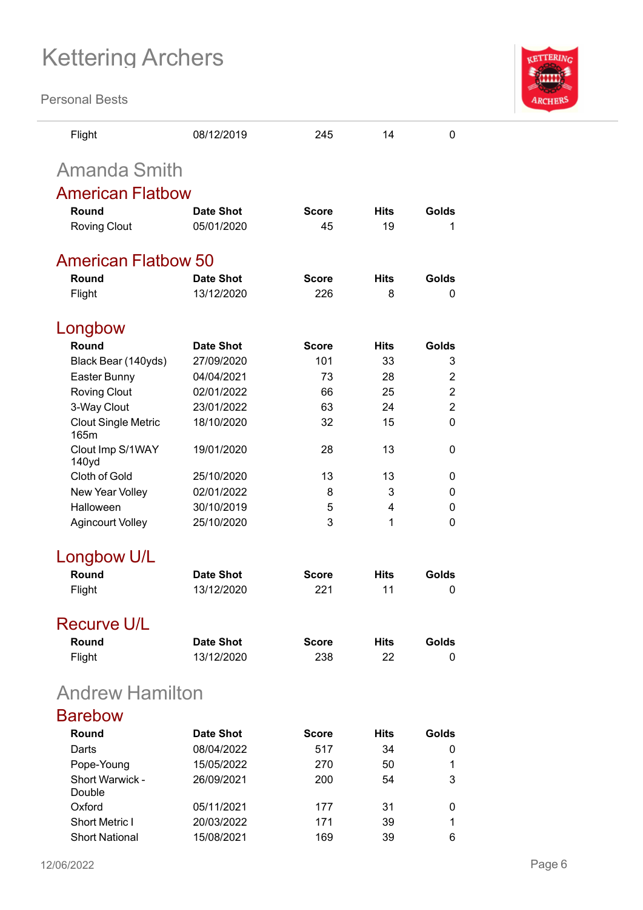| | | | | |
|---|---|---|---|---|
| Flight | 08/12/2019 | 245 | 14 | 0 |

## Amanda Smith

### American Flatbow

| Round | Date Shot | Score | Hits | Golds |
|---|---|---|---|---|
| Roving Clout | 05/01/2020 | 45 | 19 | 1 |

### American Flatbow 50

| Round | Date Shot | Score | Hits | Golds |
|---|---|---|---|---|
| Flight | 13/12/2020 | 226 | 8 | 0 |

### Longbow

| Round | Date Shot | Score | Hits | Golds |
|---|---|---|---|---|
| Black Bear (140yds) | 27/09/2020 | 101 | 33 | 3 |
| Easter Bunny | 04/04/2021 | 73 | 28 | 2 |
| Roving Clout | 02/01/2022 | 66 | 25 | 2 |
| 3-Way Clout | 23/01/2022 | 63 | 24 | 2 |
| Clout Single Metric 165m | 18/10/2020 | 32 | 15 | 0 |
| Clout Imp S/1WAY 140yd | 19/01/2020 | 28 | 13 | 0 |
| Cloth of Gold | 25/10/2020 | 13 | 13 | 0 |
| New Year Volley | 02/01/2022 | 8 | 3 | 0 |
| Halloween | 30/10/2019 | 5 | 4 | 0 |
| Agincourt Volley | 25/10/2020 | 3 | 1 | 0 |

### Longbow U/L

| Round | Date Shot | Score | Hits | Golds |
|---|---|---|---|---|
| Flight | 13/12/2020 | 221 | 11 | 0 |

### Recurve U/L

| Round | Date Shot | Score | Hits | Golds |
|---|---|---|---|---|
| Flight | 13/12/2020 | 238 | 22 | 0 |

## Andrew Hamilton

### Barebow

| Round | Date Shot | Score | Hits | Golds |
|---|---|---|---|---|
| Darts | 08/04/2022 | 517 | 34 | 0 |
| Pope-Young | 15/05/2022 | 270 | 50 | 1 |
| Short Warwick - Double | 26/09/2021 | 200 | 54 | 3 |
| Oxford | 05/11/2021 | 177 | 31 | 0 |
| Short Metric I | 20/03/2022 | 171 | 39 | 1 |
| Short National | 15/08/2021 | 169 | 39 | 6 |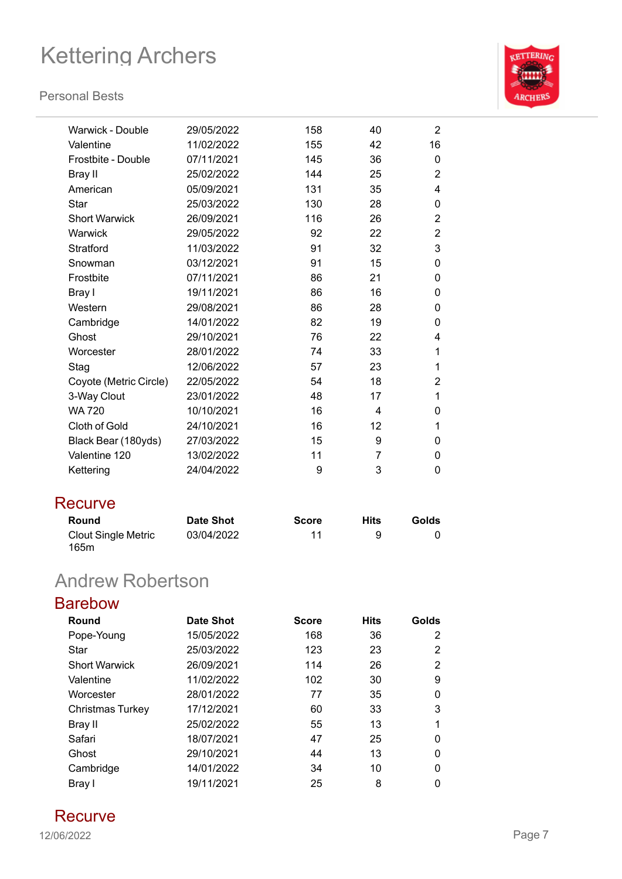| Round | Date Shot | Score | Hits | Golds |
|---|---|---|---|---|
| Warwick - Double | 29/05/2022 | 158 | 40 | 2 |
| Valentine | 11/02/2022 | 155 | 42 | 16 |
| Frostbite - Double | 07/11/2021 | 145 | 36 | 0 |
| Bray II | 25/02/2022 | 144 | 25 | 2 |
| American | 05/09/2021 | 131 | 35 | 4 |
| Star | 25/03/2022 | 130 | 28 | 0 |
| Short Warwick | 26/09/2021 | 116 | 26 | 2 |
| Warwick | 29/05/2022 | 92 | 22 | 2 |
| Stratford | 11/03/2022 | 91 | 32 | 3 |
| Snowman | 03/12/2021 | 91 | 15 | 0 |
| Frostbite | 07/11/2021 | 86 | 21 | 0 |
| Bray I | 19/11/2021 | 86 | 16 | 0 |
| Western | 29/08/2021 | 86 | 28 | 0 |
| Cambridge | 14/01/2022 | 82 | 19 | 0 |
| Ghost | 29/10/2021 | 76 | 22 | 4 |
| Worcester | 28/01/2022 | 74 | 33 | 1 |
| Stag | 12/06/2022 | 57 | 23 | 1 |
| Coyote (Metric Circle) | 22/05/2022 | 54 | 18 | 2 |
| 3-Way Clout | 23/01/2022 | 48 | 17 | 1 |
| WA 720 | 10/10/2021 | 16 | 4 | 0 |
| Cloth of Gold | 24/10/2021 | 16 | 12 | 1 |
| Black Bear (180yds) | 27/03/2022 | 15 | 9 | 0 |
| Valentine 120 | 13/02/2022 | 11 | 7 | 0 |
| Kettering | 24/04/2022 | 9 | 3 | 0 |

### Recurve

| Round | Date Shot | Score | Hits | Golds |
|---|---|---|---|---|
| Clout Single Metric 165m | 03/04/2022 | 11 | 9 | 0 |

## Andrew Robertson

### Barebow

| Round | Date Shot | Score | Hits | Golds |
|---|---|---|---|---|
| Pope-Young | 15/05/2022 | 168 | 36 | 2 |
| Star | 25/03/2022 | 123 | 23 | 2 |
| Short Warwick | 26/09/2021 | 114 | 26 | 2 |
| Valentine | 11/02/2022 | 102 | 30 | 9 |
| Worcester | 28/01/2022 | 77 | 35 | 0 |
| Christmas Turkey | 17/12/2021 | 60 | 33 | 3 |
| Bray II | 25/02/2022 | 55 | 13 | 1 |
| Safari | 18/07/2021 | 47 | 25 | 0 |
| Ghost | 29/10/2021 | 44 | 13 | 0 |
| Cambridge | 14/01/2022 | 34 | 10 | 0 |
| Bray I | 19/11/2021 | 25 | 8 | 0 |

### Recurve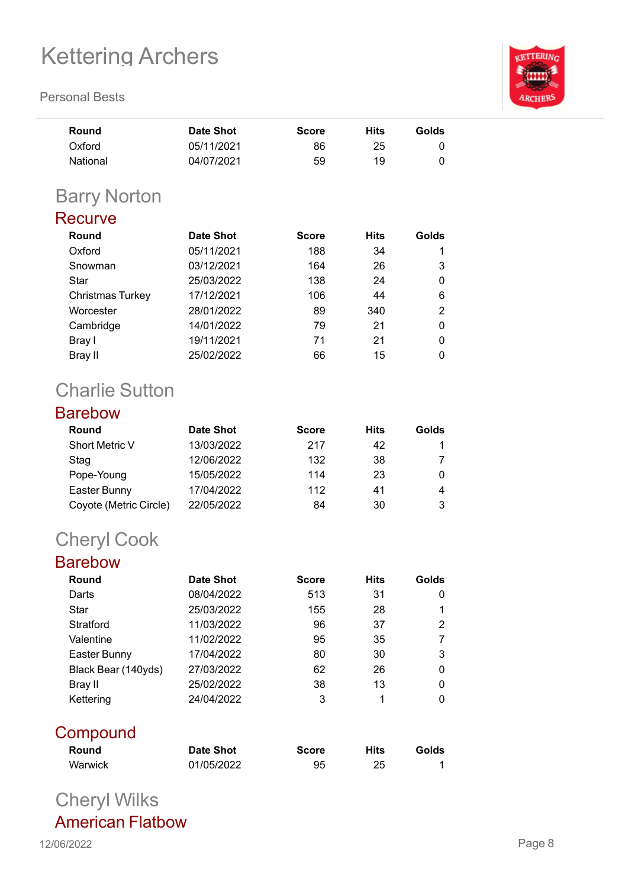| Round | Date Shot | Score | Hits | Golds |
|---|---|---|---|---|
| Oxford | 05/11/2021 | 86 | 25 | 0 |
| National | 04/07/2021 | 59 | 19 | 0 |

## Barry Norton

### Recurve

| Round | Date Shot | Score | Hits | Golds |
|---|---|---|---|---|
| Oxford | 05/11/2021 | 188 | 34 | 1 |
| Snowman | 03/12/2021 | 164 | 26 | 3 |
| Star | 25/03/2022 | 138 | 24 | 0 |
| Christmas Turkey | 17/12/2021 | 106 | 44 | 6 |
| Worcester | 28/01/2022 | 89 | 340 | 2 |
| Cambridge | 14/01/2022 | 79 | 21 | 0 |
| Bray I | 19/11/2021 | 71 | 21 | 0 |
| Bray II | 25/02/2022 | 66 | 15 | 0 |

## Charlie Sutton

### Barebow

| Round | Date Shot | Score | Hits | Golds |
|---|---|---|---|---|
| Short Metric V | 13/03/2022 | 217 | 42 | 1 |
| Stag | 12/06/2022 | 132 | 38 | 7 |
| Pope-Young | 15/05/2022 | 114 | 23 | 0 |
| Easter Bunny | 17/04/2022 | 112 | 41 | 4 |
| Coyote (Metric Circle) | 22/05/2022 | 84 | 30 | 3 |

## Cheryl Cook

### Barebow

| Round | Date Shot | Score | Hits | Golds |
|---|---|---|---|---|
| Darts | 08/04/2022 | 513 | 31 | 0 |
| Star | 25/03/2022 | 155 | 28 | 1 |
| Stratford | 11/03/2022 | 96 | 37 | 2 |
| Valentine | 11/02/2022 | 95 | 35 | 7 |
| Easter Bunny | 17/04/2022 | 80 | 30 | 3 |
| Black Bear (140yds) | 27/03/2022 | 62 | 26 | 0 |
| Bray II | 25/02/2022 | 38 | 13 | 0 |
| Kettering | 24/04/2022 | 3 | 1 | 0 |

### Compound

| Round | Date Shot | Score | Hits | Golds |
|---|---|---|---|---|
| Warwick | 01/05/2022 | 95 | 25 | 1 |

## Cheryl Wilks

### American Flatbow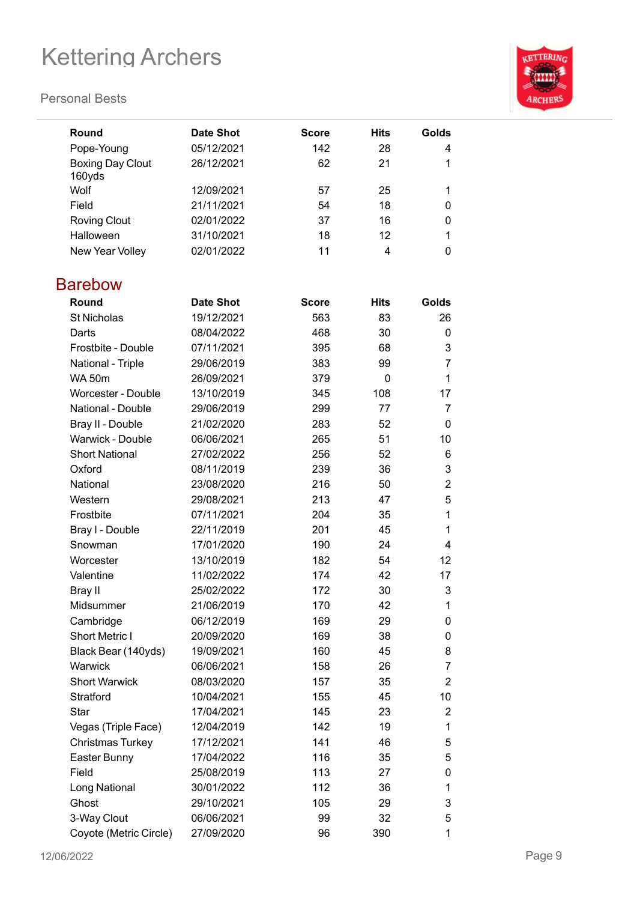| Round | Date Shot | Score | Hits | Golds |
|---|---|---|---|---|
| Pope-Young | 05/12/2021 | 142 | 28 | 4 |
| Boxing Day Clout 160yds | 26/12/2021 | 62 | 21 | 1 |
| Wolf | 12/09/2021 | 57 | 25 | 1 |
| Field | 21/11/2021 | 54 | 18 | 0 |
| Roving Clout | 02/01/2022 | 37 | 16 | 0 |
| Halloween | 31/10/2021 | 18 | 12 | 1 |
| New Year Volley | 02/01/2022 | 11 | 4 | 0 |

## Barebow

| Round | Date Shot | Score | Hits | Golds |
|---|---|---|---|---|
| St Nicholas | 19/12/2021 | 563 | 83 | 26 |
| Darts | 08/04/2022 | 468 | 30 | 0 |
| Frostbite - Double | 07/11/2021 | 395 | 68 | 3 |
| National - Triple | 29/06/2019 | 383 | 99 | 7 |
| WA 50m | 26/09/2021 | 379 | 0 | 1 |
| Worcester - Double | 13/10/2019 | 345 | 108 | 17 |
| National - Double | 29/06/2019 | 299 | 77 | 7 |
| Bray II - Double | 21/02/2020 | 283 | 52 | 0 |
| Warwick - Double | 06/06/2021 | 265 | 51 | 10 |
| Short National | 27/02/2022 | 256 | 52 | 6 |
| Oxford | 08/11/2019 | 239 | 36 | 3 |
| National | 23/08/2020 | 216 | 50 | 2 |
| Western | 29/08/2021 | 213 | 47 | 5 |
| Frostbite | 07/11/2021 | 204 | 35 | 1 |
| Bray I - Double | 22/11/2019 | 201 | 45 | 1 |
| Snowman | 17/01/2020 | 190 | 24 | 4 |
| Worcester | 13/10/2019 | 182 | 54 | 12 |
| Valentine | 11/02/2022 | 174 | 42 | 17 |
| Bray II | 25/02/2022 | 172 | 30 | 3 |
| Midsummer | 21/06/2019 | 170 | 42 | 1 |
| Cambridge | 06/12/2019 | 169 | 29 | 0 |
| Short Metric I | 20/09/2020 | 169 | 38 | 0 |
| Black Bear (140yds) | 19/09/2021 | 160 | 45 | 8 |
| Warwick | 06/06/2021 | 158 | 26 | 7 |
| Short Warwick | 08/03/2020 | 157 | 35 | 2 |
| Stratford | 10/04/2021 | 155 | 45 | 10 |
| Star | 17/04/2021 | 145 | 23 | 2 |
| Vegas (Triple Face) | 12/04/2019 | 142 | 19 | 1 |
| Christmas Turkey | 17/12/2021 | 141 | 46 | 5 |
| Easter Bunny | 17/04/2022 | 116 | 35 | 5 |
| Field | 25/08/2019 | 113 | 27 | 0 |
| Long National | 30/01/2022 | 112 | 36 | 1 |
| Ghost | 29/10/2021 | 105 | 29 | 3 |
| 3-Way Clout | 06/06/2021 | 99 | 32 | 5 |
| Coyote (Metric Circle) | 27/09/2020 | 96 | 390 | 1 |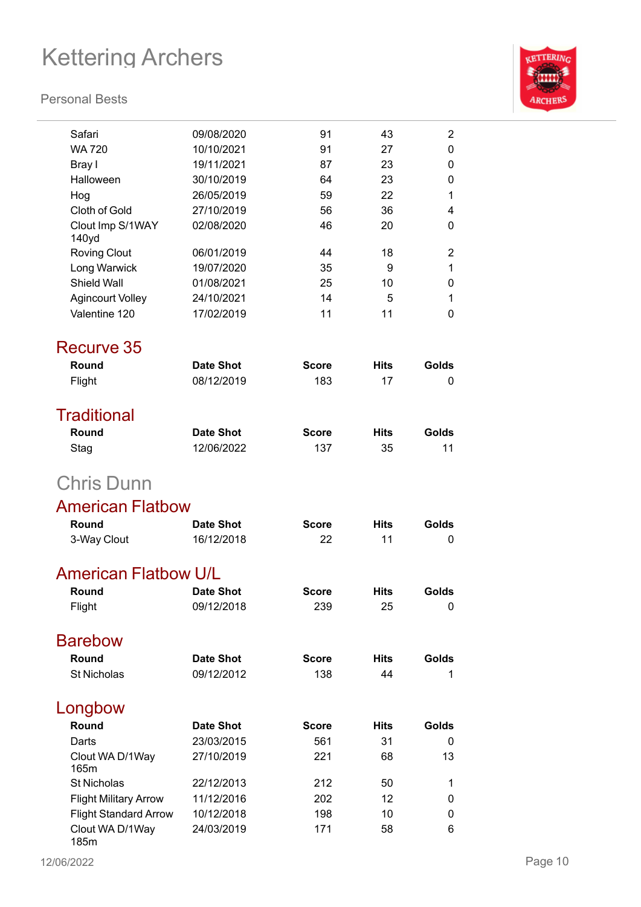| Round | Date Shot | Score | Hits | Golds |
|---|---|---|---|---|
| Safari | 09/08/2020 | 91 | 43 | 2 |
| WA 720 | 10/10/2021 | 91 | 27 | 0 |
| Bray I | 19/11/2021 | 87 | 23 | 0 |
| Halloween | 30/10/2019 | 64 | 23 | 0 |
| Hog | 26/05/2019 | 59 | 22 | 1 |
| Cloth of Gold | 27/10/2019 | 56 | 36 | 4 |
| Clout Imp S/1WAY 140yd | 02/08/2020 | 46 | 20 | 0 |
| Roving Clout | 06/01/2019 | 44 | 18 | 2 |
| Long Warwick | 19/07/2020 | 35 | 9 | 1 |
| Shield Wall | 01/08/2021 | 25 | 10 | 0 |
| Agincourt Volley | 24/10/2021 | 14 | 5 | 1 |
| Valentine 120 | 17/02/2019 | 11 | 11 | 0 |

## Recurve 35

| Round | Date Shot | Score | Hits | Golds |
|---|---|---|---|---|
| Flight | 08/12/2019 | 183 | 17 | 0 |

## Traditional

| Round | Date Shot | Score | Hits | Golds |
|---|---|---|---|---|
| Stag | 12/06/2022 | 137 | 35 | 11 |

# Chris Dunn

## American Flatbow

| Round | Date Shot | Score | Hits | Golds |
|---|---|---|---|---|
| 3-Way Clout | 16/12/2018 | 22 | 11 | 0 |

## American Flatbow U/L

| Round | Date Shot | Score | Hits | Golds |
|---|---|---|---|---|
| Flight | 09/12/2018 | 239 | 25 | 0 |

## Barebow

| Round | Date Shot | Score | Hits | Golds |
|---|---|---|---|---|
| St Nicholas | 09/12/2012 | 138 | 44 | 1 |

## Longbow

| Round | Date Shot | Score | Hits | Golds |
|---|---|---|---|---|
| Darts | 23/03/2015 | 561 | 31 | 0 |
| Clout WA D/1Way 165m | 27/10/2019 | 221 | 68 | 13 |
| St Nicholas | 22/12/2013 | 212 | 50 | 1 |
| Flight Military Arrow | 11/12/2016 | 202 | 12 | 0 |
| Flight Standard Arrow | 10/12/2018 | 198 | 10 | 0 |
| Clout WA D/1Way 185m | 24/03/2019 | 171 | 58 | 6 |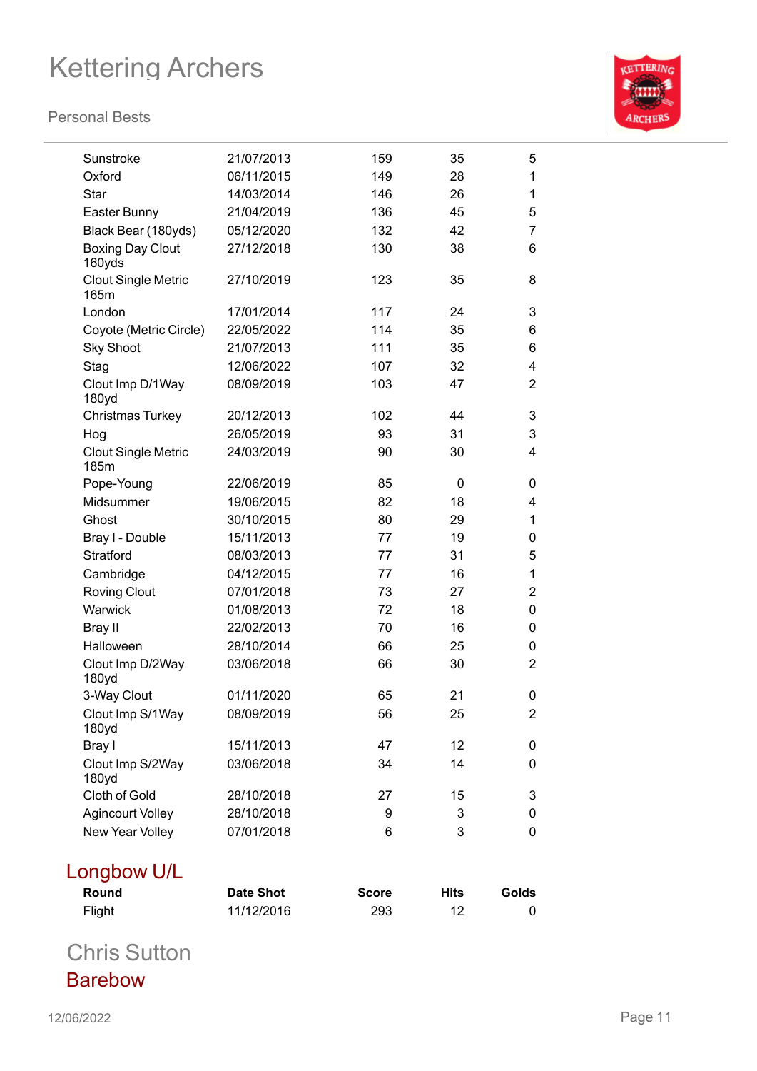| | | | | |
|---|---|---|---|---|
| Sunstroke | 21/07/2013 | 159 | 35 | 5 |
| Oxford | 06/11/2015 | 149 | 28 | 1 |
| Star | 14/03/2014 | 146 | 26 | 1 |
| Easter Bunny | 21/04/2019 | 136 | 45 | 5 |
| Black Bear (180yds) | 05/12/2020 | 132 | 42 | 7 |
| Boxing Day Clout 160yds | 27/12/2018 | 130 | 38 | 6 |
| Clout Single Metric 165m | 27/10/2019 | 123 | 35 | 8 |
| London | 17/01/2014 | 117 | 24 | 3 |
| Coyote (Metric Circle) | 22/05/2022 | 114 | 35 | 6 |
| Sky Shoot | 21/07/2013 | 111 | 35 | 6 |
| Stag | 12/06/2022 | 107 | 32 | 4 |
| Clout Imp D/1Way 180yd | 08/09/2019 | 103 | 47 | 2 |
| Christmas Turkey | 20/12/2013 | 102 | 44 | 3 |
| Hog | 26/05/2019 | 93 | 31 | 3 |
| Clout Single Metric 185m | 24/03/2019 | 90 | 30 | 4 |
| Pope-Young | 22/06/2019 | 85 | 0 | 0 |
| Midsummer | 19/06/2015 | 82 | 18 | 4 |
| Ghost | 30/10/2015 | 80 | 29 | 1 |
| Bray I - Double | 15/11/2013 | 77 | 19 | 0 |
| Stratford | 08/03/2013 | 77 | 31 | 5 |
| Cambridge | 04/12/2015 | 77 | 16 | 1 |
| Roving Clout | 07/01/2018 | 73 | 27 | 2 |
| Warwick | 01/08/2013 | 72 | 18 | 0 |
| Bray II | 22/02/2013 | 70 | 16 | 0 |
| Halloween | 28/10/2014 | 66 | 25 | 0 |
| Clout Imp D/2Way 180yd | 03/06/2018 | 66 | 30 | 2 |
| 3-Way Clout | 01/11/2020 | 65 | 21 | 0 |
| Clout Imp S/1Way 180yd | 08/09/2019 | 56 | 25 | 2 |
| Bray I | 15/11/2013 | 47 | 12 | 0 |
| Clout Imp S/2Way 180yd | 03/06/2018 | 34 | 14 | 0 |
| Cloth of Gold | 28/10/2018 | 27 | 15 | 3 |
| Agincourt Volley | 28/10/2018 | 9 | 3 | 0 |
| New Year Volley | 07/01/2018 | 6 | 3 | 0 |

## Longbow U/L

| Round | Date Shot | Score | Hits | Golds |
|---|---|---|---|---|
| Flight | 11/12/2016 | 293 | 12 | 0 |

# Chris Sutton

## Barebow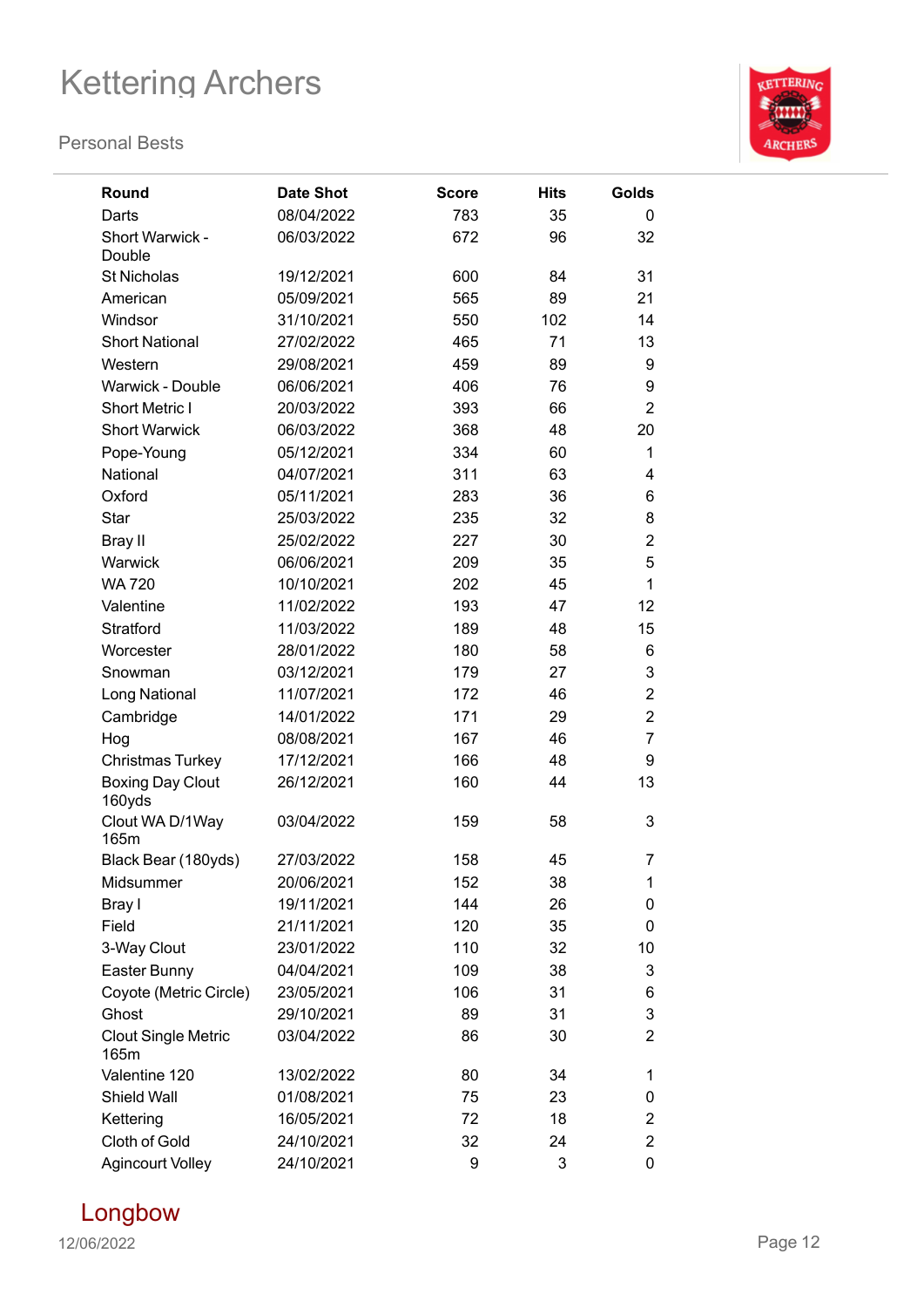# Kettering Archers

## Personal Bests

| Round | Date Shot | Score | Hits | Golds |
|---|---|---|---|---|
| Darts | 08/04/2022 | 783 | 35 | 0 |
| Short Warwick - Double | 06/03/2022 | 672 | 96 | 32 |
| St Nicholas | 19/12/2021 | 600 | 84 | 31 |
| American | 05/09/2021 | 565 | 89 | 21 |
| Windsor | 31/10/2021 | 550 | 102 | 14 |
| Short National | 27/02/2022 | 465 | 71 | 13 |
| Western | 29/08/2021 | 459 | 89 | 9 |
| Warwick - Double | 06/06/2021 | 406 | 76 | 9 |
| Short Metric I | 20/03/2022 | 393 | 66 | 2 |
| Short Warwick | 06/03/2022 | 368 | 48 | 20 |
| Pope-Young | 05/12/2021 | 334 | 60 | 1 |
| National | 04/07/2021 | 311 | 63 | 4 |
| Oxford | 05/11/2021 | 283 | 36 | 6 |
| Star | 25/03/2022 | 235 | 32 | 8 |
| Bray II | 25/02/2022 | 227 | 30 | 2 |
| Warwick | 06/06/2021 | 209 | 35 | 5 |
| WA 720 | 10/10/2021 | 202 | 45 | 1 |
| Valentine | 11/02/2022 | 193 | 47 | 12 |
| Stratford | 11/03/2022 | 189 | 48 | 15 |
| Worcester | 28/01/2022 | 180 | 58 | 6 |
| Snowman | 03/12/2021 | 179 | 27 | 3 |
| Long National | 11/07/2021 | 172 | 46 | 2 |
| Cambridge | 14/01/2022 | 171 | 29 | 2 |
| Hog | 08/08/2021 | 167 | 46 | 7 |
| Christmas Turkey | 17/12/2021 | 166 | 48 | 9 |
| Boxing Day Clout 160yds | 26/12/2021 | 160 | 44 | 13 |
| Clout WA D/1Way 165m | 03/04/2022 | 159 | 58 | 3 |
| Black Bear (180yds) | 27/03/2022 | 158 | 45 | 7 |
| Midsummer | 20/06/2021 | 152 | 38 | 1 |
| Bray I | 19/11/2021 | 144 | 26 | 0 |
| Field | 21/11/2021 | 120 | 35 | 0 |
| 3-Way Clout | 23/01/2022 | 110 | 32 | 10 |
| Easter Bunny | 04/04/2021 | 109 | 38 | 3 |
| Coyote (Metric Circle) | 23/05/2021 | 106 | 31 | 6 |
| Ghost | 29/10/2021 | 89 | 31 | 3 |
| Clout Single Metric 165m | 03/04/2022 | 86 | 30 | 2 |
| Valentine 120 | 13/02/2022 | 80 | 34 | 1 |
| Shield Wall | 01/08/2021 | 75 | 23 | 0 |
| Kettering | 16/05/2021 | 72 | 18 | 2 |
| Cloth of Gold | 24/10/2021 | 32 | 24 | 2 |
| Agincourt Volley | 24/10/2021 | 9 | 3 | 0 |

## Longbow

12/06/2022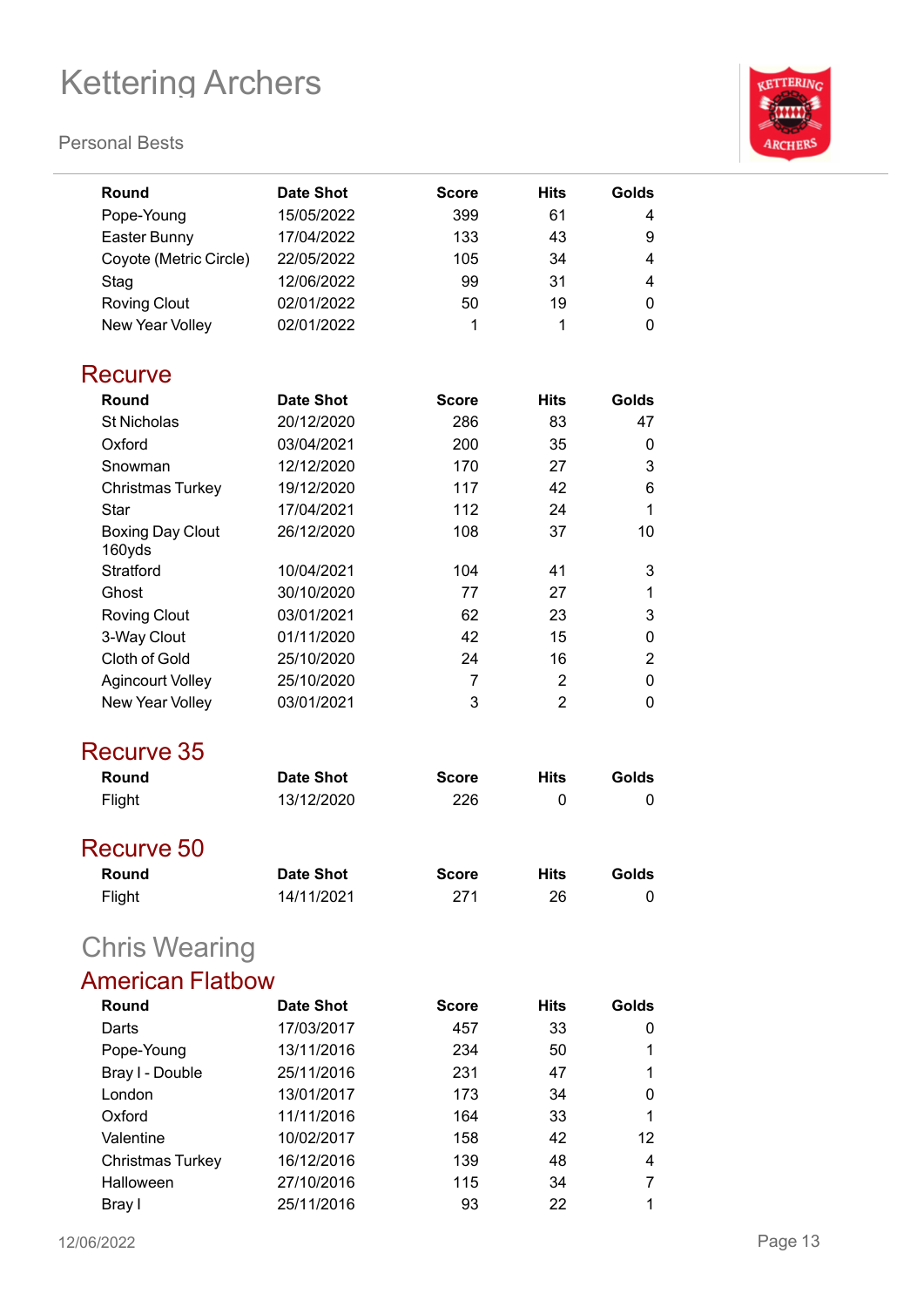| Round | Date Shot | Score | Hits | Golds |
|---|---|---|---|---|
| Pope-Young | 15/05/2022 | 399 | 61 | 4 |
| Easter Bunny | 17/04/2022 | 133 | 43 | 9 |
| Coyote (Metric Circle) | 22/05/2022 | 105 | 34 | 4 |
| Stag | 12/06/2022 | 99 | 31 | 4 |
| Roving Clout | 02/01/2022 | 50 | 19 | 0 |
| New Year Volley | 02/01/2022 | 1 | 1 | 0 |

## Recurve

| Round | Date Shot | Score | Hits | Golds |
|---|---|---|---|---|
| St Nicholas | 20/12/2020 | 286 | 83 | 47 |
| Oxford | 03/04/2021 | 200 | 35 | 0 |
| Snowman | 12/12/2020 | 170 | 27 | 3 |
| Christmas Turkey | 19/12/2020 | 117 | 42 | 6 |
| Star | 17/04/2021 | 112 | 24 | 1 |
| Boxing Day Clout 160yds | 26/12/2020 | 108 | 37 | 10 |
| Stratford | 10/04/2021 | 104 | 41 | 3 |
| Ghost | 30/10/2020 | 77 | 27 | 1 |
| Roving Clout | 03/01/2021 | 62 | 23 | 3 |
| 3-Way Clout | 01/11/2020 | 42 | 15 | 0 |
| Cloth of Gold | 25/10/2020 | 24 | 16 | 2 |
| Agincourt Volley | 25/10/2020 | 7 | 2 | 0 |
| New Year Volley | 03/01/2021 | 3 | 2 | 0 |

## Recurve 35

| Round | Date Shot | Score | Hits | Golds |
|---|---|---|---|---|
| Flight | 13/12/2020 | 226 | 0 | 0 |

## Recurve 50

| Round | Date Shot | Score | Hits | Golds |
|---|---|---|---|---|
| Flight | 14/11/2021 | 271 | 26 | 0 |

# Chris Wearing

## American Flatbow

| Round | Date Shot | Score | Hits | Golds |
|---|---|---|---|---|
| Darts | 17/03/2017 | 457 | 33 | 0 |
| Pope-Young | 13/11/2016 | 234 | 50 | 1 |
| Bray I - Double | 25/11/2016 | 231 | 47 | 1 |
| London | 13/01/2017 | 173 | 34 | 0 |
| Oxford | 11/11/2016 | 164 | 33 | 1 |
| Valentine | 10/02/2017 | 158 | 42 | 12 |
| Christmas Turkey | 16/12/2016 | 139 | 48 | 4 |
| Halloween | 27/10/2016 | 115 | 34 | 7 |
| Bray I | 25/11/2016 | 93 | 22 | 1 |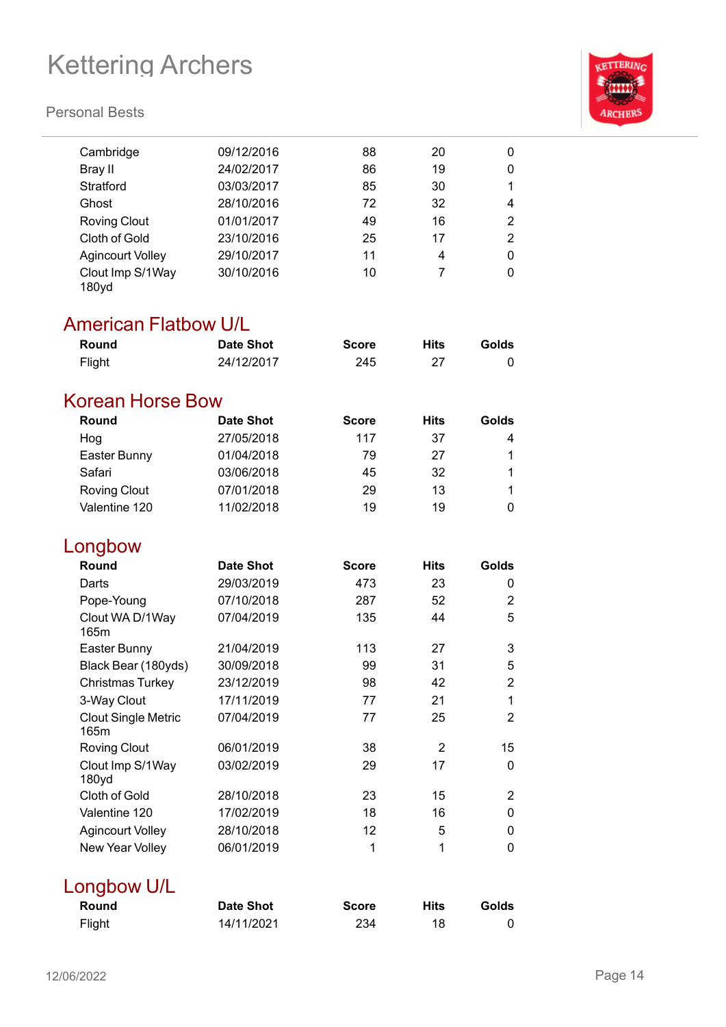| Round | Date Shot | Score | Hits | Golds |
|---|---|---|---|---|
| Cambridge | 09/12/2016 | 88 | 20 | 0 |
| Bray II | 24/02/2017 | 86 | 19 | 0 |
| Stratford | 03/03/2017 | 85 | 30 | 1 |
| Ghost | 28/10/2016 | 72 | 32 | 4 |
| Roving Clout | 01/01/2017 | 49 | 16 | 2 |
| Cloth of Gold | 23/10/2016 | 25 | 17 | 2 |
| Agincourt Volley | 29/10/2017 | 11 | 4 | 0 |
| Clout Imp S/1Way 180yd | 30/10/2016 | 10 | 7 | 0 |

## American Flatbow U/L

| Round | Date Shot | Score | Hits | Golds |
|---|---|---|---|---|
| Flight | 24/12/2017 | 245 | 27 | 0 |

## Korean Horse Bow

| Round | Date Shot | Score | Hits | Golds |
|---|---|---|---|---|
| Hog | 27/05/2018 | 117 | 37 | 4 |
| Easter Bunny | 01/04/2018 | 79 | 27 | 1 |
| Safari | 03/06/2018 | 45 | 32 | 1 |
| Roving Clout | 07/01/2018 | 29 | 13 | 1 |
| Valentine 120 | 11/02/2018 | 19 | 19 | 0 |

## Longbow

| Round | Date Shot | Score | Hits | Golds |
|---|---|---|---|---|
| Darts | 29/03/2019 | 473 | 23 | 0 |
| Pope-Young | 07/10/2018 | 287 | 52 | 2 |
| Clout WA D/1Way 165m | 07/04/2019 | 135 | 44 | 5 |
| Easter Bunny | 21/04/2019 | 113 | 27 | 3 |
| Black Bear (180yds) | 30/09/2018 | 99 | 31 | 5 |
| Christmas Turkey | 23/12/2019 | 98 | 42 | 2 |
| 3-Way Clout | 17/11/2019 | 77 | 21 | 1 |
| Clout Single Metric 165m | 07/04/2019 | 77 | 25 | 2 |
| Roving Clout | 06/01/2019 | 38 | 2 | 15 |
| Clout Imp S/1Way 180yd | 03/02/2019 | 29 | 17 | 0 |
| Cloth of Gold | 28/10/2018 | 23 | 15 | 2 |
| Valentine 120 | 17/02/2019 | 18 | 16 | 0 |
| Agincourt Volley | 28/10/2018 | 12 | 5 | 0 |
| New Year Volley | 06/01/2019 | 1 | 1 | 0 |

## Longbow U/L

| Round | Date Shot | Score | Hits | Golds |
|---|---|---|---|---|
| Flight | 14/11/2021 | 234 | 18 | 0 |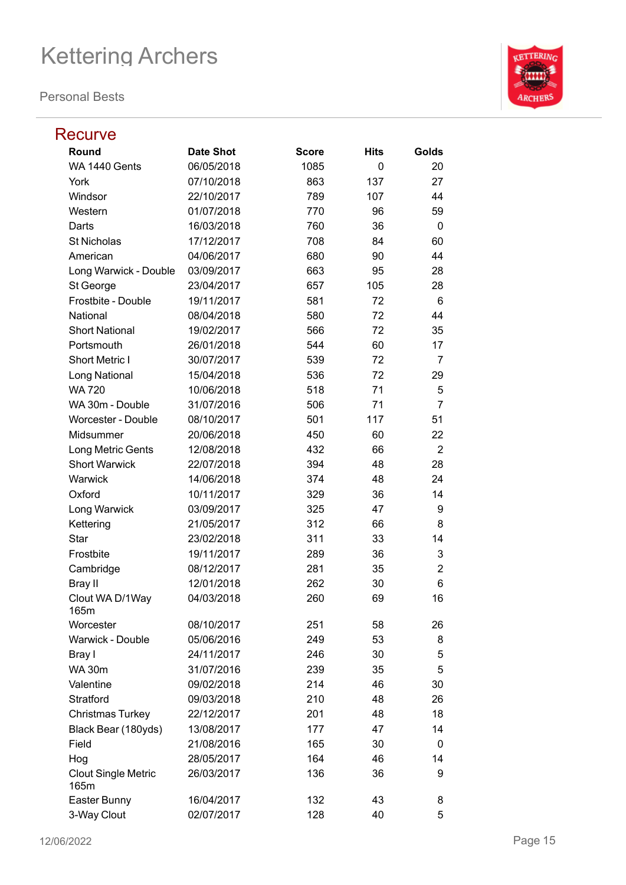# Kettering Archers

Personal Bests

## Recurve

| Round | Date Shot | Score | Hits | Golds |
|---|---|---|---|---|
| WA 1440 Gents | 06/05/2018 | 1085 | 0 | 20 |
| York | 07/10/2018 | 863 | 137 | 27 |
| Windsor | 22/10/2017 | 789 | 107 | 44 |
| Western | 01/07/2018 | 770 | 96 | 59 |
| Darts | 16/03/2018 | 760 | 36 | 0 |
| St Nicholas | 17/12/2017 | 708 | 84 | 60 |
| American | 04/06/2017 | 680 | 90 | 44 |
| Long Warwick - Double | 03/09/2017 | 663 | 95 | 28 |
| St George | 23/04/2017 | 657 | 105 | 28 |
| Frostbite - Double | 19/11/2017 | 581 | 72 | 6 |
| National | 08/04/2018 | 580 | 72 | 44 |
| Short National | 19/02/2017 | 566 | 72 | 35 |
| Portsmouth | 26/01/2018 | 544 | 60 | 17 |
| Short Metric I | 30/07/2017 | 539 | 72 | 7 |
| Long National | 15/04/2018 | 536 | 72 | 29 |
| WA 720 | 10/06/2018 | 518 | 71 | 5 |
| WA 30m - Double | 31/07/2016 | 506 | 71 | 7 |
| Worcester - Double | 08/10/2017 | 501 | 117 | 51 |
| Midsummer | 20/06/2018 | 450 | 60 | 22 |
| Long Metric Gents | 12/08/2018 | 432 | 66 | 2 |
| Short Warwick | 22/07/2018 | 394 | 48 | 28 |
| Warwick | 14/06/2018 | 374 | 48 | 24 |
| Oxford | 10/11/2017 | 329 | 36 | 14 |
| Long Warwick | 03/09/2017 | 325 | 47 | 9 |
| Kettering | 21/05/2017 | 312 | 66 | 8 |
| Star | 23/02/2018 | 311 | 33 | 14 |
| Frostbite | 19/11/2017 | 289 | 36 | 3 |
| Cambridge | 08/12/2017 | 281 | 35 | 2 |
| Bray II | 12/01/2018 | 262 | 30 | 6 |
| Clout WA D/1Way 165m | 04/03/2018 | 260 | 69 | 16 |
| Worcester | 08/10/2017 | 251 | 58 | 26 |
| Warwick - Double | 05/06/2016 | 249 | 53 | 8 |
| Bray I | 24/11/2017 | 246 | 30 | 5 |
| WA 30m | 31/07/2016 | 239 | 35 | 5 |
| Valentine | 09/02/2018 | 214 | 46 | 30 |
| Stratford | 09/03/2018 | 210 | 48 | 26 |
| Christmas Turkey | 22/12/2017 | 201 | 48 | 18 |
| Black Bear (180yds) | 13/08/2017 | 177 | 47 | 14 |
| Field | 21/08/2016 | 165 | 30 | 0 |
| Hog | 28/05/2017 | 164 | 46 | 14 |
| Clout Single Metric 165m | 26/03/2017 | 136 | 36 | 9 |
| Easter Bunny | 16/04/2017 | 132 | 43 | 8 |
| 3-Way Clout | 02/07/2017 | 128 | 40 | 5 |

12/06/2022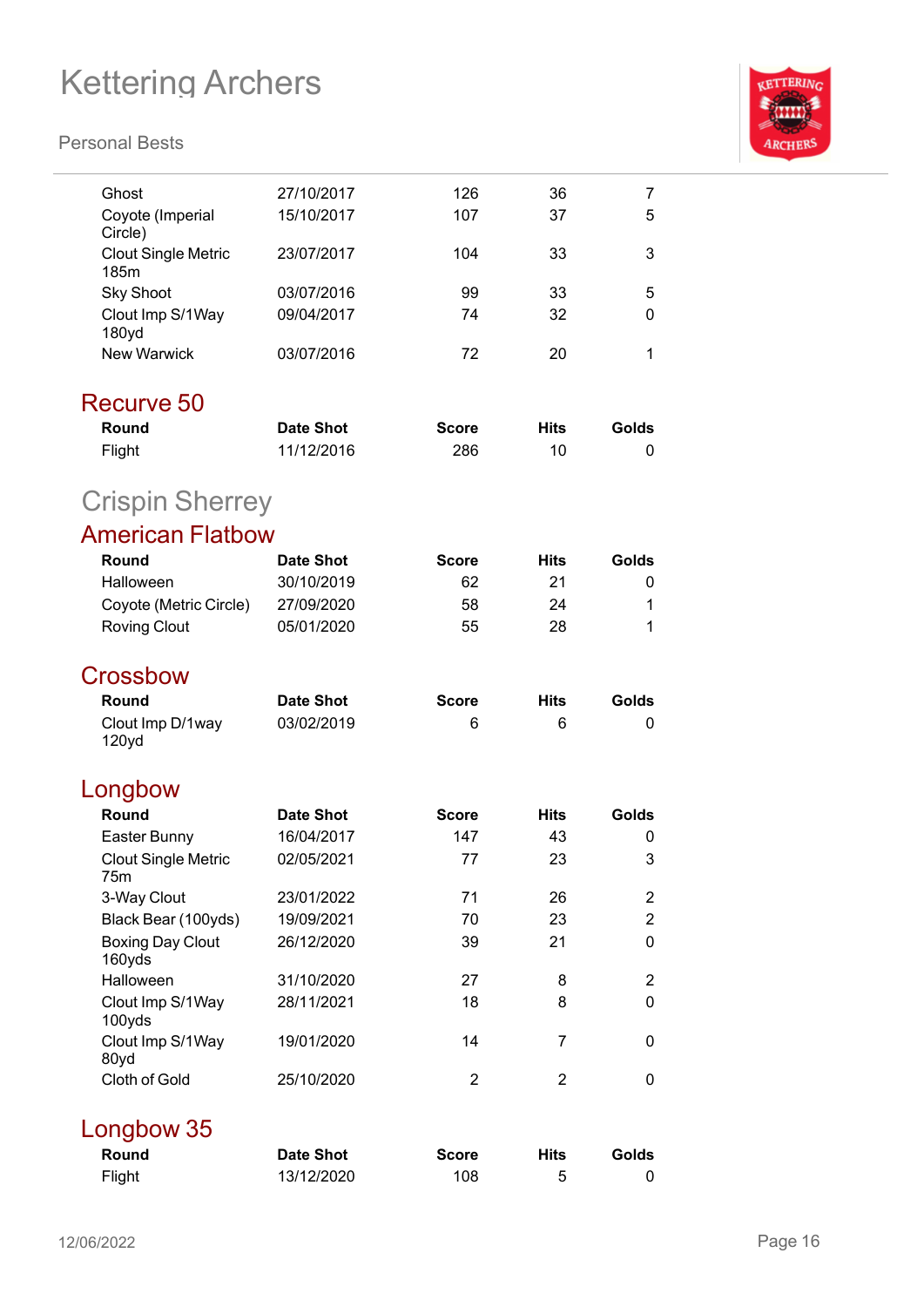| Round | Date Shot | Score | Hits | Golds |
|---|---|---|---|---|
| Ghost | 27/10/2017 | 126 | 36 | 7 |
| Coyote (Imperial Circle) | 15/10/2017 | 107 | 37 | 5 |
| Clout Single Metric 185m | 23/07/2017 | 104 | 33 | 3 |
| Sky Shoot | 03/07/2016 | 99 | 33 | 5 |
| Clout Imp S/1Way 180yd | 09/04/2017 | 74 | 32 | 0 |
| New Warwick | 03/07/2016 | 72 | 20 | 1 |

### Recurve 50

| Round | Date Shot | Score | Hits | Golds |
|---|---|---|---|---|
| Flight | 11/12/2016 | 286 | 10 | 0 |

## Crispin Sherrey

### American Flatbow

| Round | Date Shot | Score | Hits | Golds |
|---|---|---|---|---|
| Halloween | 30/10/2019 | 62 | 21 | 0 |
| Coyote (Metric Circle) | 27/09/2020 | 58 | 24 | 1 |
| Roving Clout | 05/01/2020 | 55 | 28 | 1 |

### Crossbow

| Round | Date Shot | Score | Hits | Golds |
|---|---|---|---|---|
| Clout Imp D/1way 120yd | 03/02/2019 | 6 | 6 | 0 |

### Longbow

| Round | Date Shot | Score | Hits | Golds |
|---|---|---|---|---|
| Easter Bunny | 16/04/2017 | 147 | 43 | 0 |
| Clout Single Metric 75m | 02/05/2021 | 77 | 23 | 3 |
| 3-Way Clout | 23/01/2022 | 71 | 26 | 2 |
| Black Bear (100yds) | 19/09/2021 | 70 | 23 | 2 |
| Boxing Day Clout 160yds | 26/12/2020 | 39 | 21 | 0 |
| Halloween | 31/10/2020 | 27 | 8 | 2 |
| Clout Imp S/1Way 100yds | 28/11/2021 | 18 | 8 | 0 |
| Clout Imp S/1Way 80yd | 19/01/2020 | 14 | 7 | 0 |
| Cloth of Gold | 25/10/2020 | 2 | 2 | 0 |

### Longbow 35

| Round | Date Shot | Score | Hits | Golds |
|---|---|---|---|---|
| Flight | 13/12/2020 | 108 | 5 | 0 |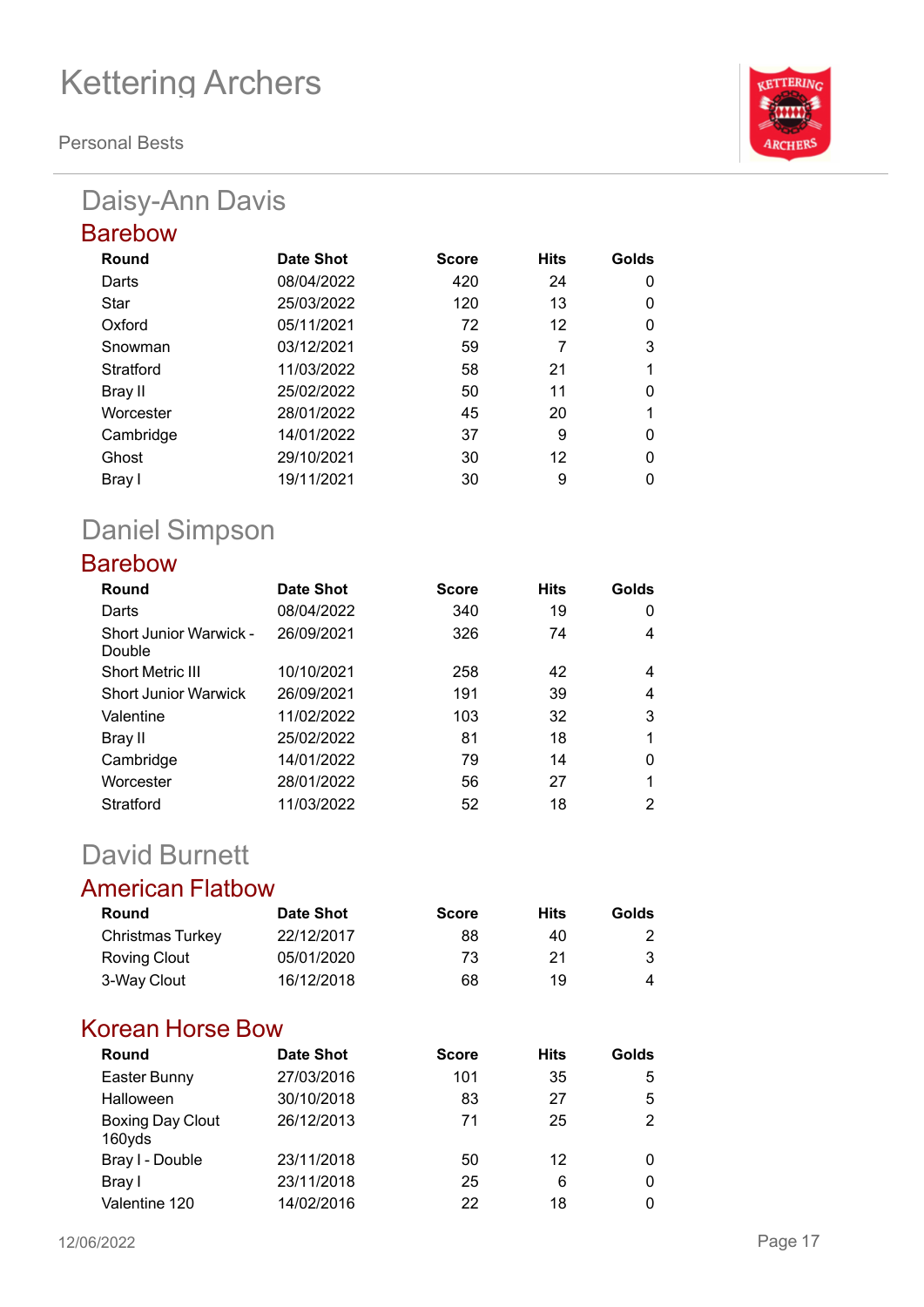# Kettering Archers

Personal Bests

## Daisy-Ann Davis

### Barebow

| Round | Date Shot | Score | Hits | Golds |
|---|---|---|---|---|
| Darts | 08/04/2022 | 420 | 24 | 0 |
| Star | 25/03/2022 | 120 | 13 | 0 |
| Oxford | 05/11/2021 | 72 | 12 | 0 |
| Snowman | 03/12/2021 | 59 | 7 | 3 |
| Stratford | 11/03/2022 | 58 | 21 | 1 |
| Bray II | 25/02/2022 | 50 | 11 | 0 |
| Worcester | 28/01/2022 | 45 | 20 | 1 |
| Cambridge | 14/01/2022 | 37 | 9 | 0 |
| Ghost | 29/10/2021 | 30 | 12 | 0 |
| Bray I | 19/11/2021 | 30 | 9 | 0 |

## Daniel Simpson

### Barebow

| Round | Date Shot | Score | Hits | Golds |
|---|---|---|---|---|
| Darts | 08/04/2022 | 340 | 19 | 0 |
| Short Junior Warwick - Double | 26/09/2021 | 326 | 74 | 4 |
| Short Metric III | 10/10/2021 | 258 | 42 | 4 |
| Short Junior Warwick | 26/09/2021 | 191 | 39 | 4 |
| Valentine | 11/02/2022 | 103 | 32 | 3 |
| Bray II | 25/02/2022 | 81 | 18 | 1 |
| Cambridge | 14/01/2022 | 79 | 14 | 0 |
| Worcester | 28/01/2022 | 56 | 27 | 1 |
| Stratford | 11/03/2022 | 52 | 18 | 2 |

## David Burnett

### American Flatbow

| Round | Date Shot | Score | Hits | Golds |
|---|---|---|---|---|
| Christmas Turkey | 22/12/2017 | 88 | 40 | 2 |
| Roving Clout | 05/01/2020 | 73 | 21 | 3 |
| 3-Way Clout | 16/12/2018 | 68 | 19 | 4 |

### Korean Horse Bow

| Round | Date Shot | Score | Hits | Golds |
|---|---|---|---|---|
| Easter Bunny | 27/03/2016 | 101 | 35 | 5 |
| Halloween | 30/10/2018 | 83 | 27 | 5 |
| Boxing Day Clout 160yds | 26/12/2013 | 71 | 25 | 2 |
| Bray I - Double | 23/11/2018 | 50 | 12 | 0 |
| Bray I | 23/11/2018 | 25 | 6 | 0 |
| Valentine 120 | 14/02/2016 | 22 | 18 | 0 |

12/06/2022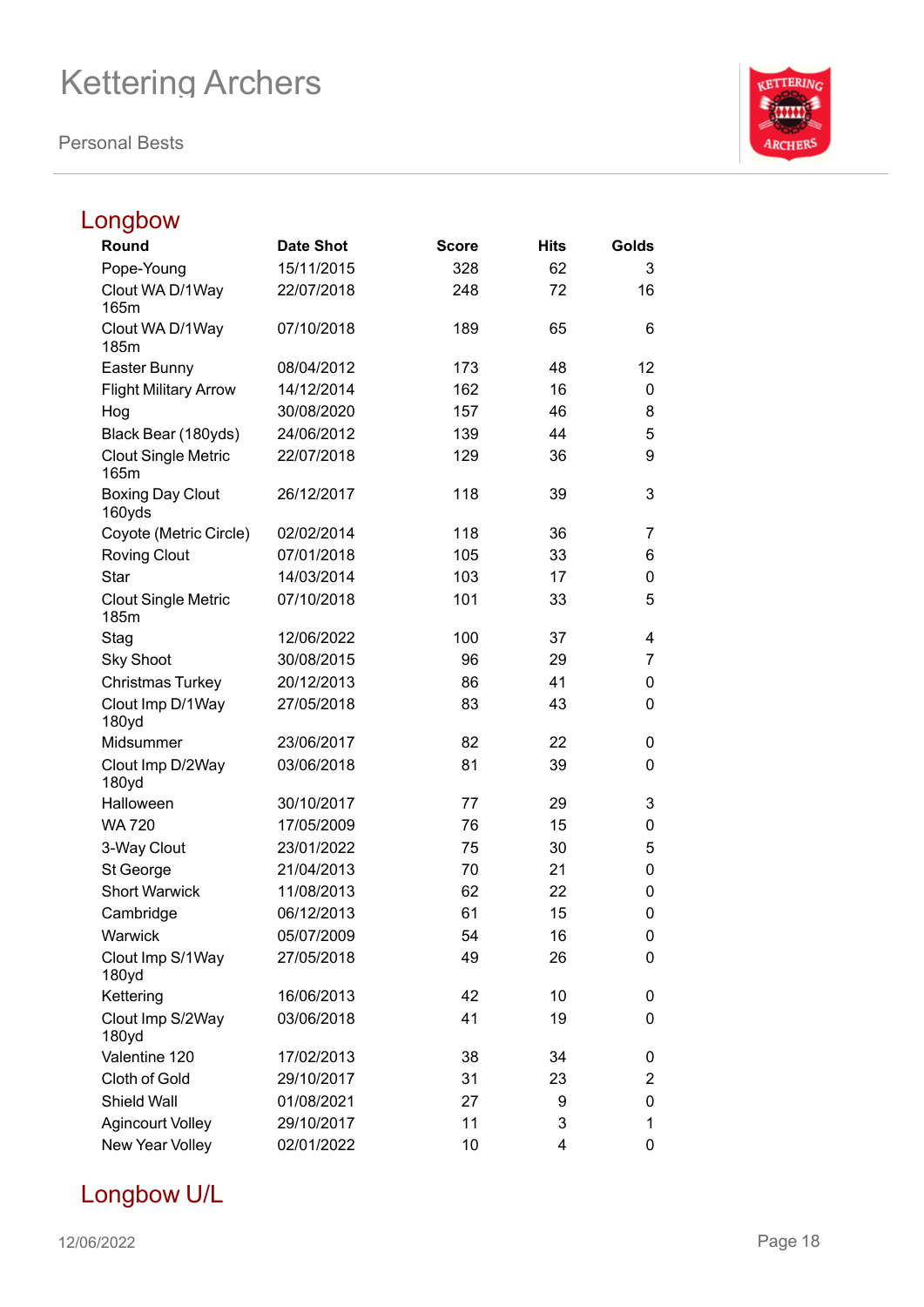## Longbow

| Round | Date Shot | Score | Hits | Golds |
|---|---|---|---|---|
| Pope-Young | 15/11/2015 | 328 | 62 | 3 |
| Clout WA D/1Way 165m | 22/07/2018 | 248 | 72 | 16 |
| Clout WA D/1Way 185m | 07/10/2018 | 189 | 65 | 6 |
| Easter Bunny | 08/04/2012 | 173 | 48 | 12 |
| Flight Military Arrow | 14/12/2014 | 162 | 16 | 0 |
| Hog | 30/08/2020 | 157 | 46 | 8 |
| Black Bear (180yds) | 24/06/2012 | 139 | 44 | 5 |
| Clout Single Metric 165m | 22/07/2018 | 129 | 36 | 9 |
| Boxing Day Clout 160yds | 26/12/2017 | 118 | 39 | 3 |
| Coyote (Metric Circle) | 02/02/2014 | 118 | 36 | 7 |
| Roving Clout | 07/01/2018 | 105 | 33 | 6 |
| Star | 14/03/2014 | 103 | 17 | 0 |
| Clout Single Metric 185m | 07/10/2018 | 101 | 33 | 5 |
| Stag | 12/06/2022 | 100 | 37 | 4 |
| Sky Shoot | 30/08/2015 | 96 | 29 | 7 |
| Christmas Turkey | 20/12/2013 | 86 | 41 | 0 |
| Clout Imp D/1Way 180yd | 27/05/2018 | 83 | 43 | 0 |
| Midsummer | 23/06/2017 | 82 | 22 | 0 |
| Clout Imp D/2Way 180yd | 03/06/2018 | 81 | 39 | 0 |
| Halloween | 30/10/2017 | 77 | 29 | 3 |
| WA 720 | 17/05/2009 | 76 | 15 | 0 |
| 3-Way Clout | 23/01/2022 | 75 | 30 | 5 |
| St George | 21/04/2013 | 70 | 21 | 0 |
| Short Warwick | 11/08/2013 | 62 | 22 | 0 |
| Cambridge | 06/12/2013 | 61 | 15 | 0 |
| Warwick | 05/07/2009 | 54 | 16 | 0 |
| Clout Imp S/1Way 180yd | 27/05/2018 | 49 | 26 | 0 |
| Kettering | 16/06/2013 | 42 | 10 | 0 |
| Clout Imp S/2Way 180yd | 03/06/2018 | 41 | 19 | 0 |
| Valentine 120 | 17/02/2013 | 38 | 34 | 0 |
| Cloth of Gold | 29/10/2017 | 31 | 23 | 2 |
| Shield Wall | 01/08/2021 | 27 | 9 | 0 |
| Agincourt Volley | 29/10/2017 | 11 | 3 | 1 |
| New Year Volley | 02/01/2022 | 10 | 4 | 0 |

## Longbow U/L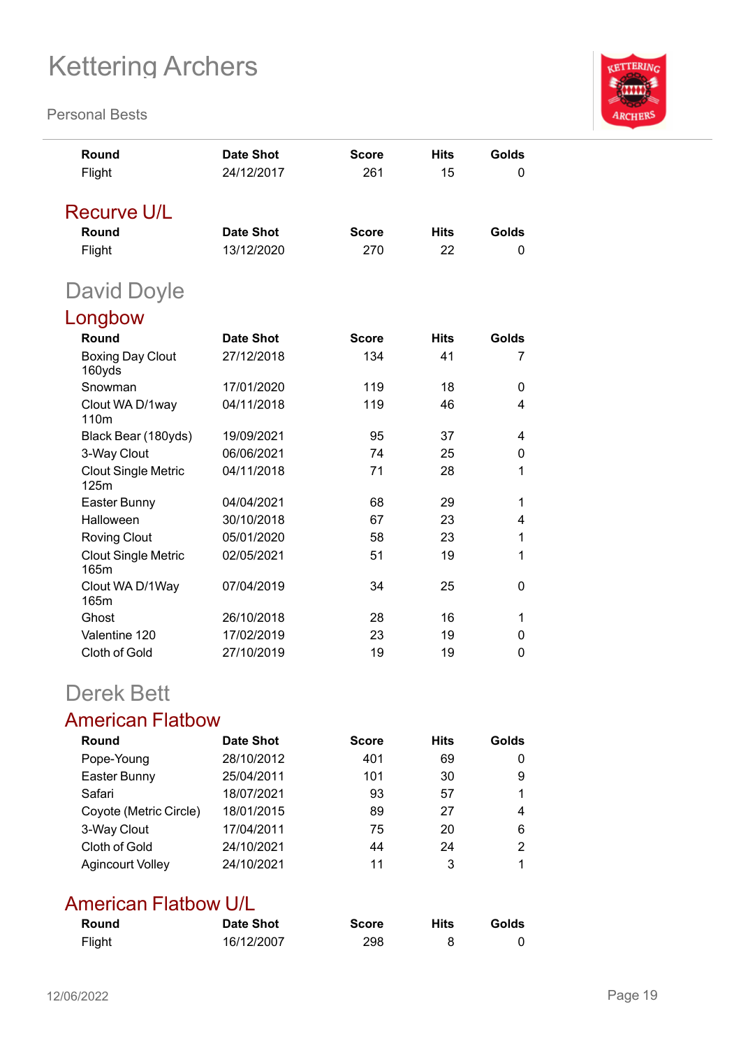| Round | Date Shot | Score | Hits | Golds |
|---|---|---|---|---|
| Flight | 24/12/2017 | 261 | 15 | 0 |

### Recurve U/L

| Round | Date Shot | Score | Hits | Golds |
|---|---|---|---|---|
| Flight | 13/12/2020 | 270 | 22 | 0 |

## David Doyle

### Longbow

| Round | Date Shot | Score | Hits | Golds |
|---|---|---|---|---|
| Boxing Day Clout 160yds | 27/12/2018 | 134 | 41 | 7 |
| Snowman | 17/01/2020 | 119 | 18 | 0 |
| Clout WA D/1way 110m | 04/11/2018 | 119 | 46 | 4 |
| Black Bear (180yds) | 19/09/2021 | 95 | 37 | 4 |
| 3-Way Clout | 06/06/2021 | 74 | 25 | 0 |
| Clout Single Metric 125m | 04/11/2018 | 71 | 28 | 1 |
| Easter Bunny | 04/04/2021 | 68 | 29 | 1 |
| Halloween | 30/10/2018 | 67 | 23 | 4 |
| Roving Clout | 05/01/2020 | 58 | 23 | 1 |
| Clout Single Metric 165m | 02/05/2021 | 51 | 19 | 1 |
| Clout WA D/1Way 165m | 07/04/2019 | 34 | 25 | 0 |
| Ghost | 26/10/2018 | 28 | 16 | 1 |
| Valentine 120 | 17/02/2019 | 23 | 19 | 0 |
| Cloth of Gold | 27/10/2019 | 19 | 19 | 0 |

## Derek Bett

### American Flatbow

| Round | Date Shot | Score | Hits | Golds |
|---|---|---|---|---|
| Pope-Young | 28/10/2012 | 401 | 69 | 0 |
| Easter Bunny | 25/04/2011 | 101 | 30 | 9 |
| Safari | 18/07/2021 | 93 | 57 | 1 |
| Coyote (Metric Circle) | 18/01/2015 | 89 | 27 | 4 |
| 3-Way Clout | 17/04/2011 | 75 | 20 | 6 |
| Cloth of Gold | 24/10/2021 | 44 | 24 | 2 |
| Agincourt Volley | 24/10/2021 | 11 | 3 | 1 |

### American Flatbow U/L

| Round | Date Shot | Score | Hits | Golds |
|---|---|---|---|---|
| Flight | 16/12/2007 | 298 | 8 | 0 |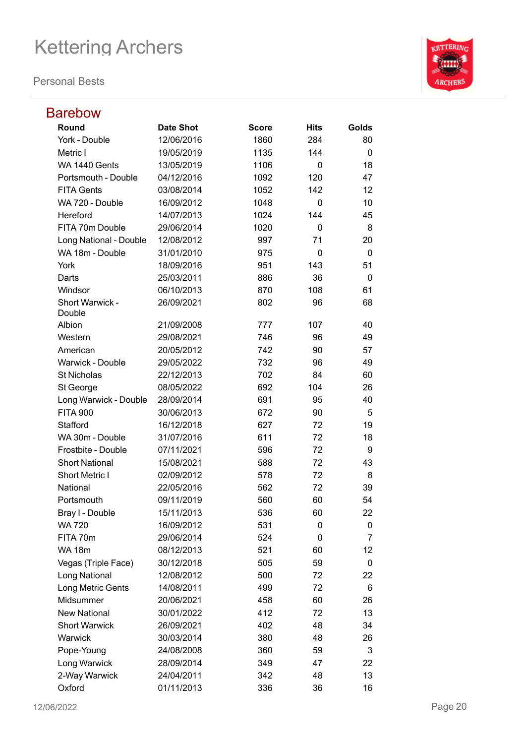# Kettering Archers

Personal Bests

## Barebow

| Round | Date Shot | Score | Hits | Golds |
|---|---|---|---|---|
| York - Double | 12/06/2016 | 1860 | 284 | 80 |
| Metric I | 19/05/2019 | 1135 | 144 | 0 |
| WA 1440 Gents | 13/05/2019 | 1106 | 0 | 18 |
| Portsmouth - Double | 04/12/2016 | 1092 | 120 | 47 |
| FITA Gents | 03/08/2014 | 1052 | 142 | 12 |
| WA 720 - Double | 16/09/2012 | 1048 | 0 | 10 |
| Hereford | 14/07/2013 | 1024 | 144 | 45 |
| FITA 70m Double | 29/06/2014 | 1020 | 0 | 8 |
| Long National - Double | 12/08/2012 | 997 | 71 | 20 |
| WA 18m - Double | 31/01/2010 | 975 | 0 | 0 |
| York | 18/09/2016 | 951 | 143 | 51 |
| Darts | 25/03/2011 | 886 | 36 | 0 |
| Windsor | 06/10/2013 | 870 | 108 | 61 |
| Short Warwick - Double | 26/09/2021 | 802 | 96 | 68 |
| Albion | 21/09/2008 | 777 | 107 | 40 |
| Western | 29/08/2021 | 746 | 96 | 49 |
| American | 20/05/2012 | 742 | 90 | 57 |
| Warwick - Double | 29/05/2022 | 732 | 96 | 49 |
| St Nicholas | 22/12/2013 | 702 | 84 | 60 |
| St George | 08/05/2022 | 692 | 104 | 26 |
| Long Warwick - Double | 28/09/2014 | 691 | 95 | 40 |
| FITA 900 | 30/06/2013 | 672 | 90 | 5 |
| Stafford | 16/12/2018 | 627 | 72 | 19 |
| WA 30m - Double | 31/07/2016 | 611 | 72 | 18 |
| Frostbite - Double | 07/11/2021 | 596 | 72 | 9 |
| Short National | 15/08/2021 | 588 | 72 | 43 |
| Short Metric I | 02/09/2012 | 578 | 72 | 8 |
| National | 22/05/2016 | 562 | 72 | 39 |
| Portsmouth | 09/11/2019 | 560 | 60 | 54 |
| Bray I - Double | 15/11/2013 | 536 | 60 | 22 |
| WA 720 | 16/09/2012 | 531 | 0 | 0 |
| FITA 70m | 29/06/2014 | 524 | 0 | 7 |
| WA 18m | 08/12/2013 | 521 | 60 | 12 |
| Vegas (Triple Face) | 30/12/2018 | 505 | 59 | 0 |
| Long National | 12/08/2012 | 500 | 72 | 22 |
| Long Metric Gents | 14/08/2011 | 499 | 72 | 6 |
| Midsummer | 20/06/2021 | 458 | 60 | 26 |
| New National | 30/01/2022 | 412 | 72 | 13 |
| Short Warwick | 26/09/2021 | 402 | 48 | 34 |
| Warwick | 30/03/2014 | 380 | 48 | 26 |
| Pope-Young | 24/08/2008 | 360 | 59 | 3 |
| Long Warwick | 28/09/2014 | 349 | 47 | 22 |
| 2-Way Warwick | 24/04/2011 | 342 | 48 | 13 |
| Oxford | 01/11/2013 | 336 | 36 | 16 |

12/06/2022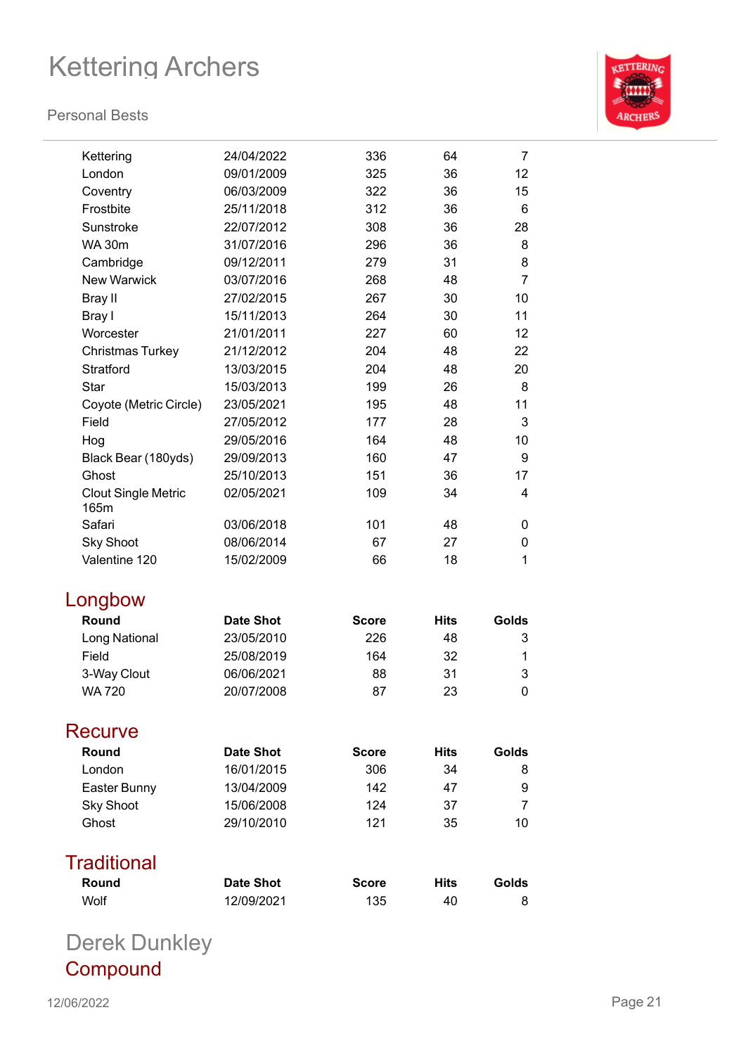| Round | Date Shot | Score | Hits | Golds |
|---|---|---|---|---|
| Kettering | 24/04/2022 | 336 | 64 | 7 |
| London | 09/01/2009 | 325 | 36 | 12 |
| Coventry | 06/03/2009 | 322 | 36 | 15 |
| Frostbite | 25/11/2018 | 312 | 36 | 6 |
| Sunstroke | 22/07/2012 | 308 | 36 | 28 |
| WA 30m | 31/07/2016 | 296 | 36 | 8 |
| Cambridge | 09/12/2011 | 279 | 31 | 8 |
| New Warwick | 03/07/2016 | 268 | 48 | 7 |
| Bray II | 27/02/2015 | 267 | 30 | 10 |
| Bray I | 15/11/2013 | 264 | 30 | 11 |
| Worcester | 21/01/2011 | 227 | 60 | 12 |
| Christmas Turkey | 21/12/2012 | 204 | 48 | 22 |
| Stratford | 13/03/2015 | 204 | 48 | 20 |
| Star | 15/03/2013 | 199 | 26 | 8 |
| Coyote (Metric Circle) | 23/05/2021 | 195 | 48 | 11 |
| Field | 27/05/2012 | 177 | 28 | 3 |
| Hog | 29/05/2016 | 164 | 48 | 10 |
| Black Bear (180yds) | 29/09/2013 | 160 | 47 | 9 |
| Ghost | 25/10/2013 | 151 | 36 | 17 |
| Clout Single Metric 165m | 02/05/2021 | 109 | 34 | 4 |
| Safari | 03/06/2018 | 101 | 48 | 0 |
| Sky Shoot | 08/06/2014 | 67 | 27 | 0 |
| Valentine 120 | 15/02/2009 | 66 | 18 | 1 |

## Longbow

| Round | Date Shot | Score | Hits | Golds |
|---|---|---|---|---|
| Long National | 23/05/2010 | 226 | 48 | 3 |
| Field | 25/08/2019 | 164 | 32 | 1 |
| 3-Way Clout | 06/06/2021 | 88 | 31 | 3 |
| WA 720 | 20/07/2008 | 87 | 23 | 0 |

## Recurve

| Round | Date Shot | Score | Hits | Golds |
|---|---|---|---|---|
| London | 16/01/2015 | 306 | 34 | 8 |
| Easter Bunny | 13/04/2009 | 142 | 47 | 9 |
| Sky Shoot | 15/06/2008 | 124 | 37 | 7 |
| Ghost | 29/10/2010 | 121 | 35 | 10 |

## Traditional

| Round | Date Shot | Score | Hits | Golds |
|---|---|---|---|---|
| Wolf | 12/09/2021 | 135 | 40 | 8 |

# Derek Dunkley

## Compound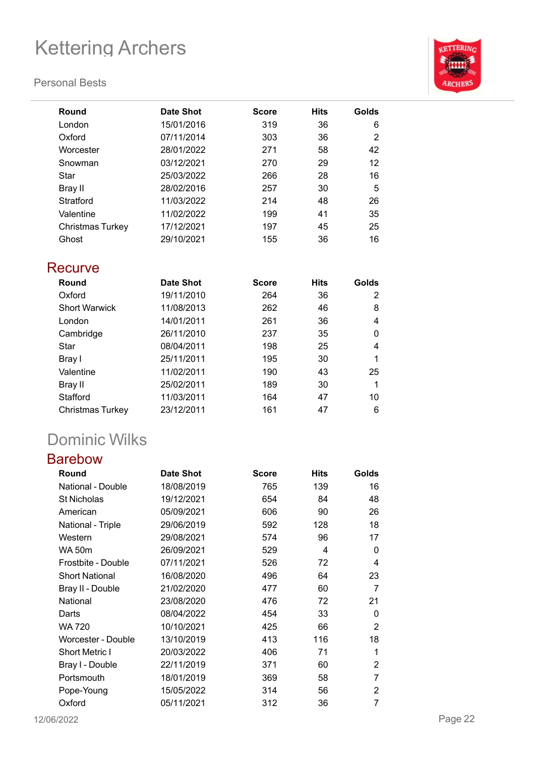| Round | Date Shot | Score | Hits | Golds |
|---|---|---|---|---|
| London | 15/01/2016 | 319 | 36 | 6 |
| Oxford | 07/11/2014 | 303 | 36 | 2 |
| Worcester | 28/01/2022 | 271 | 58 | 42 |
| Snowman | 03/12/2021 | 270 | 29 | 12 |
| Star | 25/03/2022 | 266 | 28 | 16 |
| Bray II | 28/02/2016 | 257 | 30 | 5 |
| Stratford | 11/03/2022 | 214 | 48 | 26 |
| Valentine | 11/02/2022 | 199 | 41 | 35 |
| Christmas Turkey | 17/12/2021 | 197 | 45 | 25 |
| Ghost | 29/10/2021 | 155 | 36 | 16 |

## Recurve

| Round | Date Shot | Score | Hits | Golds |
|---|---|---|---|---|
| Oxford | 19/11/2010 | 264 | 36 | 2 |
| Short Warwick | 11/08/2013 | 262 | 46 | 8 |
| London | 14/01/2011 | 261 | 36 | 4 |
| Cambridge | 26/11/2010 | 237 | 35 | 0 |
| Star | 08/04/2011 | 198 | 25 | 4 |
| Bray I | 25/11/2011 | 195 | 30 | 1 |
| Valentine | 11/02/2011 | 190 | 43 | 25 |
| Bray II | 25/02/2011 | 189 | 30 | 1 |
| Stafford | 11/03/2011 | 164 | 47 | 10 |
| Christmas Turkey | 23/12/2011 | 161 | 47 | 6 |

# Dominic Wilks

## Barebow

| Round | Date Shot | Score | Hits | Golds |
|---|---|---|---|---|
| National - Double | 18/08/2019 | 765 | 139 | 16 |
| St Nicholas | 19/12/2021 | 654 | 84 | 48 |
| American | 05/09/2021 | 606 | 90 | 26 |
| National - Triple | 29/06/2019 | 592 | 128 | 18 |
| Western | 29/08/2021 | 574 | 96 | 17 |
| WA 50m | 26/09/2021 | 529 | 4 | 0 |
| Frostbite - Double | 07/11/2021 | 526 | 72 | 4 |
| Short National | 16/08/2020 | 496 | 64 | 23 |
| Bray II - Double | 21/02/2020 | 477 | 60 | 7 |
| National | 23/08/2020 | 476 | 72 | 21 |
| Darts | 08/04/2022 | 454 | 33 | 0 |
| WA 720 | 10/10/2021 | 425 | 66 | 2 |
| Worcester - Double | 13/10/2019 | 413 | 116 | 18 |
| Short Metric I | 20/03/2022 | 406 | 71 | 1 |
| Bray I - Double | 22/11/2019 | 371 | 60 | 2 |
| Portsmouth | 18/01/2019 | 369 | 58 | 7 |
| Pope-Young | 15/05/2022 | 314 | 56 | 2 |
| Oxford | 05/11/2021 | 312 | 36 | 7 |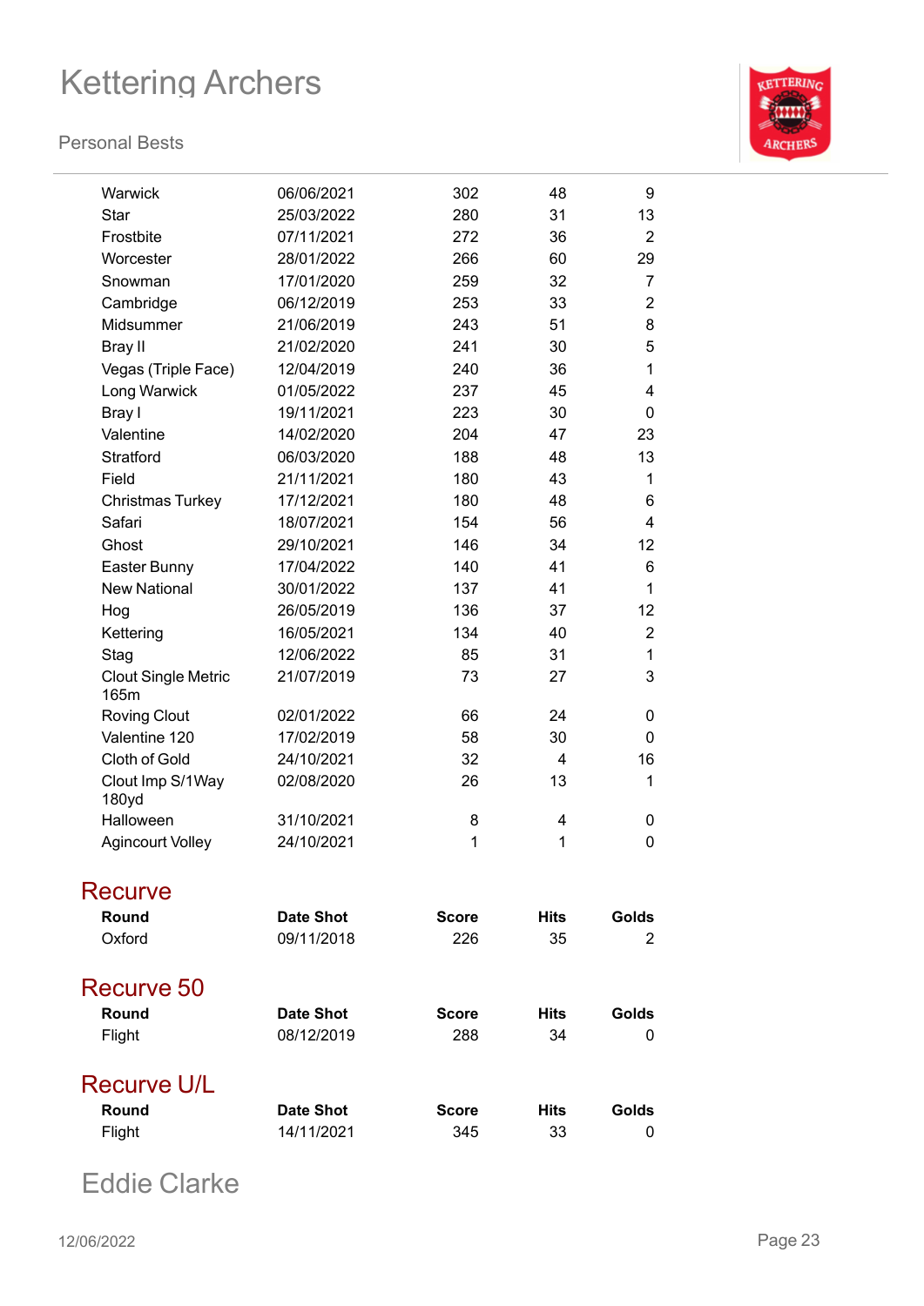| | | | | |
|---|---|---|---|---|
| Warwick | 06/06/2021 | 302 | 48 | 9 |
| Star | 25/03/2022 | 280 | 31 | 13 |
| Frostbite | 07/11/2021 | 272 | 36 | 2 |
| Worcester | 28/01/2022 | 266 | 60 | 29 |
| Snowman | 17/01/2020 | 259 | 32 | 7 |
| Cambridge | 06/12/2019 | 253 | 33 | 2 |
| Midsummer | 21/06/2019 | 243 | 51 | 8 |
| Bray II | 21/02/2020 | 241 | 30 | 5 |
| Vegas (Triple Face) | 12/04/2019 | 240 | 36 | 1 |
| Long Warwick | 01/05/2022 | 237 | 45 | 4 |
| Bray I | 19/11/2021 | 223 | 30 | 0 |
| Valentine | 14/02/2020 | 204 | 47 | 23 |
| Stratford | 06/03/2020 | 188 | 48 | 13 |
| Field | 21/11/2021 | 180 | 43 | 1 |
| Christmas Turkey | 17/12/2021 | 180 | 48 | 6 |
| Safari | 18/07/2021 | 154 | 56 | 4 |
| Ghost | 29/10/2021 | 146 | 34 | 12 |
| Easter Bunny | 17/04/2022 | 140 | 41 | 6 |
| New National | 30/01/2022 | 137 | 41 | 1 |
| Hog | 26/05/2019 | 136 | 37 | 12 |
| Kettering | 16/05/2021 | 134 | 40 | 2 |
| Stag | 12/06/2022 | 85 | 31 | 1 |
| Clout Single Metric 165m | 21/07/2019 | 73 | 27 | 3 |
| Roving Clout | 02/01/2022 | 66 | 24 | 0 |
| Valentine 120 | 17/02/2019 | 58 | 30 | 0 |
| Cloth of Gold | 24/10/2021 | 32 | 4 | 16 |
| Clout Imp S/1Way 180yd | 02/08/2020 | 26 | 13 | 1 |
| Halloween | 31/10/2021 | 8 | 4 | 0 |
| Agincourt Volley | 24/10/2021 | 1 | 1 | 0 |

## Recurve

| Round | Date Shot | Score | Hits | Golds |
|---|---|---|---|---|
| Oxford | 09/11/2018 | 226 | 35 | 2 |

## Recurve 50

| Round | Date Shot | Score | Hits | Golds |
|---|---|---|---|---|
| Flight | 08/12/2019 | 288 | 34 | 0 |

## Recurve U/L

| Round | Date Shot | Score | Hits | Golds |
|---|---|---|---|---|
| Flight | 14/11/2021 | 345 | 33 | 0 |

# Eddie Clarke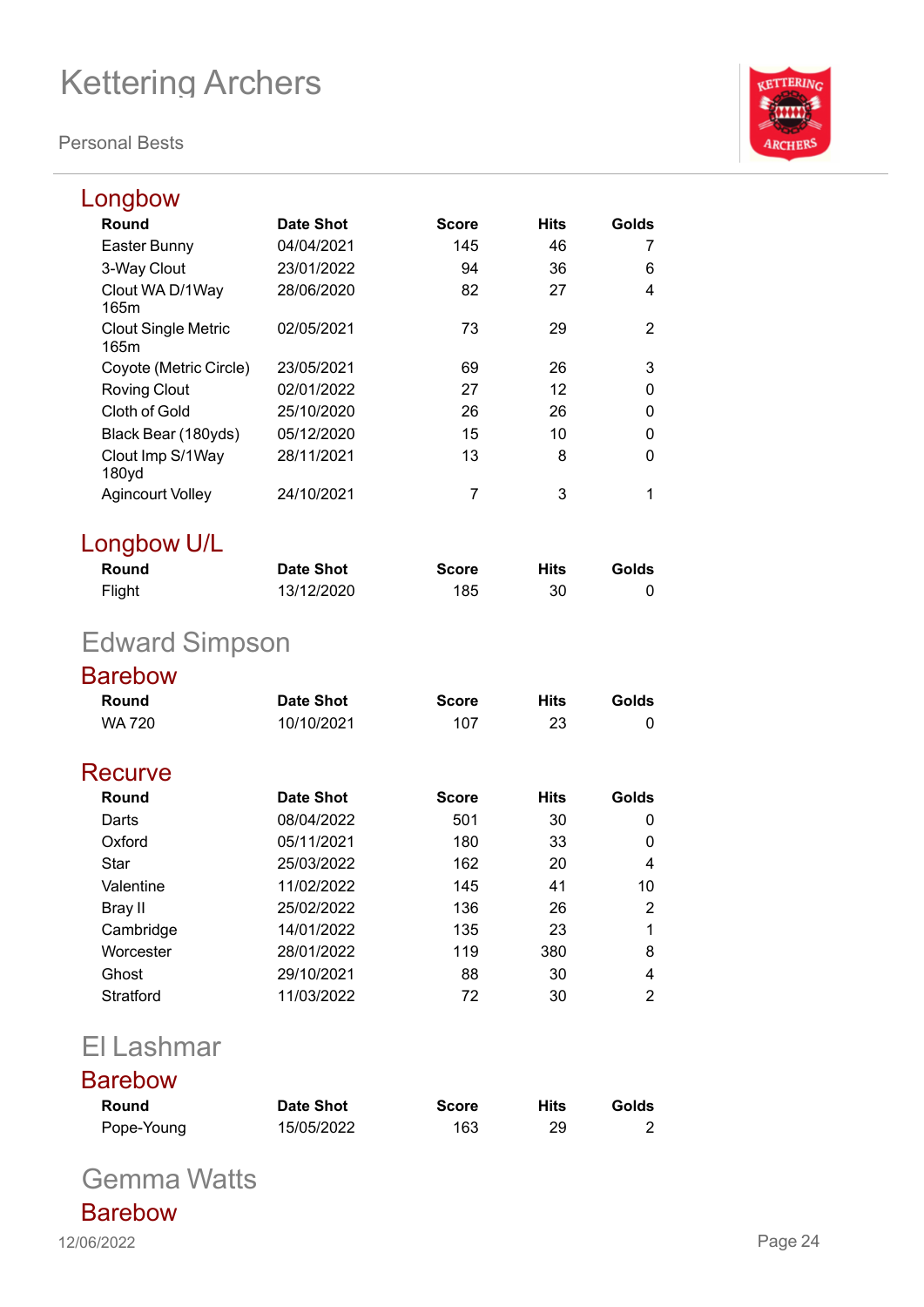## Longbow

| Round | Date Shot | Score | Hits | Golds |
|---|---|---|---|---|
| Easter Bunny | 04/04/2021 | 145 | 46 | 7 |
| 3-Way Clout | 23/01/2022 | 94 | 36 | 6 |
| Clout WA D/1Way 165m | 28/06/2020 | 82 | 27 | 4 |
| Clout Single Metric 165m | 02/05/2021 | 73 | 29 | 2 |
| Coyote (Metric Circle) | 23/05/2021 | 69 | 26 | 3 |
| Roving Clout | 02/01/2022 | 27 | 12 | 0 |
| Cloth of Gold | 25/10/2020 | 26 | 26 | 0 |
| Black Bear (180yds) | 05/12/2020 | 15 | 10 | 0 |
| Clout Imp S/1Way 180yd | 28/11/2021 | 13 | 8 | 0 |
| Agincourt Volley | 24/10/2021 | 7 | 3 | 1 |

## Longbow U/L

| Round | Date Shot | Score | Hits | Golds |
|---|---|---|---|---|
| Flight | 13/12/2020 | 185 | 30 | 0 |

# Edward Simpson

## Barebow

| Round | Date Shot | Score | Hits | Golds |
|---|---|---|---|---|
| WA 720 | 10/10/2021 | 107 | 23 | 0 |

## Recurve

| Round | Date Shot | Score | Hits | Golds |
|---|---|---|---|---|
| Darts | 08/04/2022 | 501 | 30 | 0 |
| Oxford | 05/11/2021 | 180 | 33 | 0 |
| Star | 25/03/2022 | 162 | 20 | 4 |
| Valentine | 11/02/2022 | 145 | 41 | 10 |
| Bray II | 25/02/2022 | 136 | 26 | 2 |
| Cambridge | 14/01/2022 | 135 | 23 | 1 |
| Worcester | 28/01/2022 | 119 | 380 | 8 |
| Ghost | 29/10/2021 | 88 | 30 | 4 |
| Stratford | 11/03/2022 | 72 | 30 | 2 |

# El Lashmar

## Barebow

| Round | Date Shot | Score | Hits | Golds |
|---|---|---|---|---|
| Pope-Young | 15/05/2022 | 163 | 29 | 2 |

# Gemma Watts

## Barebow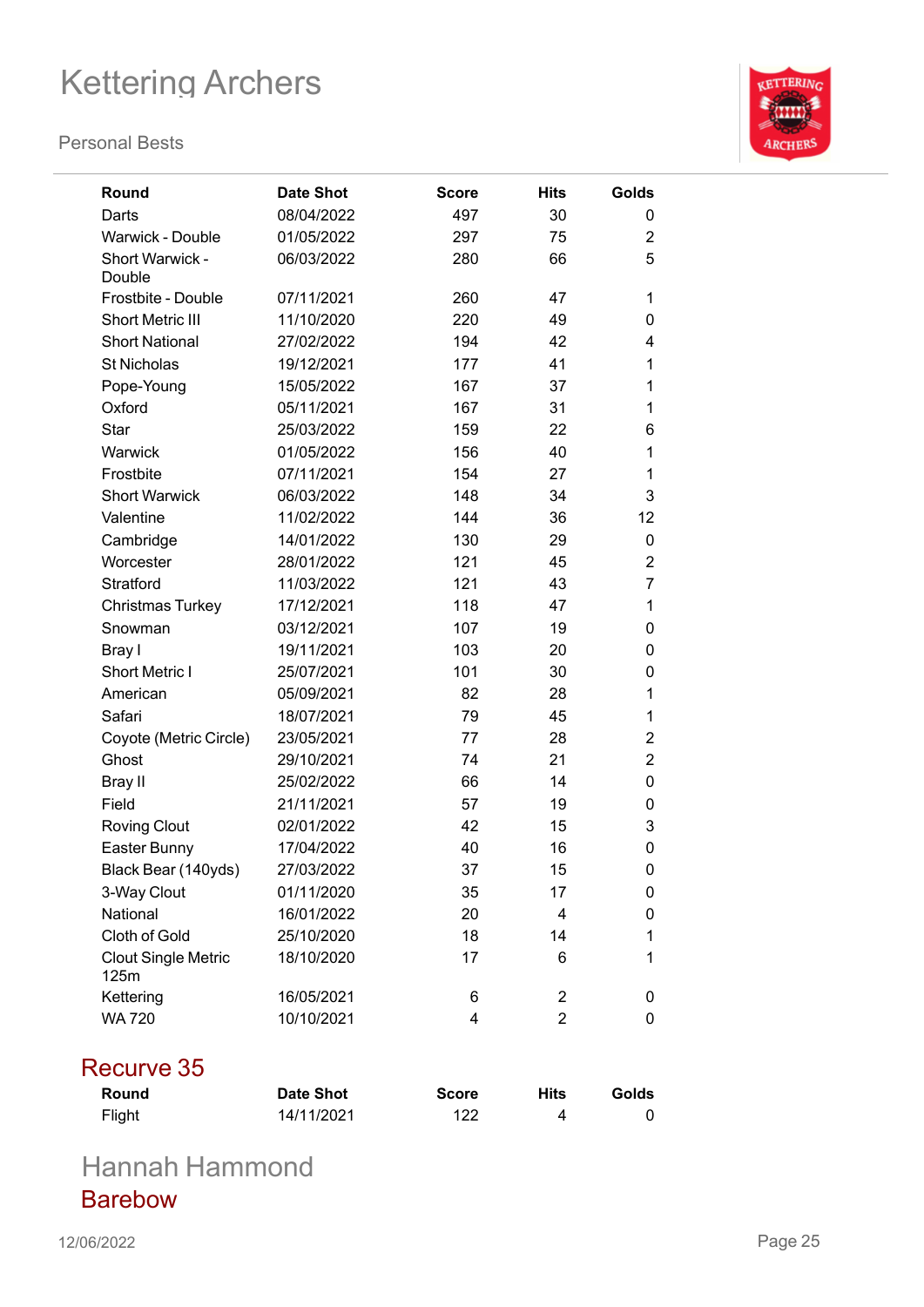| Round | Date Shot | Score | Hits | Golds |
|---|---|---|---|---|
| Darts | 08/04/2022 | 497 | 30 | 0 |
| Warwick - Double | 01/05/2022 | 297 | 75 | 2 |
| Short Warwick - Double | 06/03/2022 | 280 | 66 | 5 |
| Frostbite - Double | 07/11/2021 | 260 | 47 | 1 |
| Short Metric III | 11/10/2020 | 220 | 49 | 0 |
| Short National | 27/02/2022 | 194 | 42 | 4 |
| St Nicholas | 19/12/2021 | 177 | 41 | 1 |
| Pope-Young | 15/05/2022 | 167 | 37 | 1 |
| Oxford | 05/11/2021 | 167 | 31 | 1 |
| Star | 25/03/2022 | 159 | 22 | 6 |
| Warwick | 01/05/2022 | 156 | 40 | 1 |
| Frostbite | 07/11/2021 | 154 | 27 | 1 |
| Short Warwick | 06/03/2022 | 148 | 34 | 3 |
| Valentine | 11/02/2022 | 144 | 36 | 12 |
| Cambridge | 14/01/2022 | 130 | 29 | 0 |
| Worcester | 28/01/2022 | 121 | 45 | 2 |
| Stratford | 11/03/2022 | 121 | 43 | 7 |
| Christmas Turkey | 17/12/2021 | 118 | 47 | 1 |
| Snowman | 03/12/2021 | 107 | 19 | 0 |
| Bray I | 19/11/2021 | 103 | 20 | 0 |
| Short Metric I | 25/07/2021 | 101 | 30 | 0 |
| American | 05/09/2021 | 82 | 28 | 1 |
| Safari | 18/07/2021 | 79 | 45 | 1 |
| Coyote (Metric Circle) | 23/05/2021 | 77 | 28 | 2 |
| Ghost | 29/10/2021 | 74 | 21 | 2 |
| Bray II | 25/02/2022 | 66 | 14 | 0 |
| Field | 21/11/2021 | 57 | 19 | 0 |
| Roving Clout | 02/01/2022 | 42 | 15 | 3 |
| Easter Bunny | 17/04/2022 | 40 | 16 | 0 |
| Black Bear (140yds) | 27/03/2022 | 37 | 15 | 0 |
| 3-Way Clout | 01/11/2020 | 35 | 17 | 0 |
| National | 16/01/2022 | 20 | 4 | 0 |
| Cloth of Gold | 25/10/2020 | 18 | 14 | 1 |
| Clout Single Metric 125m | 18/10/2020 | 17 | 6 | 1 |
| Kettering | 16/05/2021 | 6 | 2 | 0 |
| WA 720 | 10/10/2021 | 4 | 2 | 0 |

## Recurve 35

| Round | Date Shot | Score | Hits | Golds |
|---|---|---|---|---|
| Flight | 14/11/2021 | 122 | 4 | 0 |

# Hannah Hammond

## Barebow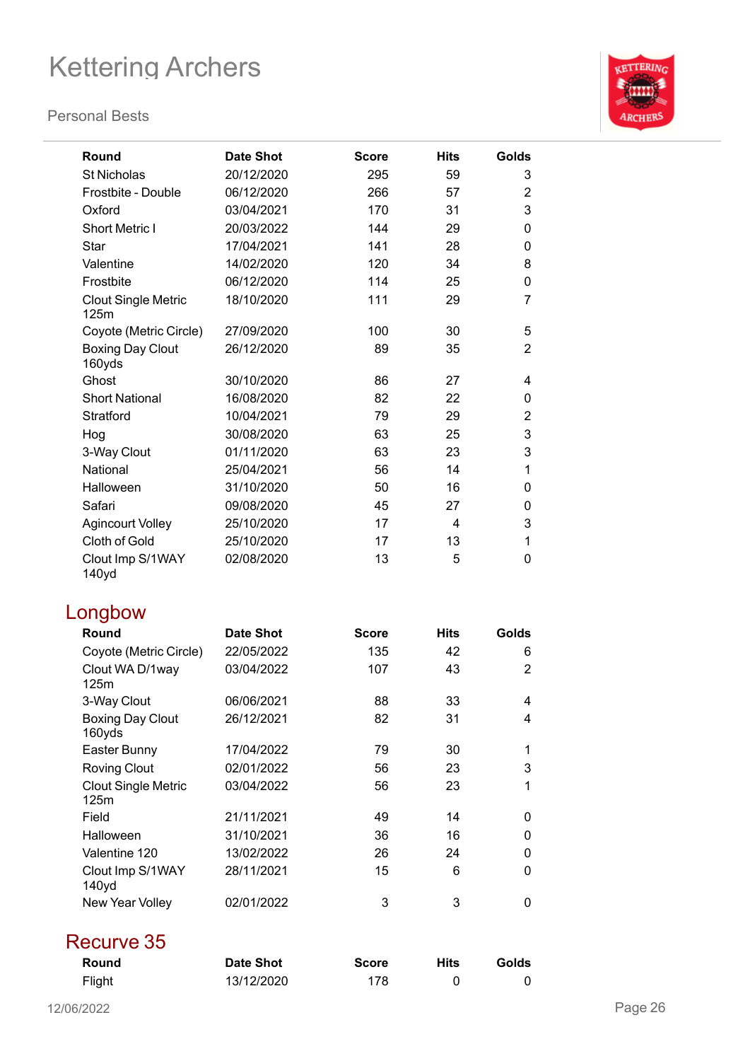| Round | Date Shot | Score | Hits | Golds |
|---|---|---|---|---|
| St Nicholas | 20/12/2020 | 295 | 59 | 3 |
| Frostbite - Double | 06/12/2020 | 266 | 57 | 2 |
| Oxford | 03/04/2021 | 170 | 31 | 3 |
| Short Metric I | 20/03/2022 | 144 | 29 | 0 |
| Star | 17/04/2021 | 141 | 28 | 0 |
| Valentine | 14/02/2020 | 120 | 34 | 8 |
| Frostbite | 06/12/2020 | 114 | 25 | 0 |
| Clout Single Metric 125m | 18/10/2020 | 111 | 29 | 7 |
| Coyote (Metric Circle) | 27/09/2020 | 100 | 30 | 5 |
| Boxing Day Clout 160yds | 26/12/2020 | 89 | 35 | 2 |
| Ghost | 30/10/2020 | 86 | 27 | 4 |
| Short National | 16/08/2020 | 82 | 22 | 0 |
| Stratford | 10/04/2021 | 79 | 29 | 2 |
| Hog | 30/08/2020 | 63 | 25 | 3 |
| 3-Way Clout | 01/11/2020 | 63 | 23 | 3 |
| National | 25/04/2021 | 56 | 14 | 1 |
| Halloween | 31/10/2020 | 50 | 16 | 0 |
| Safari | 09/08/2020 | 45 | 27 | 0 |
| Agincourt Volley | 25/10/2020 | 17 | 4 | 3 |
| Cloth of Gold | 25/10/2020 | 17 | 13 | 1 |
| Clout Imp S/1WAY 140yd | 02/08/2020 | 13 | 5 | 0 |

## Longbow

| Round | Date Shot | Score | Hits | Golds |
|---|---|---|---|---|
| Coyote (Metric Circle) | 22/05/2022 | 135 | 42 | 6 |
| Clout WA D/1way 125m | 03/04/2022 | 107 | 43 | 2 |
| 3-Way Clout | 06/06/2021 | 88 | 33 | 4 |
| Boxing Day Clout 160yds | 26/12/2021 | 82 | 31 | 4 |
| Easter Bunny | 17/04/2022 | 79 | 30 | 1 |
| Roving Clout | 02/01/2022 | 56 | 23 | 3 |
| Clout Single Metric 125m | 03/04/2022 | 56 | 23 | 1 |
| Field | 21/11/2021 | 49 | 14 | 0 |
| Halloween | 31/10/2021 | 36 | 16 | 0 |
| Valentine 120 | 13/02/2022 | 26 | 24 | 0 |
| Clout Imp S/1WAY 140yd | 28/11/2021 | 15 | 6 | 0 |
| New Year Volley | 02/01/2022 | 3 | 3 | 0 |

## Recurve 35

| Round | Date Shot | Score | Hits | Golds |
|---|---|---|---|---|
| Flight | 13/12/2020 | 178 | 0 | 0 |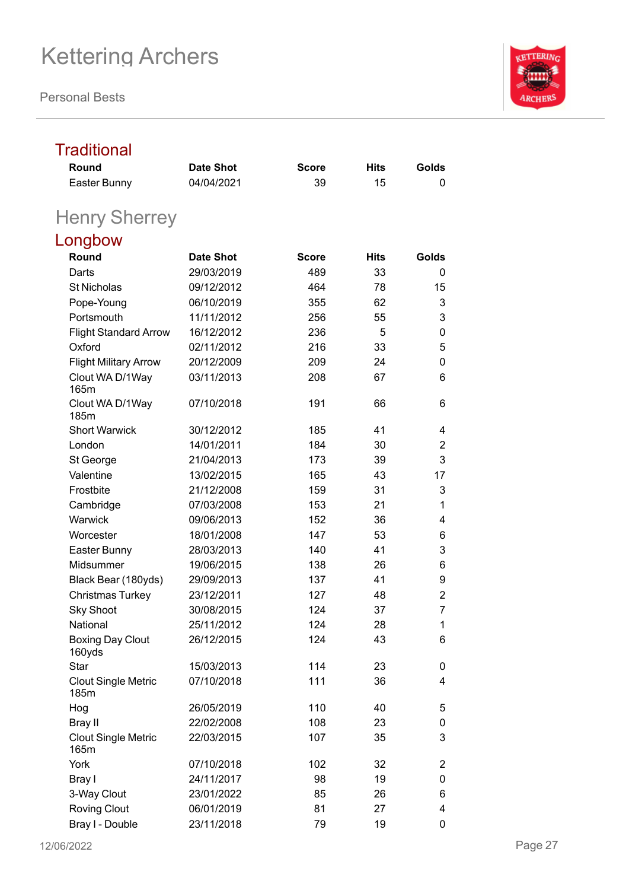# Kettering Archers

Personal Bests

## Traditional

| Round | Date Shot | Score | Hits | Golds |
|---|---|---|---|---|
| Easter Bunny | 04/04/2021 | 39 | 15 | 0 |

# Henry Sherrey

## Longbow

| Round | Date Shot | Score | Hits | Golds |
|---|---|---|---|---|
| Darts | 29/03/2019 | 489 | 33 | 0 |
| St Nicholas | 09/12/2012 | 464 | 78 | 15 |
| Pope-Young | 06/10/2019 | 355 | 62 | 3 |
| Portsmouth | 11/11/2012 | 256 | 55 | 3 |
| Flight Standard Arrow | 16/12/2012 | 236 | 5 | 0 |
| Oxford | 02/11/2012 | 216 | 33 | 5 |
| Flight Military Arrow | 20/12/2009 | 209 | 24 | 0 |
| Clout WA D/1Way 165m | 03/11/2013 | 208 | 67 | 6 |
| Clout WA D/1Way 185m | 07/10/2018 | 191 | 66 | 6 |
| Short Warwick | 30/12/2012 | 185 | 41 | 4 |
| London | 14/01/2011 | 184 | 30 | 2 |
| St George | 21/04/2013 | 173 | 39 | 3 |
| Valentine | 13/02/2015 | 165 | 43 | 17 |
| Frostbite | 21/12/2008 | 159 | 31 | 3 |
| Cambridge | 07/03/2008 | 153 | 21 | 1 |
| Warwick | 09/06/2013 | 152 | 36 | 4 |
| Worcester | 18/01/2008 | 147 | 53 | 6 |
| Easter Bunny | 28/03/2013 | 140 | 41 | 3 |
| Midsummer | 19/06/2015 | 138 | 26 | 6 |
| Black Bear (180yds) | 29/09/2013 | 137 | 41 | 9 |
| Christmas Turkey | 23/12/2011 | 127 | 48 | 2 |
| Sky Shoot | 30/08/2015 | 124 | 37 | 7 |
| National | 25/11/2012 | 124 | 28 | 1 |
| Boxing Day Clout 160yds | 26/12/2015 | 124 | 43 | 6 |
| Star | 15/03/2013 | 114 | 23 | 0 |
| Clout Single Metric 185m | 07/10/2018 | 111 | 36 | 4 |
| Hog | 26/05/2019 | 110 | 40 | 5 |
| Bray II | 22/02/2008 | 108 | 23 | 0 |
| Clout Single Metric 165m | 22/03/2015 | 107 | 35 | 3 |
| York | 07/10/2018 | 102 | 32 | 2 |
| Bray I | 24/11/2017 | 98 | 19 | 0 |
| 3-Way Clout | 23/01/2022 | 85 | 26 | 6 |
| Roving Clout | 06/01/2019 | 81 | 27 | 4 |
| Bray I - Double | 23/11/2018 | 79 | 19 | 0 |

12/06/2022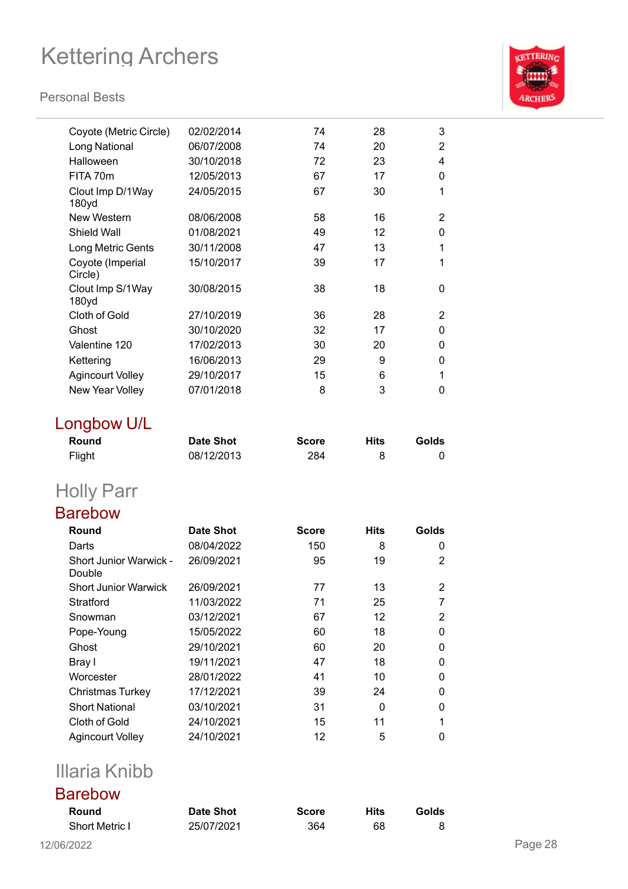| Round | Date Shot | Score | Hits | Golds |
|---|---|---|---|---|
| Coyote (Metric Circle) | 02/02/2014 | 74 | 28 | 3 |
| Long National | 06/07/2008 | 74 | 20 | 2 |
| Halloween | 30/10/2018 | 72 | 23 | 4 |
| FITA 70m | 12/05/2013 | 67 | 17 | 0 |
| Clout Imp D/1Way 180yd | 24/05/2015 | 67 | 30 | 1 |
| New Western | 08/06/2008 | 58 | 16 | 2 |
| Shield Wall | 01/08/2021 | 49 | 12 | 0 |
| Long Metric Gents | 30/11/2008 | 47 | 13 | 1 |
| Coyote (Imperial Circle) | 15/10/2017 | 39 | 17 | 1 |
| Clout Imp S/1Way 180yd | 30/08/2015 | 38 | 18 | 0 |
| Cloth of Gold | 27/10/2019 | 36 | 28 | 2 |
| Ghost | 30/10/2020 | 32 | 17 | 0 |
| Valentine 120 | 17/02/2013 | 30 | 20 | 0 |
| Kettering | 16/06/2013 | 29 | 9 | 0 |
| Agincourt Volley | 29/10/2017 | 15 | 6 | 1 |
| New Year Volley | 07/01/2018 | 8 | 3 | 0 |

### Longbow U/L

| Round | Date Shot | Score | Hits | Golds |
|---|---|---|---|---|
| Flight | 08/12/2013 | 284 | 8 | 0 |

## Holly Parr

### Barebow

| Round | Date Shot | Score | Hits | Golds |
|---|---|---|---|---|
| Darts | 08/04/2022 | 150 | 8 | 0 |
| Short Junior Warwick - Double | 26/09/2021 | 95 | 19 | 2 |
| Short Junior Warwick | 26/09/2021 | 77 | 13 | 2 |
| Stratford | 11/03/2022 | 71 | 25 | 7 |
| Snowman | 03/12/2021 | 67 | 12 | 2 |
| Pope-Young | 15/05/2022 | 60 | 18 | 0 |
| Ghost | 29/10/2021 | 60 | 20 | 0 |
| Bray I | 19/11/2021 | 47 | 18 | 0 |
| Worcester | 28/01/2022 | 41 | 10 | 0 |
| Christmas Turkey | 17/12/2021 | 39 | 24 | 0 |
| Short National | 03/10/2021 | 31 | 0 | 0 |
| Cloth of Gold | 24/10/2021 | 15 | 11 | 1 |
| Agincourt Volley | 24/10/2021 | 12 | 5 | 0 |

## Illaria Knibb

### Barebow

| Round | Date Shot | Score | Hits | Golds |
|---|---|---|---|---|
| Short Metric I | 25/07/2021 | 364 | 68 | 8 |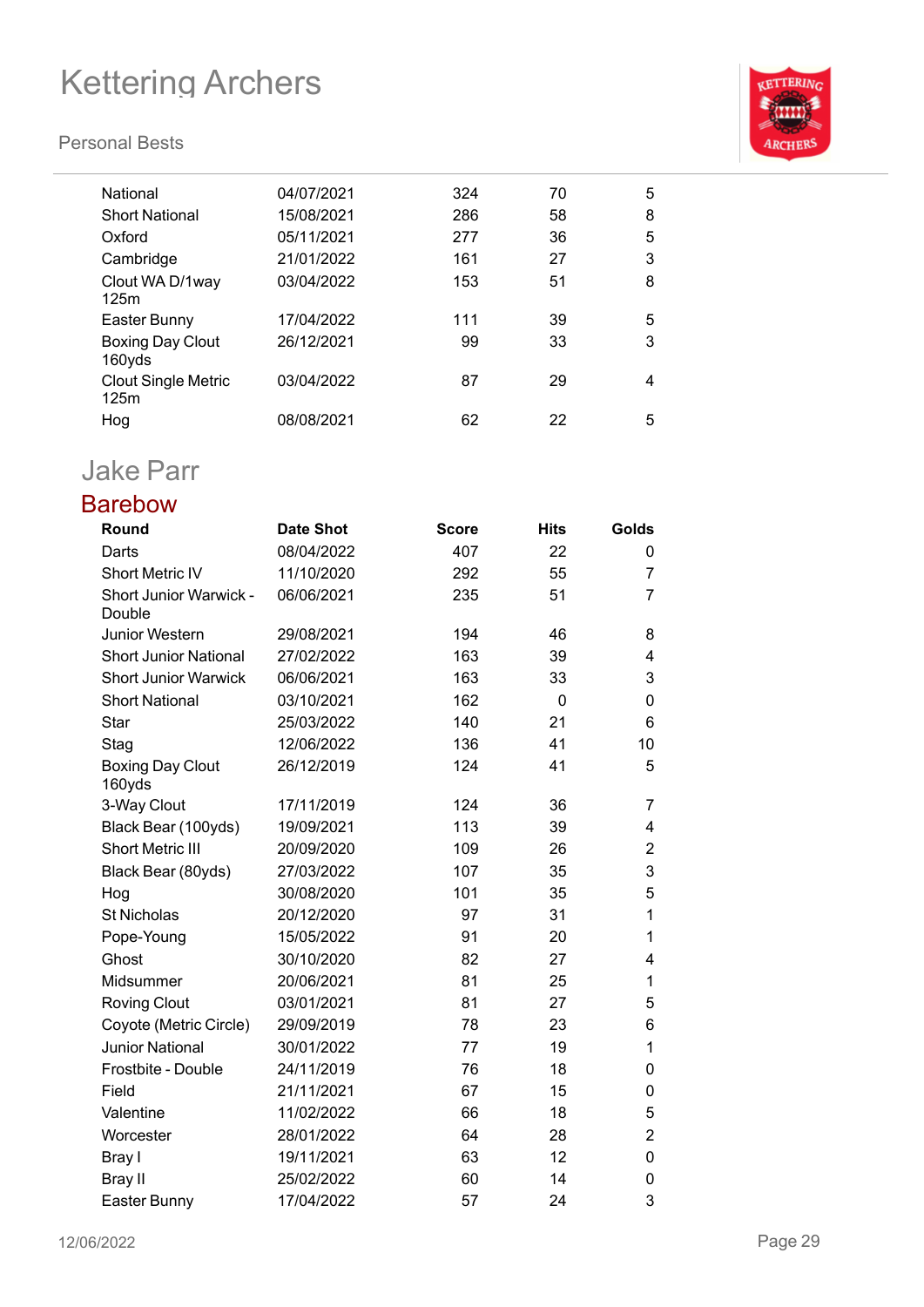| National | 04/07/2021 | 324 | 70 | 5 |
|---|---|---|---|---|
| Short National | 15/08/2021 | 286 | 58 | 8 |
| Oxford | 05/11/2021 | 277 | 36 | 5 |
| Cambridge | 21/01/2022 | 161 | 27 | 3 |
| Clout WA D/1way 125m | 03/04/2022 | 153 | 51 | 8 |
| Easter Bunny | 17/04/2022 | 111 | 39 | 5 |
| Boxing Day Clout 160yds | 26/12/2021 | 99 | 33 | 3 |
| Clout Single Metric 125m | 03/04/2022 | 87 | 29 | 4 |
| Hog | 08/08/2021 | 62 | 22 | 5 |

## Jake Parr

### Barebow

| Round | Date Shot | Score | Hits | Golds |
|---|---|---|---|---|
| Darts | 08/04/2022 | 407 | 22 | 0 |
| Short Metric IV | 11/10/2020 | 292 | 55 | 7 |
| Short Junior Warwick - Double | 06/06/2021 | 235 | 51 | 7 |
| Junior Western | 29/08/2021 | 194 | 46 | 8 |
| Short Junior National | 27/02/2022 | 163 | 39 | 4 |
| Short Junior Warwick | 06/06/2021 | 163 | 33 | 3 |
| Short National | 03/10/2021 | 162 | 0 | 0 |
| Star | 25/03/2022 | 140 | 21 | 6 |
| Stag | 12/06/2022 | 136 | 41 | 10 |
| Boxing Day Clout 160yds | 26/12/2019 | 124 | 41 | 5 |
| 3-Way Clout | 17/11/2019 | 124 | 36 | 7 |
| Black Bear (100yds) | 19/09/2021 | 113 | 39 | 4 |
| Short Metric III | 20/09/2020 | 109 | 26 | 2 |
| Black Bear (80yds) | 27/03/2022 | 107 | 35 | 3 |
| Hog | 30/08/2020 | 101 | 35 | 5 |
| St Nicholas | 20/12/2020 | 97 | 31 | 1 |
| Pope-Young | 15/05/2022 | 91 | 20 | 1 |
| Ghost | 30/10/2020 | 82 | 27 | 4 |
| Midsummer | 20/06/2021 | 81 | 25 | 1 |
| Roving Clout | 03/01/2021 | 81 | 27 | 5 |
| Coyote (Metric Circle) | 29/09/2019 | 78 | 23 | 6 |
| Junior National | 30/01/2022 | 77 | 19 | 1 |
| Frostbite - Double | 24/11/2019 | 76 | 18 | 0 |
| Field | 21/11/2021 | 67 | 15 | 0 |
| Valentine | 11/02/2022 | 66 | 18 | 5 |
| Worcester | 28/01/2022 | 64 | 28 | 2 |
| Bray I | 19/11/2021 | 63 | 12 | 0 |
| Bray II | 25/02/2022 | 60 | 14 | 0 |
| Easter Bunny | 17/04/2022 | 57 | 24 | 3 |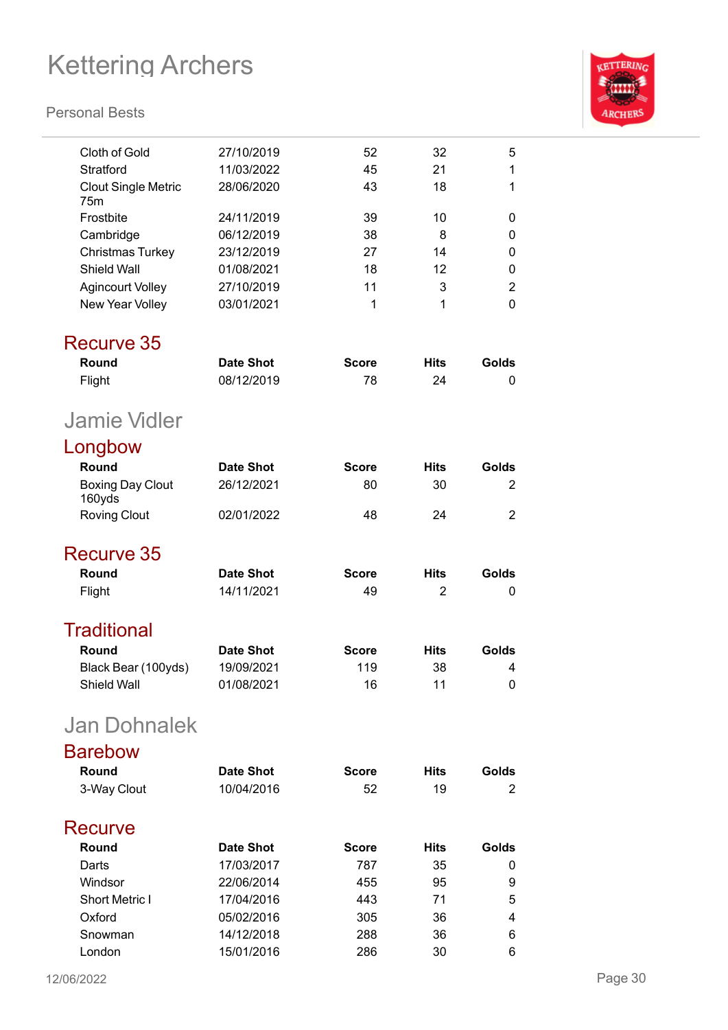| Round | Date Shot | Score | Hits | Golds |
|---|---|---|---|---|
| Cloth of Gold | 27/10/2019 | 52 | 32 | 5 |
| Stratford | 11/03/2022 | 45 | 21 | 1 |
| Clout Single Metric 75m | 28/06/2020 | 43 | 18 | 1 |
| Frostbite | 24/11/2019 | 39 | 10 | 0 |
| Cambridge | 06/12/2019 | 38 | 8 | 0 |
| Christmas Turkey | 23/12/2019 | 27 | 14 | 0 |
| Shield Wall | 01/08/2021 | 18 | 12 | 0 |
| Agincourt Volley | 27/10/2019 | 11 | 3 | 2 |
| New Year Volley | 03/01/2021 | 1 | 1 | 0 |

### Recurve 35

| Round | Date Shot | Score | Hits | Golds |
|---|---|---|---|---|
| Flight | 08/12/2019 | 78 | 24 | 0 |

## Jamie Vidler

### Longbow

| Round | Date Shot | Score | Hits | Golds |
|---|---|---|---|---|
| Boxing Day Clout 160yds | 26/12/2021 | 80 | 30 | 2 |
| Roving Clout | 02/01/2022 | 48 | 24 | 2 |

### Recurve 35

| Round | Date Shot | Score | Hits | Golds |
|---|---|---|---|---|
| Flight | 14/11/2021 | 49 | 2 | 0 |

### Traditional

| Round | Date Shot | Score | Hits | Golds |
|---|---|---|---|---|
| Black Bear (100yds) | 19/09/2021 | 119 | 38 | 4 |
| Shield Wall | 01/08/2021 | 16 | 11 | 0 |

## Jan Dohnalek

### Barebow

| Round | Date Shot | Score | Hits | Golds |
|---|---|---|---|---|
| 3-Way Clout | 10/04/2016 | 52 | 19 | 2 |

### Recurve

| Round | Date Shot | Score | Hits | Golds |
|---|---|---|---|---|
| Darts | 17/03/2017 | 787 | 35 | 0 |
| Windsor | 22/06/2014 | 455 | 95 | 9 |
| Short Metric I | 17/04/2016 | 443 | 71 | 5 |
| Oxford | 05/02/2016 | 305 | 36 | 4 |
| Snowman | 14/12/2018 | 288 | 36 | 6 |
| London | 15/01/2016 | 286 | 30 | 6 |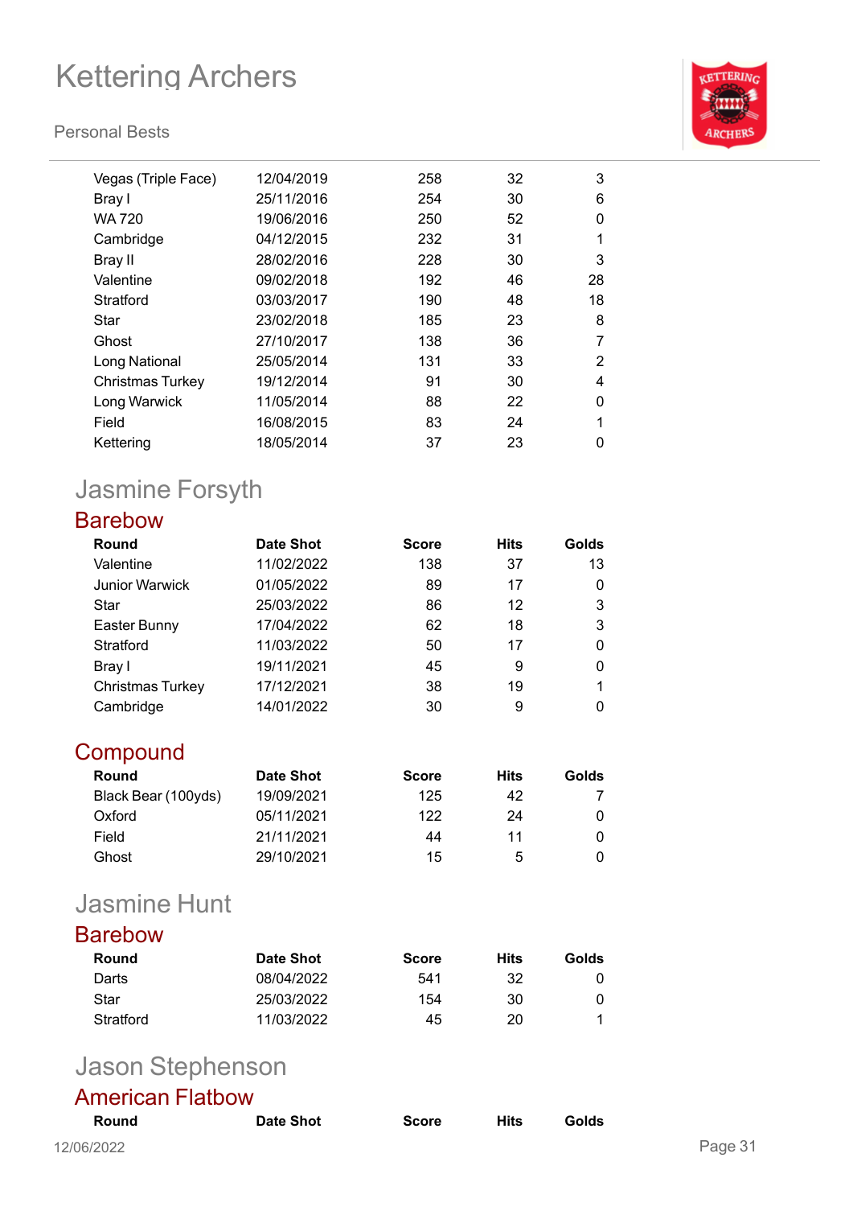| Round | Date Shot | Score | Hits | Golds |
|---|---|---|---|---|
| Vegas (Triple Face) | 12/04/2019 | 258 | 32 | 3 |
| Bray I | 25/11/2016 | 254 | 30 | 6 |
| WA 720 | 19/06/2016 | 250 | 52 | 0 |
| Cambridge | 04/12/2015 | 232 | 31 | 1 |
| Bray II | 28/02/2016 | 228 | 30 | 3 |
| Valentine | 09/02/2018 | 192 | 46 | 28 |
| Stratford | 03/03/2017 | 190 | 48 | 18 |
| Star | 23/02/2018 | 185 | 23 | 8 |
| Ghost | 27/10/2017 | 138 | 36 | 7 |
| Long National | 25/05/2014 | 131 | 33 | 2 |
| Christmas Turkey | 19/12/2014 | 91 | 30 | 4 |
| Long Warwick | 11/05/2014 | 88 | 22 | 0 |
| Field | 16/08/2015 | 83 | 24 | 1 |
| Kettering | 18/05/2014 | 37 | 23 | 0 |

## Jasmine Forsyth

### Barebow

| Round | Date Shot | Score | Hits | Golds |
|---|---|---|---|---|
| Valentine | 11/02/2022 | 138 | 37 | 13 |
| Junior Warwick | 01/05/2022 | 89 | 17 | 0 |
| Star | 25/03/2022 | 86 | 12 | 3 |
| Easter Bunny | 17/04/2022 | 62 | 18 | 3 |
| Stratford | 11/03/2022 | 50 | 17 | 0 |
| Bray I | 19/11/2021 | 45 | 9 | 0 |
| Christmas Turkey | 17/12/2021 | 38 | 19 | 1 |
| Cambridge | 14/01/2022 | 30 | 9 | 0 |

### Compound

| Round | Date Shot | Score | Hits | Golds |
|---|---|---|---|---|
| Black Bear (100yds) | 19/09/2021 | 125 | 42 | 7 |
| Oxford | 05/11/2021 | 122 | 24 | 0 |
| Field | 21/11/2021 | 44 | 11 | 0 |
| Ghost | 29/10/2021 | 15 | 5 | 0 |

## Jasmine Hunt

### Barebow

| Round | Date Shot | Score | Hits | Golds |
|---|---|---|---|---|
| Darts | 08/04/2022 | 541 | 32 | 0 |
| Star | 25/03/2022 | 154 | 30 | 0 |
| Stratford | 11/03/2022 | 45 | 20 | 1 |

## Jason Stephenson

### American Flatbow

| Round | Date Shot | Score | Hits | Golds |
|---|---|---|---|---|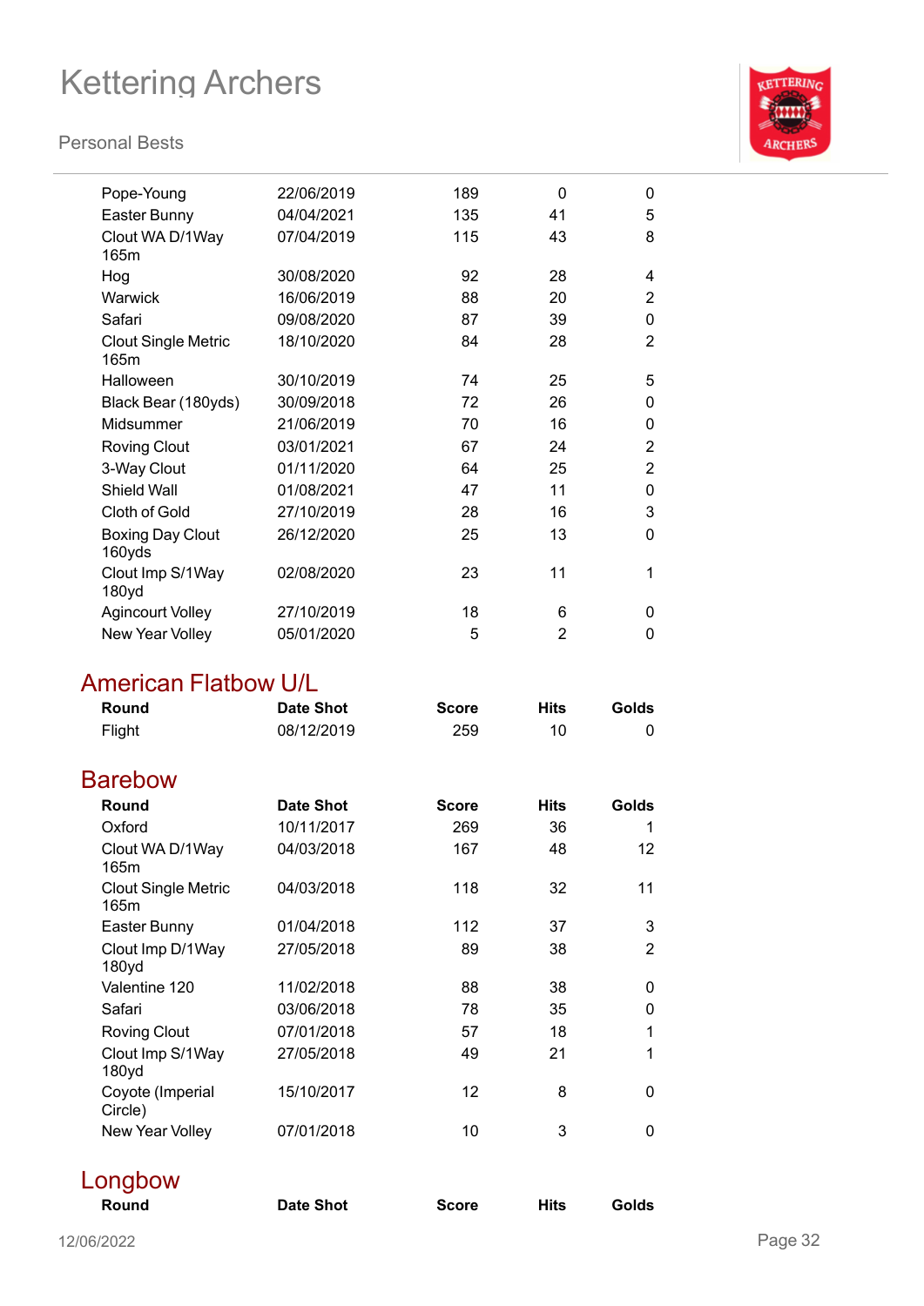| Round | Date Shot | Score | Hits | Golds |
|---|---|---|---|---|
| Pope-Young | 22/06/2019 | 189 | 0 | 0 |
| Easter Bunny | 04/04/2021 | 135 | 41 | 5 |
| Clout WA D/1Way 165m | 07/04/2019 | 115 | 43 | 8 |
| Hog | 30/08/2020 | 92 | 28 | 4 |
| Warwick | 16/06/2019 | 88 | 20 | 2 |
| Safari | 09/08/2020 | 87 | 39 | 0 |
| Clout Single Metric 165m | 18/10/2020 | 84 | 28 | 2 |
| Halloween | 30/10/2019 | 74 | 25 | 5 |
| Black Bear (180yds) | 30/09/2018 | 72 | 26 | 0 |
| Midsummer | 21/06/2019 | 70 | 16 | 0 |
| Roving Clout | 03/01/2021 | 67 | 24 | 2 |
| 3-Way Clout | 01/11/2020 | 64 | 25 | 2 |
| Shield Wall | 01/08/2021 | 47 | 11 | 0 |
| Cloth of Gold | 27/10/2019 | 28 | 16 | 3 |
| Boxing Day Clout 160yds | 26/12/2020 | 25 | 13 | 0 |
| Clout Imp S/1Way 180yd | 02/08/2020 | 23 | 11 | 1 |
| Agincourt Volley | 27/10/2019 | 18 | 6 | 0 |
| New Year Volley | 05/01/2020 | 5 | 2 | 0 |

## American Flatbow U/L

| Round | Date Shot | Score | Hits | Golds |
|---|---|---|---|---|
| Flight | 08/12/2019 | 259 | 10 | 0 |

## Barebow

| Round | Date Shot | Score | Hits | Golds |
|---|---|---|---|---|
| Oxford | 10/11/2017 | 269 | 36 | 1 |
| Clout WA D/1Way 165m | 04/03/2018 | 167 | 48 | 12 |
| Clout Single Metric 165m | 04/03/2018 | 118 | 32 | 11 |
| Easter Bunny | 01/04/2018 | 112 | 37 | 3 |
| Clout Imp D/1Way 180yd | 27/05/2018 | 89 | 38 | 2 |
| Valentine 120 | 11/02/2018 | 88 | 38 | 0 |
| Safari | 03/06/2018 | 78 | 35 | 0 |
| Roving Clout | 07/01/2018 | 57 | 18 | 1 |
| Clout Imp S/1Way 180yd | 27/05/2018 | 49 | 21 | 1 |
| Coyote (Imperial Circle) | 15/10/2017 | 12 | 8 | 0 |
| New Year Volley | 07/01/2018 | 10 | 3 | 0 |

## Longbow

| Round | Date Shot | Score | Hits | Golds |
|---|---|---|---|---|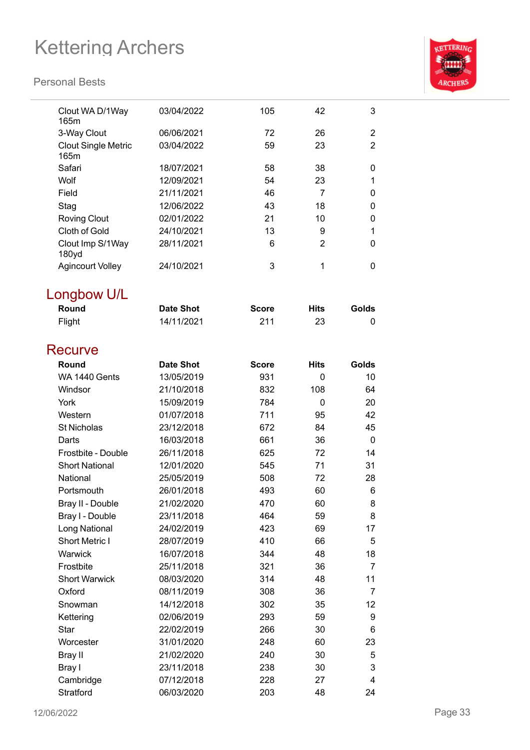| | | | | |
|---|---|---|---|---|
| Clout WA D/1Way 165m | 03/04/2022 | 105 | 42 | 3 |
| 3-Way Clout | 06/06/2021 | 72 | 26 | 2 |
| Clout Single Metric 165m | 03/04/2022 | 59 | 23 | 2 |
| Safari | 18/07/2021 | 58 | 38 | 0 |
| Wolf | 12/09/2021 | 54 | 23 | 1 |
| Field | 21/11/2021 | 46 | 7 | 0 |
| Stag | 12/06/2022 | 43 | 18 | 0 |
| Roving Clout | 02/01/2022 | 21 | 10 | 0 |
| Cloth of Gold | 24/10/2021 | 13 | 9 | 1 |
| Clout Imp S/1Way 180yd | 28/11/2021 | 6 | 2 | 0 |
| Agincourt Volley | 24/10/2021 | 3 | 1 | 0 |

## Longbow U/L

| Round | Date Shot | Score | Hits | Golds |
|---|---|---|---|---|
| Flight | 14/11/2021 | 211 | 23 | 0 |

## Recurve

| Round | Date Shot | Score | Hits | Golds |
|---|---|---|---|---|
| WA 1440 Gents | 13/05/2019 | 931 | 0 | 10 |
| Windsor | 21/10/2018 | 832 | 108 | 64 |
| York | 15/09/2019 | 784 | 0 | 20 |
| Western | 01/07/2018 | 711 | 95 | 42 |
| St Nicholas | 23/12/2018 | 672 | 84 | 45 |
| Darts | 16/03/2018 | 661 | 36 | 0 |
| Frostbite - Double | 26/11/2018 | 625 | 72 | 14 |
| Short National | 12/01/2020 | 545 | 71 | 31 |
| National | 25/05/2019 | 508 | 72 | 28 |
| Portsmouth | 26/01/2018 | 493 | 60 | 6 |
| Bray II - Double | 21/02/2020 | 470 | 60 | 8 |
| Bray I - Double | 23/11/2018 | 464 | 59 | 8 |
| Long National | 24/02/2019 | 423 | 69 | 17 |
| Short Metric I | 28/07/2019 | 410 | 66 | 5 |
| Warwick | 16/07/2018 | 344 | 48 | 18 |
| Frostbite | 25/11/2018 | 321 | 36 | 7 |
| Short Warwick | 08/03/2020 | 314 | 48 | 11 |
| Oxford | 08/11/2019 | 308 | 36 | 7 |
| Snowman | 14/12/2018 | 302 | 35 | 12 |
| Kettering | 02/06/2019 | 293 | 59 | 9 |
| Star | 22/02/2019 | 266 | 30 | 6 |
| Worcester | 31/01/2020 | 248 | 60 | 23 |
| Bray II | 21/02/2020 | 240 | 30 | 5 |
| Bray I | 23/11/2018 | 238 | 30 | 3 |
| Cambridge | 07/12/2018 | 228 | 27 | 4 |
| Stratford | 06/03/2020 | 203 | 48 | 24 |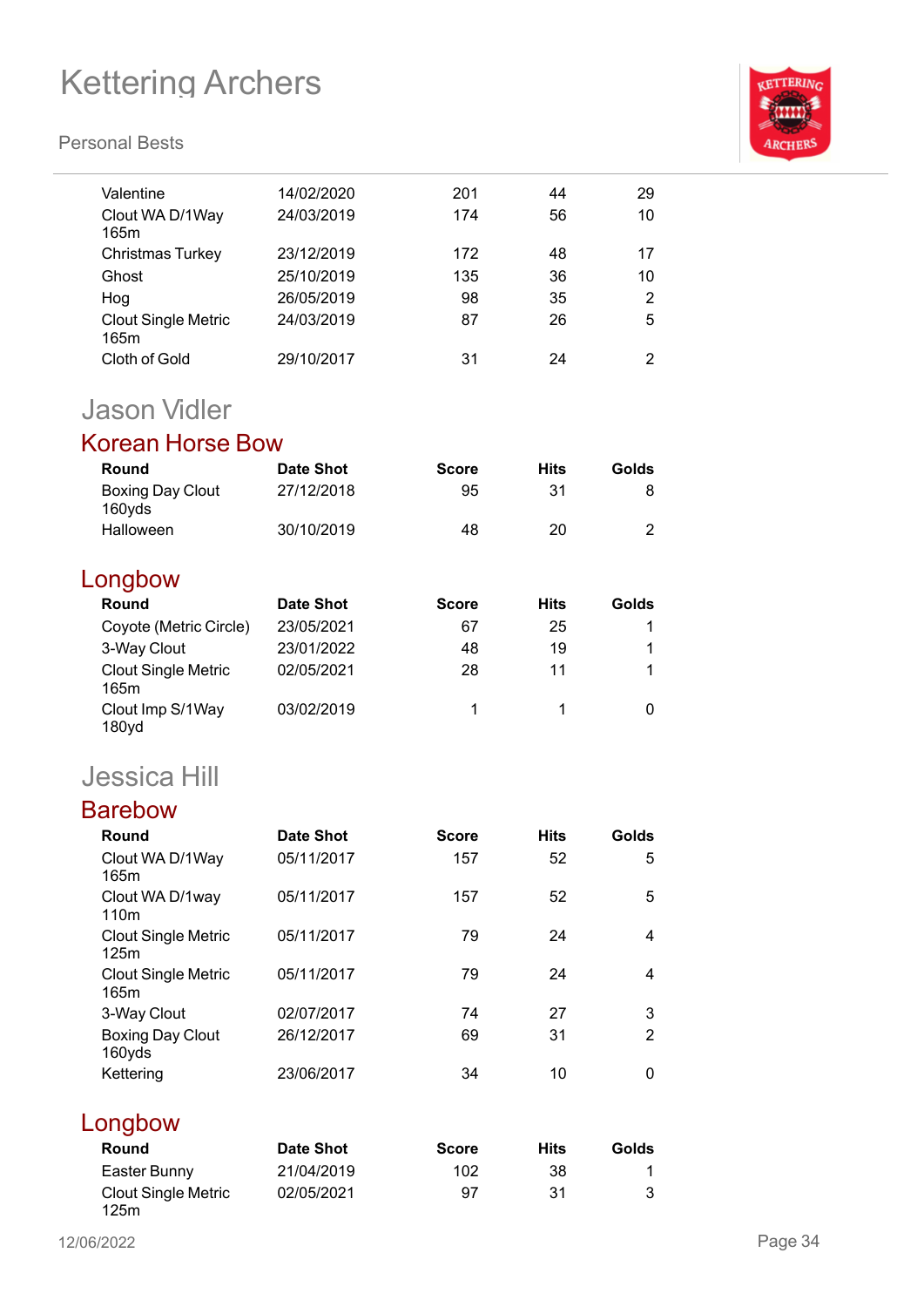| Round | Date Shot | Score | Hits | Golds |
|---|---|---|---|---|
| Valentine | 14/02/2020 | 201 | 44 | 29 |
| Clout WA D/1Way 165m | 24/03/2019 | 174 | 56 | 10 |
| Christmas Turkey | 23/12/2019 | 172 | 48 | 17 |
| Ghost | 25/10/2019 | 135 | 36 | 10 |
| Hog | 26/05/2019 | 98 | 35 | 2 |
| Clout Single Metric 165m | 24/03/2019 | 87 | 26 | 5 |
| Cloth of Gold | 29/10/2017 | 31 | 24 | 2 |

# Jason Vidler

## Korean Horse Bow

| Round | Date Shot | Score | Hits | Golds |
|---|---|---|---|---|
| Boxing Day Clout 160yds | 27/12/2018 | 95 | 31 | 8 |
| Halloween | 30/10/2019 | 48 | 20 | 2 |

## Longbow

| Round | Date Shot | Score | Hits | Golds |
|---|---|---|---|---|
| Coyote (Metric Circle) | 23/05/2021 | 67 | 25 | 1 |
| 3-Way Clout | 23/01/2022 | 48 | 19 | 1 |
| Clout Single Metric 165m | 02/05/2021 | 28 | 11 | 1 |
| Clout Imp S/1Way 180yd | 03/02/2019 | 1 | 1 | 0 |

# Jessica Hill

## Barebow

| Round | Date Shot | Score | Hits | Golds |
|---|---|---|---|---|
| Clout WA D/1Way 165m | 05/11/2017 | 157 | 52 | 5 |
| Clout WA D/1way 110m | 05/11/2017 | 157 | 52 | 5 |
| Clout Single Metric 125m | 05/11/2017 | 79 | 24 | 4 |
| Clout Single Metric 165m | 05/11/2017 | 79 | 24 | 4 |
| 3-Way Clout | 02/07/2017 | 74 | 27 | 3 |
| Boxing Day Clout 160yds | 26/12/2017 | 69 | 31 | 2 |
| Kettering | 23/06/2017 | 34 | 10 | 0 |

## Longbow

| Round | Date Shot | Score | Hits | Golds |
|---|---|---|---|---|
| Easter Bunny | 21/04/2019 | 102 | 38 | 1 |
| Clout Single Metric 125m | 02/05/2021 | 97 | 31 | 3 |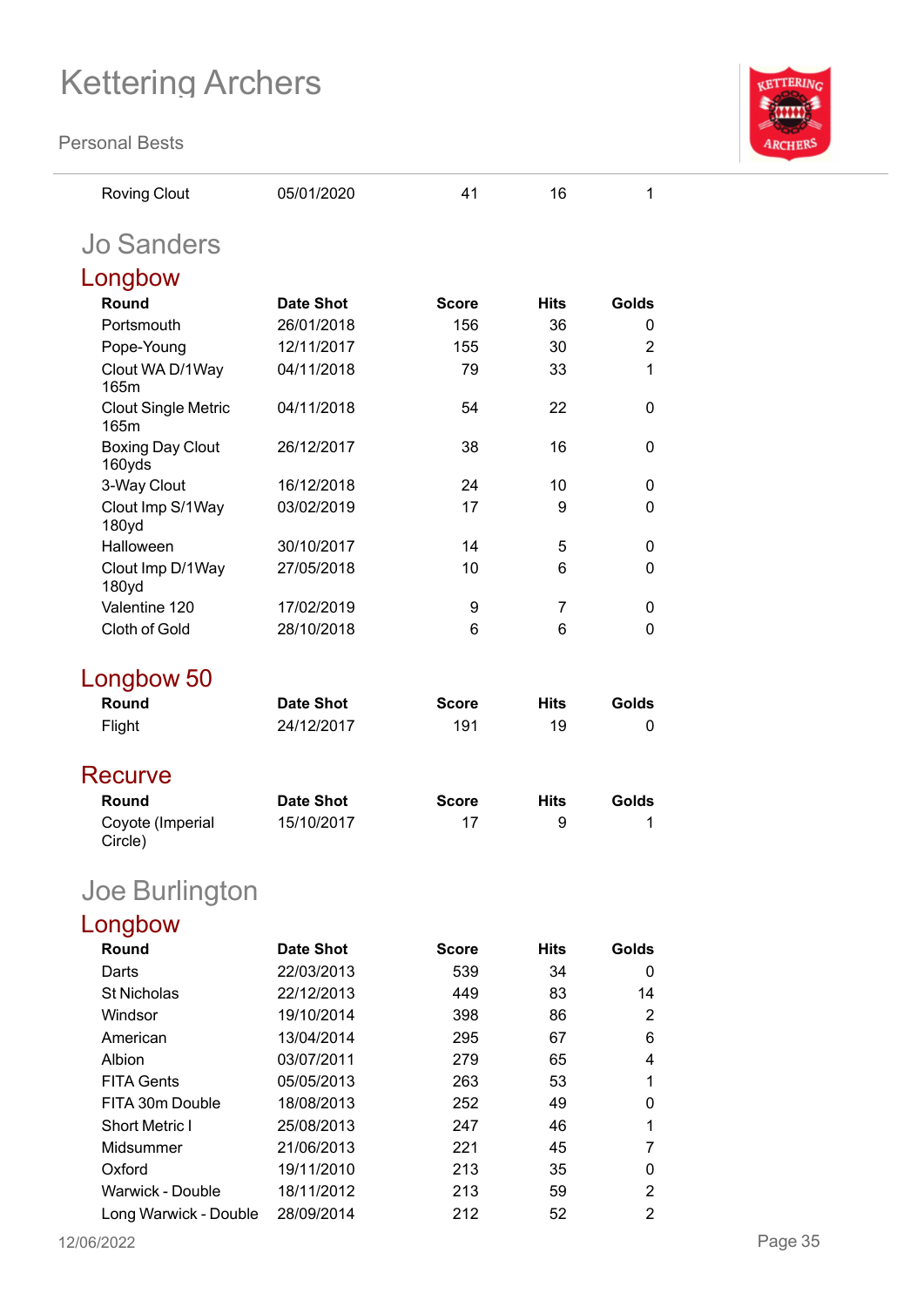| Roving Clout | 05/01/2020 | 41 | 16 | 1 |
|---|---|---|---|---|

## Jo Sanders

### Longbow

| Round | Date Shot | Score | Hits | Golds |
|---|---|---|---|---|
| Portsmouth | 26/01/2018 | 156 | 36 | 0 |
| Pope-Young | 12/11/2017 | 155 | 30 | 2 |
| Clout WA D/1Way 165m | 04/11/2018 | 79 | 33 | 1 |
| Clout Single Metric 165m | 04/11/2018 | 54 | 22 | 0 |
| Boxing Day Clout 160yds | 26/12/2017 | 38 | 16 | 0 |
| 3-Way Clout | 16/12/2018 | 24 | 10 | 0 |
| Clout Imp S/1Way 180yd | 03/02/2019 | 17 | 9 | 0 |
| Halloween | 30/10/2017 | 14 | 5 | 0 |
| Clout Imp D/1Way 180yd | 27/05/2018 | 10 | 6 | 0 |
| Valentine 120 | 17/02/2019 | 9 | 7 | 0 |
| Cloth of Gold | 28/10/2018 | 6 | 6 | 0 |

### Longbow 50

| Round | Date Shot | Score | Hits | Golds |
|---|---|---|---|---|
| Flight | 24/12/2017 | 191 | 19 | 0 |

### Recurve

| Round | Date Shot | Score | Hits | Golds |
|---|---|---|---|---|
| Coyote (Imperial Circle) | 15/10/2017 | 17 | 9 | 1 |

## Joe Burlington

### Longbow

| Round | Date Shot | Score | Hits | Golds |
|---|---|---|---|---|
| Darts | 22/03/2013 | 539 | 34 | 0 |
| St Nicholas | 22/12/2013 | 449 | 83 | 14 |
| Windsor | 19/10/2014 | 398 | 86 | 2 |
| American | 13/04/2014 | 295 | 67 | 6 |
| Albion | 03/07/2011 | 279 | 65 | 4 |
| FITA Gents | 05/05/2013 | 263 | 53 | 1 |
| FITA 30m Double | 18/08/2013 | 252 | 49 | 0 |
| Short Metric I | 25/08/2013 | 247 | 46 | 1 |
| Midsummer | 21/06/2013 | 221 | 45 | 7 |
| Oxford | 19/11/2010 | 213 | 35 | 0 |
| Warwick - Double | 18/11/2012 | 213 | 59 | 2 |
| Long Warwick - Double | 28/09/2014 | 212 | 52 | 2 |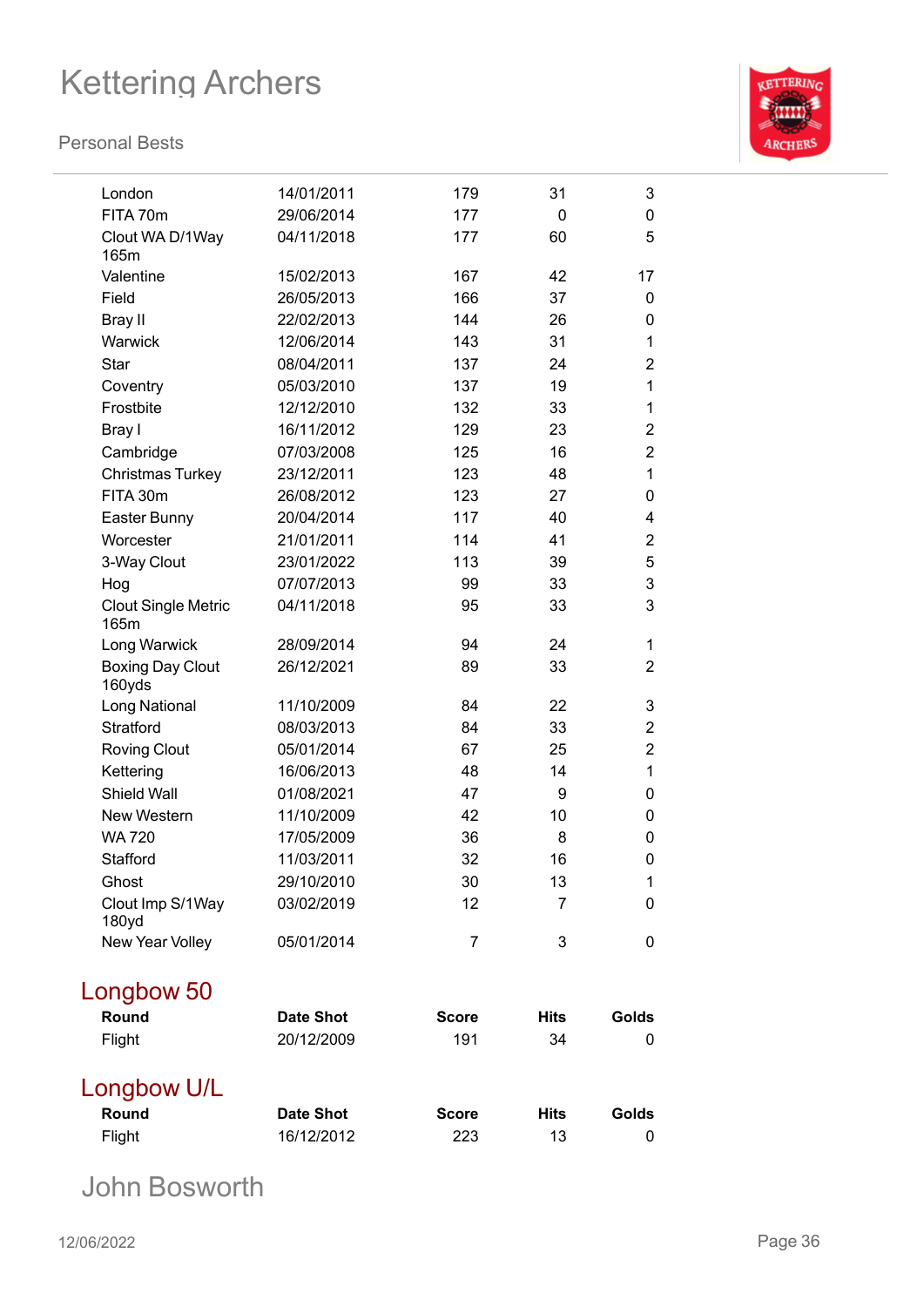| Round | Date Shot | Score | Hits | Golds |
|---|---|---|---|---|
| London | 14/01/2011 | 179 | 31 | 3 |
| FITA 70m | 29/06/2014 | 177 | 0 | 0 |
| Clout WA D/1Way 165m | 04/11/2018 | 177 | 60 | 5 |
| Valentine | 15/02/2013 | 167 | 42 | 17 |
| Field | 26/05/2013 | 166 | 37 | 0 |
| Bray II | 22/02/2013 | 144 | 26 | 0 |
| Warwick | 12/06/2014 | 143 | 31 | 1 |
| Star | 08/04/2011 | 137 | 24 | 2 |
| Coventry | 05/03/2010 | 137 | 19 | 1 |
| Frostbite | 12/12/2010 | 132 | 33 | 1 |
| Bray I | 16/11/2012 | 129 | 23 | 2 |
| Cambridge | 07/03/2008 | 125 | 16 | 2 |
| Christmas Turkey | 23/12/2011 | 123 | 48 | 1 |
| FITA 30m | 26/08/2012 | 123 | 27 | 0 |
| Easter Bunny | 20/04/2014 | 117 | 40 | 4 |
| Worcester | 21/01/2011 | 114 | 41 | 2 |
| 3-Way Clout | 23/01/2022 | 113 | 39 | 5 |
| Hog | 07/07/2013 | 99 | 33 | 3 |
| Clout Single Metric 165m | 04/11/2018 | 95 | 33 | 3 |
| Long Warwick | 28/09/2014 | 94 | 24 | 1 |
| Boxing Day Clout 160yds | 26/12/2021 | 89 | 33 | 2 |
| Long National | 11/10/2009 | 84 | 22 | 3 |
| Stratford | 08/03/2013 | 84 | 33 | 2 |
| Roving Clout | 05/01/2014 | 67 | 25 | 2 |
| Kettering | 16/06/2013 | 48 | 14 | 1 |
| Shield Wall | 01/08/2021 | 47 | 9 | 0 |
| New Western | 11/10/2009 | 42 | 10 | 0 |
| WA 720 | 17/05/2009 | 36 | 8 | 0 |
| Stafford | 11/03/2011 | 32 | 16 | 0 |
| Ghost | 29/10/2010 | 30 | 13 | 1 |
| Clout Imp S/1Way 180yd | 03/02/2019 | 12 | 7 | 0 |
| New Year Volley | 05/01/2014 | 7 | 3 | 0 |

## Longbow 50

| Round | Date Shot | Score | Hits | Golds |
|---|---|---|---|---|
| Flight | 20/12/2009 | 191 | 34 | 0 |

## Longbow U/L

| Round | Date Shot | Score | Hits | Golds |
|---|---|---|---|---|
| Flight | 16/12/2012 | 223 | 13 | 0 |

# John Bosworth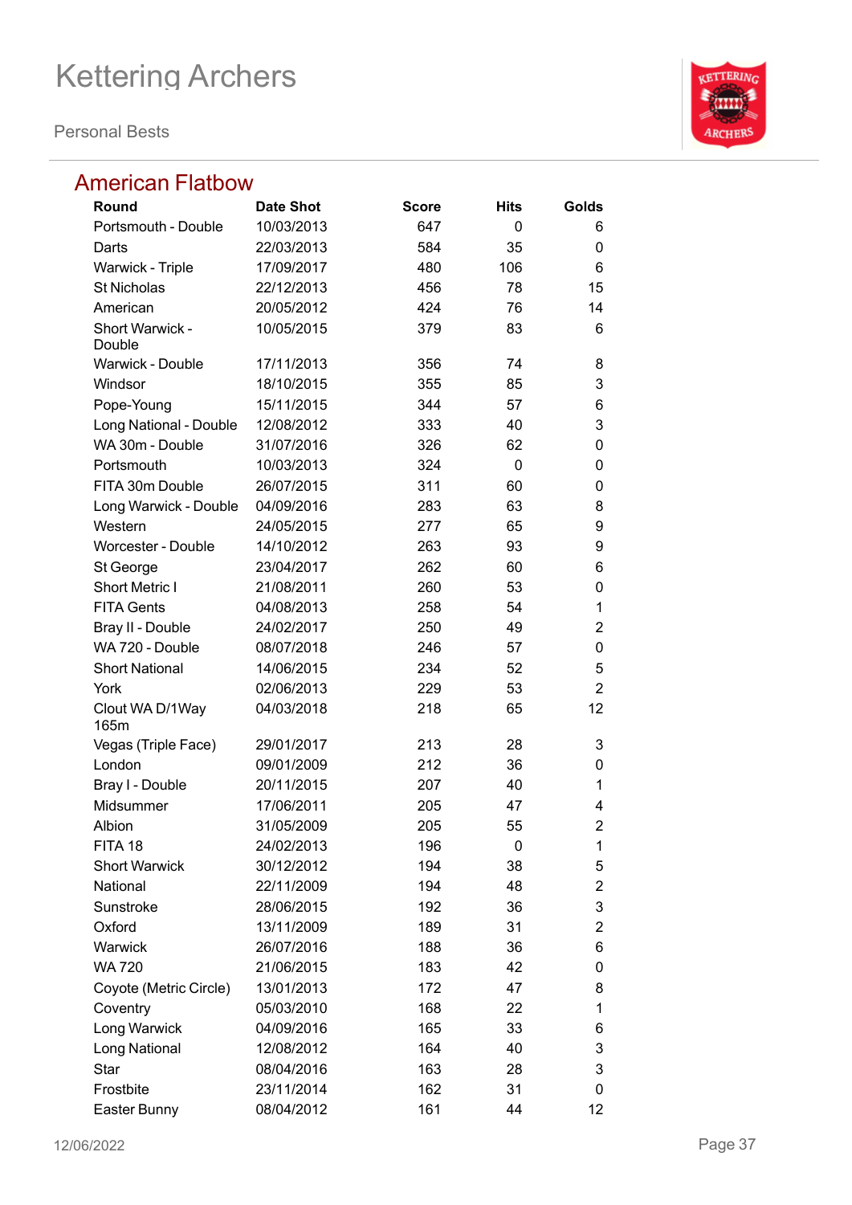# Kettering Archers

Personal Bests

## American Flatbow

| Round | Date Shot | Score | Hits | Golds |
|---|---|---|---|---|
| Portsmouth - Double | 10/03/2013 | 647 | 0 | 6 |
| Darts | 22/03/2013 | 584 | 35 | 0 |
| Warwick - Triple | 17/09/2017 | 480 | 106 | 6 |
| St Nicholas | 22/12/2013 | 456 | 78 | 15 |
| American | 20/05/2012 | 424 | 76 | 14 |
| Short Warwick - Double | 10/05/2015 | 379 | 83 | 6 |
| Warwick - Double | 17/11/2013 | 356 | 74 | 8 |
| Windsor | 18/10/2015 | 355 | 85 | 3 |
| Pope-Young | 15/11/2015 | 344 | 57 | 6 |
| Long National - Double | 12/08/2012 | 333 | 40 | 3 |
| WA 30m - Double | 31/07/2016 | 326 | 62 | 0 |
| Portsmouth | 10/03/2013 | 324 | 0 | 0 |
| FITA 30m Double | 26/07/2015 | 311 | 60 | 0 |
| Long Warwick - Double | 04/09/2016 | 283 | 63 | 8 |
| Western | 24/05/2015 | 277 | 65 | 9 |
| Worcester - Double | 14/10/2012 | 263 | 93 | 9 |
| St George | 23/04/2017 | 262 | 60 | 6 |
| Short Metric I | 21/08/2011 | 260 | 53 | 0 |
| FITA Gents | 04/08/2013 | 258 | 54 | 1 |
| Bray II - Double | 24/02/2017 | 250 | 49 | 2 |
| WA 720 - Double | 08/07/2018 | 246 | 57 | 0 |
| Short National | 14/06/2015 | 234 | 52 | 5 |
| York | 02/06/2013 | 229 | 53 | 2 |
| Clout WA D/1Way 165m | 04/03/2018 | 218 | 65 | 12 |
| Vegas (Triple Face) | 29/01/2017 | 213 | 28 | 3 |
| London | 09/01/2009 | 212 | 36 | 0 |
| Bray I - Double | 20/11/2015 | 207 | 40 | 1 |
| Midsummer | 17/06/2011 | 205 | 47 | 4 |
| Albion | 31/05/2009 | 205 | 55 | 2 |
| FITA 18 | 24/02/2013 | 196 | 0 | 1 |
| Short Warwick | 30/12/2012 | 194 | 38 | 5 |
| National | 22/11/2009 | 194 | 48 | 2 |
| Sunstroke | 28/06/2015 | 192 | 36 | 3 |
| Oxford | 13/11/2009 | 189 | 31 | 2 |
| Warwick | 26/07/2016 | 188 | 36 | 6 |
| WA 720 | 21/06/2015 | 183 | 42 | 0 |
| Coyote (Metric Circle) | 13/01/2013 | 172 | 47 | 8 |
| Coventry | 05/03/2010 | 168 | 22 | 1 |
| Long Warwick | 04/09/2016 | 165 | 33 | 6 |
| Long National | 12/08/2012 | 164 | 40 | 3 |
| Star | 08/04/2016 | 163 | 28 | 3 |
| Frostbite | 23/11/2014 | 162 | 31 | 0 |
| Easter Bunny | 08/04/2012 | 161 | 44 | 12 |

12/06/2022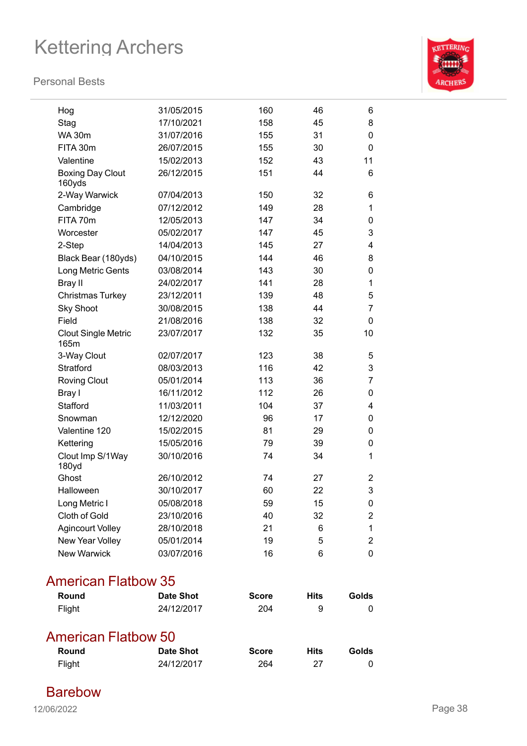| Round | Date Shot | Score | Hits | Golds |
|---|---|---|---|---|
| Hog | 31/05/2015 | 160 | 46 | 6 |
| Stag | 17/10/2021 | 158 | 45 | 8 |
| WA 30m | 31/07/2016 | 155 | 31 | 0 |
| FITA 30m | 26/07/2015 | 155 | 30 | 0 |
| Valentine | 15/02/2013 | 152 | 43 | 11 |
| Boxing Day Clout 160yds | 26/12/2015 | 151 | 44 | 6 |
| 2-Way Warwick | 07/04/2013 | 150 | 32 | 6 |
| Cambridge | 07/12/2012 | 149 | 28 | 1 |
| FITA 70m | 12/05/2013 | 147 | 34 | 0 |
| Worcester | 05/02/2017 | 147 | 45 | 3 |
| 2-Step | 14/04/2013 | 145 | 27 | 4 |
| Black Bear (180yds) | 04/10/2015 | 144 | 46 | 8 |
| Long Metric Gents | 03/08/2014 | 143 | 30 | 0 |
| Bray II | 24/02/2017 | 141 | 28 | 1 |
| Christmas Turkey | 23/12/2011 | 139 | 48 | 5 |
| Sky Shoot | 30/08/2015 | 138 | 44 | 7 |
| Field | 21/08/2016 | 138 | 32 | 0 |
| Clout Single Metric 165m | 23/07/2017 | 132 | 35 | 10 |
| 3-Way Clout | 02/07/2017 | 123 | 38 | 5 |
| Stratford | 08/03/2013 | 116 | 42 | 3 |
| Roving Clout | 05/01/2014 | 113 | 36 | 7 |
| Bray I | 16/11/2012 | 112 | 26 | 0 |
| Stafford | 11/03/2011 | 104 | 37 | 4 |
| Snowman | 12/12/2020 | 96 | 17 | 0 |
| Valentine 120 | 15/02/2015 | 81 | 29 | 0 |
| Kettering | 15/05/2016 | 79 | 39 | 0 |
| Clout Imp S/1Way 180yd | 30/10/2016 | 74 | 34 | 1 |
| Ghost | 26/10/2012 | 74 | 27 | 2 |
| Halloween | 30/10/2017 | 60 | 22 | 3 |
| Long Metric I | 05/08/2018 | 59 | 15 | 0 |
| Cloth of Gold | 23/10/2016 | 40 | 32 | 2 |
| Agincourt Volley | 28/10/2018 | 21 | 6 | 1 |
| New Year Volley | 05/01/2014 | 19 | 5 | 2 |
| New Warwick | 03/07/2016 | 16 | 6 | 0 |

## American Flatbow 35

| Round | Date Shot | Score | Hits | Golds |
|---|---|---|---|---|
| Flight | 24/12/2017 | 204 | 9 | 0 |

## American Flatbow 50

| Round | Date Shot | Score | Hits | Golds |
|---|---|---|---|---|
| Flight | 24/12/2017 | 264 | 27 | 0 |

## Barebow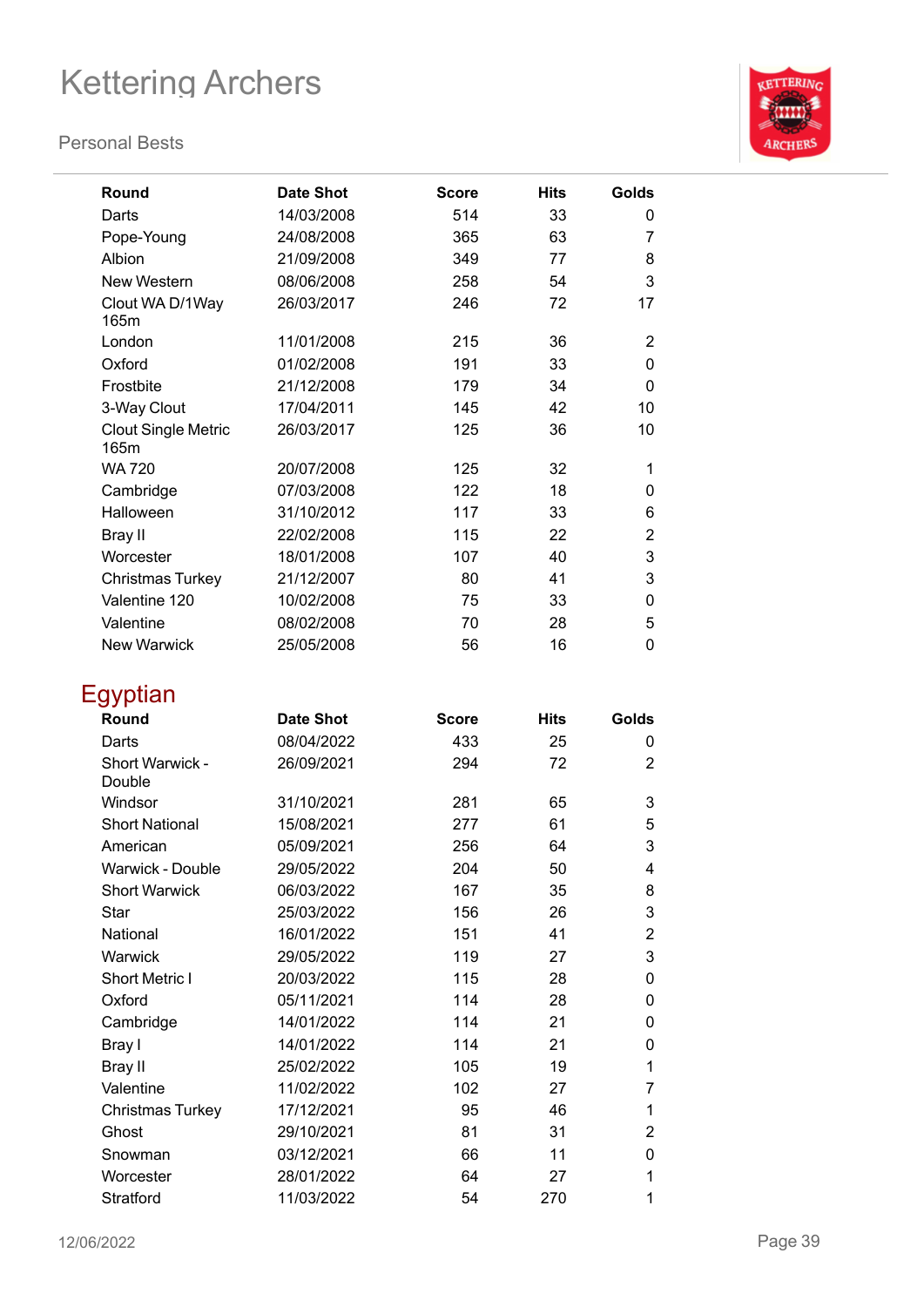| Round | Date Shot | Score | Hits | Golds |
| --- | --- | --- | --- | --- |
| Darts | 14/03/2008 | 514 | 33 | 0 |
| Pope-Young | 24/08/2008 | 365 | 63 | 7 |
| Albion | 21/09/2008 | 349 | 77 | 8 |
| New Western | 08/06/2008 | 258 | 54 | 3 |
| Clout WA D/1Way 165m | 26/03/2017 | 246 | 72 | 17 |
| London | 11/01/2008 | 215 | 36 | 2 |
| Oxford | 01/02/2008 | 191 | 33 | 0 |
| Frostbite | 21/12/2008 | 179 | 34 | 0 |
| 3-Way Clout | 17/04/2011 | 145 | 42 | 10 |
| Clout Single Metric 165m | 26/03/2017 | 125 | 36 | 10 |
| WA 720 | 20/07/2008 | 125 | 32 | 1 |
| Cambridge | 07/03/2008 | 122 | 18 | 0 |
| Halloween | 31/10/2012 | 117 | 33 | 6 |
| Bray II | 22/02/2008 | 115 | 22 | 2 |
| Worcester | 18/01/2008 | 107 | 40 | 3 |
| Christmas Turkey | 21/12/2007 | 80 | 41 | 3 |
| Valentine 120 | 10/02/2008 | 75 | 33 | 0 |
| Valentine | 08/02/2008 | 70 | 28 | 5 |
| New Warwick | 25/05/2008 | 56 | 16 | 0 |

## Egyptian

| Round | Date Shot | Score | Hits | Golds |
| --- | --- | --- | --- | --- |
| Darts | 08/04/2022 | 433 | 25 | 0 |
| Short Warwick - Double | 26/09/2021 | 294 | 72 | 2 |
| Windsor | 31/10/2021 | 281 | 65 | 3 |
| Short National | 15/08/2021 | 277 | 61 | 5 |
| American | 05/09/2021 | 256 | 64 | 3 |
| Warwick - Double | 29/05/2022 | 204 | 50 | 4 |
| Short Warwick | 06/03/2022 | 167 | 35 | 8 |
| Star | 25/03/2022 | 156 | 26 | 3 |
| National | 16/01/2022 | 151 | 41 | 2 |
| Warwick | 29/05/2022 | 119 | 27 | 3 |
| Short Metric I | 20/03/2022 | 115 | 28 | 0 |
| Oxford | 05/11/2021 | 114 | 28 | 0 |
| Cambridge | 14/01/2022 | 114 | 21 | 0 |
| Bray I | 14/01/2022 | 114 | 21 | 0 |
| Bray II | 25/02/2022 | 105 | 19 | 1 |
| Valentine | 11/02/2022 | 102 | 27 | 7 |
| Christmas Turkey | 17/12/2021 | 95 | 46 | 1 |
| Ghost | 29/10/2021 | 81 | 31 | 2 |
| Snowman | 03/12/2021 | 66 | 11 | 0 |
| Worcester | 28/01/2022 | 64 | 27 | 1 |
| Stratford | 11/03/2022 | 54 | 270 | 1 |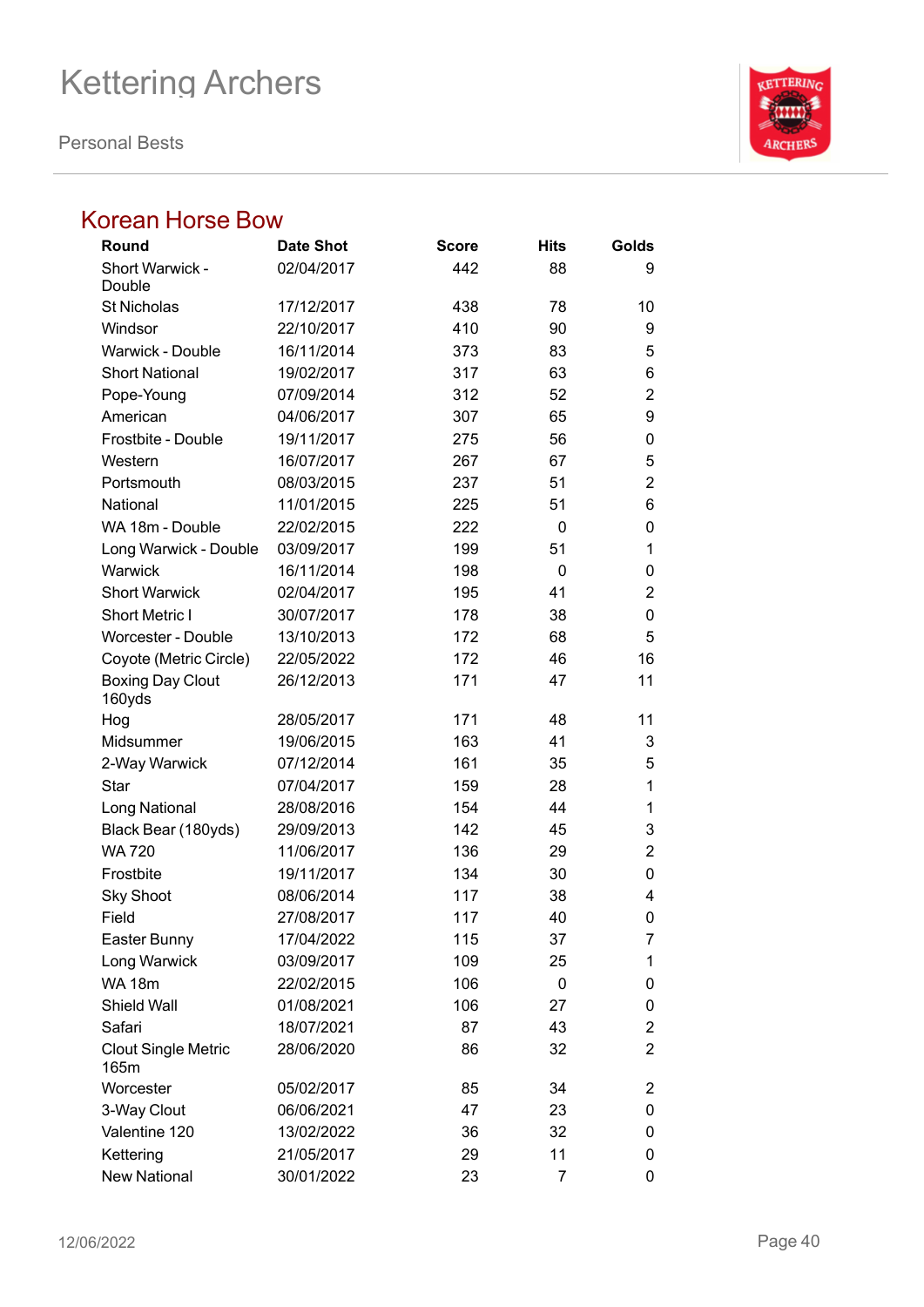# Kettering Archers

Personal Bests

## Korean Horse Bow

| Round | Date Shot | Score | Hits | Golds |
|---|---|---|---|---|
| Short Warwick - Double | 02/04/2017 | 442 | 88 | 9 |
| St Nicholas | 17/12/2017 | 438 | 78 | 10 |
| Windsor | 22/10/2017 | 410 | 90 | 9 |
| Warwick - Double | 16/11/2014 | 373 | 83 | 5 |
| Short National | 19/02/2017 | 317 | 63 | 6 |
| Pope-Young | 07/09/2014 | 312 | 52 | 2 |
| American | 04/06/2017 | 307 | 65 | 9 |
| Frostbite - Double | 19/11/2017 | 275 | 56 | 0 |
| Western | 16/07/2017 | 267 | 67 | 5 |
| Portsmouth | 08/03/2015 | 237 | 51 | 2 |
| National | 11/01/2015 | 225 | 51 | 6 |
| WA 18m - Double | 22/02/2015 | 222 | 0 | 0 |
| Long Warwick - Double | 03/09/2017 | 199 | 51 | 1 |
| Warwick | 16/11/2014 | 198 | 0 | 0 |
| Short Warwick | 02/04/2017 | 195 | 41 | 2 |
| Short Metric I | 30/07/2017 | 178 | 38 | 0 |
| Worcester - Double | 13/10/2013 | 172 | 68 | 5 |
| Coyote (Metric Circle) | 22/05/2022 | 172 | 46 | 16 |
| Boxing Day Clout 160yds | 26/12/2013 | 171 | 47 | 11 |
| Hog | 28/05/2017 | 171 | 48 | 11 |
| Midsummer | 19/06/2015 | 163 | 41 | 3 |
| 2-Way Warwick | 07/12/2014 | 161 | 35 | 5 |
| Star | 07/04/2017 | 159 | 28 | 1 |
| Long National | 28/08/2016 | 154 | 44 | 1 |
| Black Bear (180yds) | 29/09/2013 | 142 | 45 | 3 |
| WA 720 | 11/06/2017 | 136 | 29 | 2 |
| Frostbite | 19/11/2017 | 134 | 30 | 0 |
| Sky Shoot | 08/06/2014 | 117 | 38 | 4 |
| Field | 27/08/2017 | 117 | 40 | 0 |
| Easter Bunny | 17/04/2022 | 115 | 37 | 7 |
| Long Warwick | 03/09/2017 | 109 | 25 | 1 |
| WA 18m | 22/02/2015 | 106 | 0 | 0 |
| Shield Wall | 01/08/2021 | 106 | 27 | 0 |
| Safari | 18/07/2021 | 87 | 43 | 2 |
| Clout Single Metric 165m | 28/06/2020 | 86 | 32 | 2 |
| Worcester | 05/02/2017 | 85 | 34 | 2 |
| 3-Way Clout | 06/06/2021 | 47 | 23 | 0 |
| Valentine 120 | 13/02/2022 | 36 | 32 | 0 |
| Kettering | 21/05/2017 | 29 | 11 | 0 |
| New National | 30/01/2022 | 23 | 7 | 0 |

12/06/2022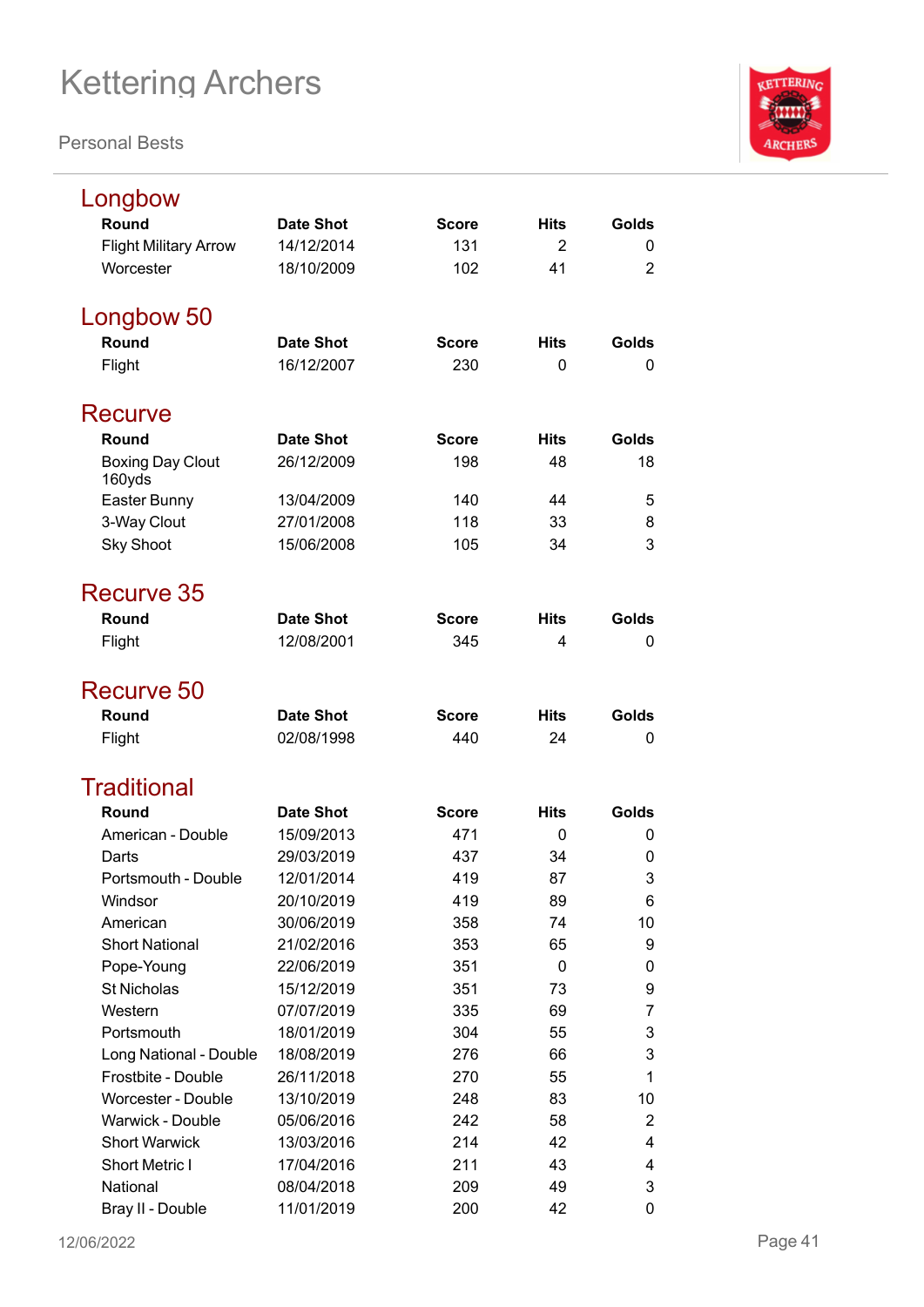# Kettering Archers

Personal Bests

## Longbow

| Round | Date Shot | Score | Hits | Golds |
|---|---|---|---|---|
| Flight Military Arrow | 14/12/2014 | 131 | 2 | 0 |
| Worcester | 18/10/2009 | 102 | 41 | 2 |

## Longbow 50

| Round | Date Shot | Score | Hits | Golds |
|---|---|---|---|---|
| Flight | 16/12/2007 | 230 | 0 | 0 |

## Recurve

| Round | Date Shot | Score | Hits | Golds |
|---|---|---|---|---|
| Boxing Day Clout 160yds | 26/12/2009 | 198 | 48 | 18 |
| Easter Bunny | 13/04/2009 | 140 | 44 | 5 |
| 3-Way Clout | 27/01/2008 | 118 | 33 | 8 |
| Sky Shoot | 15/06/2008 | 105 | 34 | 3 |

## Recurve 35

| Round | Date Shot | Score | Hits | Golds |
|---|---|---|---|---|
| Flight | 12/08/2001 | 345 | 4 | 0 |

## Recurve 50

| Round | Date Shot | Score | Hits | Golds |
|---|---|---|---|---|
| Flight | 02/08/1998 | 440 | 24 | 0 |

## Traditional

| Round | Date Shot | Score | Hits | Golds |
|---|---|---|---|---|
| American - Double | 15/09/2013 | 471 | 0 | 0 |
| Darts | 29/03/2019 | 437 | 34 | 0 |
| Portsmouth - Double | 12/01/2014 | 419 | 87 | 3 |
| Windsor | 20/10/2019 | 419 | 89 | 6 |
| American | 30/06/2019 | 358 | 74 | 10 |
| Short National | 21/02/2016 | 353 | 65 | 9 |
| Pope-Young | 22/06/2019 | 351 | 0 | 0 |
| St Nicholas | 15/12/2019 | 351 | 73 | 9 |
| Western | 07/07/2019 | 335 | 69 | 7 |
| Portsmouth | 18/01/2019 | 304 | 55 | 3 |
| Long National - Double | 18/08/2019 | 276 | 66 | 3 |
| Frostbite - Double | 26/11/2018 | 270 | 55 | 1 |
| Worcester - Double | 13/10/2019 | 248 | 83 | 10 |
| Warwick - Double | 05/06/2016 | 242 | 58 | 2 |
| Short Warwick | 13/03/2016 | 214 | 42 | 4 |
| Short Metric I | 17/04/2016 | 211 | 43 | 4 |
| National | 08/04/2018 | 209 | 49 | 3 |
| Bray II - Double | 11/01/2019 | 200 | 42 | 0 |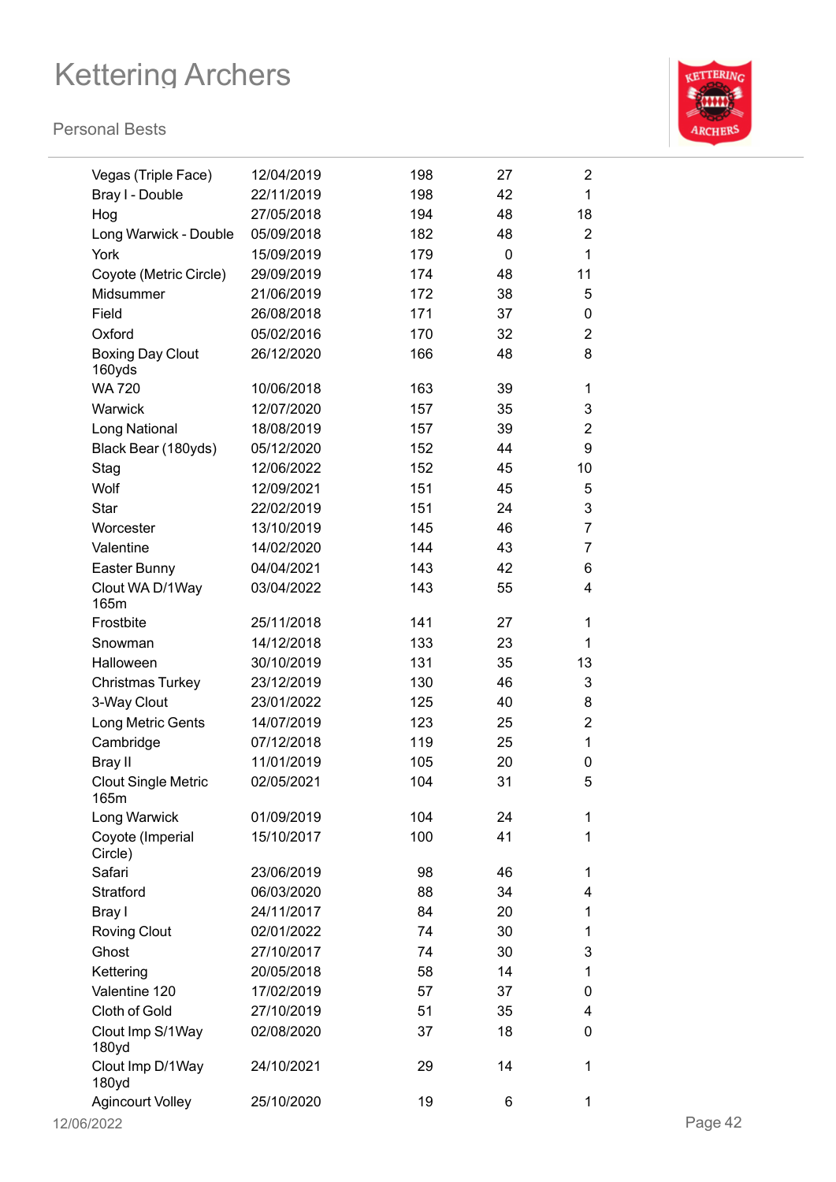| | | | | |
|---|---|---|---|---|
| Vegas (Triple Face) | 12/04/2019 | 198 | 27 | 2 |
| Bray I - Double | 22/11/2019 | 198 | 42 | 1 |
| Hog | 27/05/2018 | 194 | 48 | 18 |
| Long Warwick - Double | 05/09/2018 | 182 | 48 | 2 |
| York | 15/09/2019 | 179 | 0 | 1 |
| Coyote (Metric Circle) | 29/09/2019 | 174 | 48 | 11 |
| Midsummer | 21/06/2019 | 172 | 38 | 5 |
| Field | 26/08/2018 | 171 | 37 | 0 |
| Oxford | 05/02/2016 | 170 | 32 | 2 |
| Boxing Day Clout 160yds | 26/12/2020 | 166 | 48 | 8 |
| WA 720 | 10/06/2018 | 163 | 39 | 1 |
| Warwick | 12/07/2020 | 157 | 35 | 3 |
| Long National | 18/08/2019 | 157 | 39 | 2 |
| Black Bear (180yds) | 05/12/2020 | 152 | 44 | 9 |
| Stag | 12/06/2022 | 152 | 45 | 10 |
| Wolf | 12/09/2021 | 151 | 45 | 5 |
| Star | 22/02/2019 | 151 | 24 | 3 |
| Worcester | 13/10/2019 | 145 | 46 | 7 |
| Valentine | 14/02/2020 | 144 | 43 | 7 |
| Easter Bunny | 04/04/2021 | 143 | 42 | 6 |
| Clout WA D/1Way 165m | 03/04/2022 | 143 | 55 | 4 |
| Frostbite | 25/11/2018 | 141 | 27 | 1 |
| Snowman | 14/12/2018 | 133 | 23 | 1 |
| Halloween | 30/10/2019 | 131 | 35 | 13 |
| Christmas Turkey | 23/12/2019 | 130 | 46 | 3 |
| 3-Way Clout | 23/01/2022 | 125 | 40 | 8 |
| Long Metric Gents | 14/07/2019 | 123 | 25 | 2 |
| Cambridge | 07/12/2018 | 119 | 25 | 1 |
| Bray II | 11/01/2019 | 105 | 20 | 0 |
| Clout Single Metric 165m | 02/05/2021 | 104 | 31 | 5 |
| Long Warwick | 01/09/2019 | 104 | 24 | 1 |
| Coyote (Imperial Circle) | 15/10/2017 | 100 | 41 | 1 |
| Safari | 23/06/2019 | 98 | 46 | 1 |
| Stratford | 06/03/2020 | 88 | 34 | 4 |
| Bray I | 24/11/2017 | 84 | 20 | 1 |
| Roving Clout | 02/01/2022 | 74 | 30 | 1 |
| Ghost | 27/10/2017 | 74 | 30 | 3 |
| Kettering | 20/05/2018 | 58 | 14 | 1 |
| Valentine 120 | 17/02/2019 | 57 | 37 | 0 |
| Cloth of Gold | 27/10/2019 | 51 | 35 | 4 |
| Clout Imp S/1Way 180yd | 02/08/2020 | 37 | 18 | 0 |
| Clout Imp D/1Way 180yd | 24/10/2021 | 29 | 14 | 1 |
| Agincourt Volley | 25/10/2020 | 19 | 6 | 1 |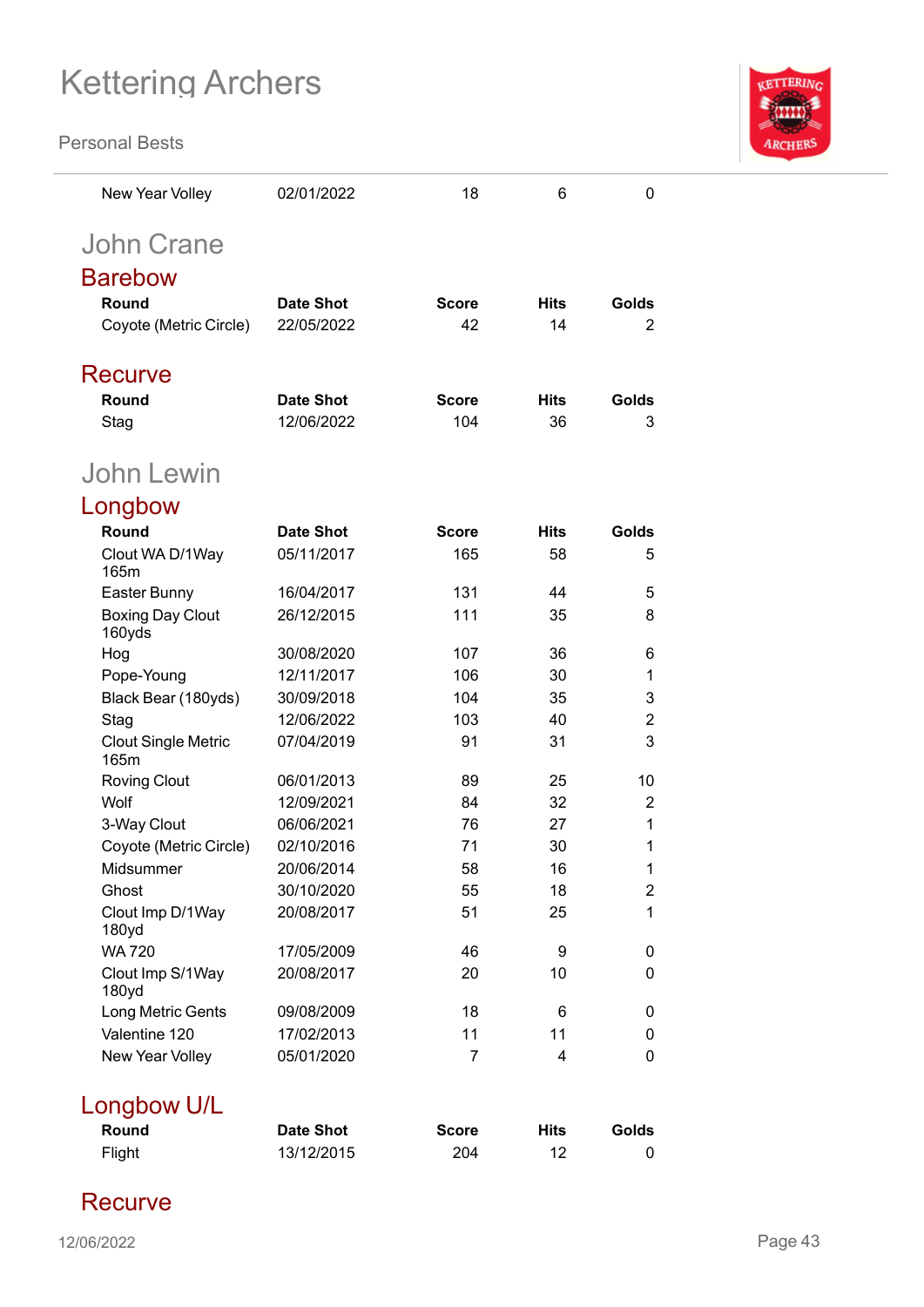| | | | | |
|---|---|---|---|---|
| New Year Volley | 02/01/2022 | 18 | 6 | 0 |

## John Crane

### Barebow

| Round | Date Shot | Score | Hits | Golds |
|---|---|---|---|---|
| Coyote (Metric Circle) | 22/05/2022 | 42 | 14 | 2 |

### Recurve

| Round | Date Shot | Score | Hits | Golds |
|---|---|---|---|---|
| Stag | 12/06/2022 | 104 | 36 | 3 |

## John Lewin

### Longbow

| Round | Date Shot | Score | Hits | Golds |
|---|---|---|---|---|
| Clout WA D/1Way 165m | 05/11/2017 | 165 | 58 | 5 |
| Easter Bunny | 16/04/2017 | 131 | 44 | 5 |
| Boxing Day Clout 160yds | 26/12/2015 | 111 | 35 | 8 |
| Hog | 30/08/2020 | 107 | 36 | 6 |
| Pope-Young | 12/11/2017 | 106 | 30 | 1 |
| Black Bear (180yds) | 30/09/2018 | 104 | 35 | 3 |
| Stag | 12/06/2022 | 103 | 40 | 2 |
| Clout Single Metric 165m | 07/04/2019 | 91 | 31 | 3 |
| Roving Clout | 06/01/2013 | 89 | 25 | 10 |
| Wolf | 12/09/2021 | 84 | 32 | 2 |
| 3-Way Clout | 06/06/2021 | 76 | 27 | 1 |
| Coyote (Metric Circle) | 02/10/2016 | 71 | 30 | 1 |
| Midsummer | 20/06/2014 | 58 | 16 | 1 |
| Ghost | 30/10/2020 | 55 | 18 | 2 |
| Clout Imp D/1Way 180yd | 20/08/2017 | 51 | 25 | 1 |
| WA 720 | 17/05/2009 | 46 | 9 | 0 |
| Clout Imp S/1Way 180yd | 20/08/2017 | 20 | 10 | 0 |
| Long Metric Gents | 09/08/2009 | 18 | 6 | 0 |
| Valentine 120 | 17/02/2013 | 11 | 11 | 0 |
| New Year Volley | 05/01/2020 | 7 | 4 | 0 |

### Longbow U/L

| Round | Date Shot | Score | Hits | Golds |
|---|---|---|---|---|
| Flight | 13/12/2015 | 204 | 12 | 0 |

### Recurve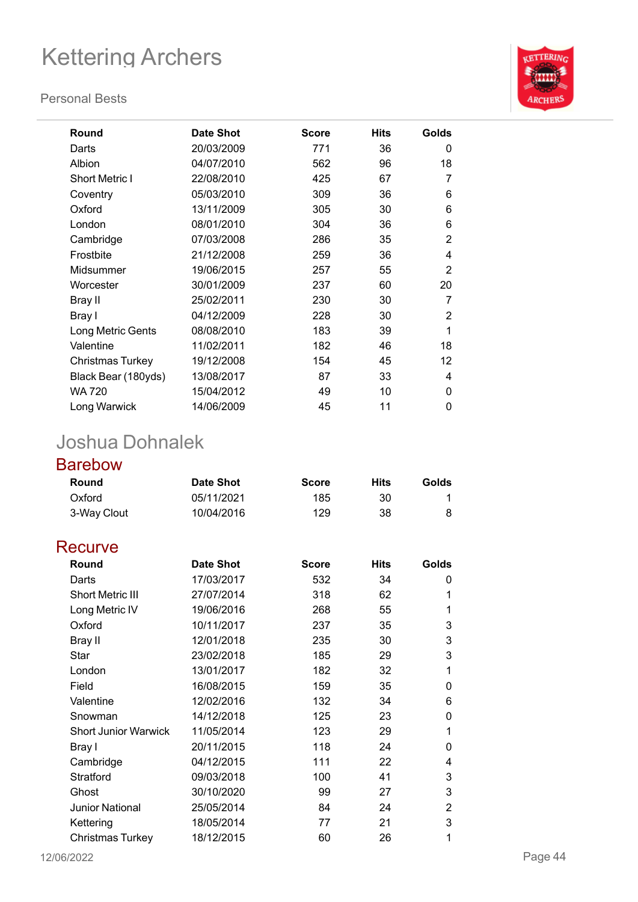# Kettering Archers

Personal Bests

| Round | Date Shot | Score | Hits | Golds |
|---|---|---|---|---|
| Darts | 20/03/2009 | 771 | 36 | 0 |
| Albion | 04/07/2010 | 562 | 96 | 18 |
| Short Metric I | 22/08/2010 | 425 | 67 | 7 |
| Coventry | 05/03/2010 | 309 | 36 | 6 |
| Oxford | 13/11/2009 | 305 | 30 | 6 |
| London | 08/01/2010 | 304 | 36 | 6 |
| Cambridge | 07/03/2008 | 286 | 35 | 2 |
| Frostbite | 21/12/2008 | 259 | 36 | 4 |
| Midsummer | 19/06/2015 | 257 | 55 | 2 |
| Worcester | 30/01/2009 | 237 | 60 | 20 |
| Bray II | 25/02/2011 | 230 | 30 | 7 |
| Bray I | 04/12/2009 | 228 | 30 | 2 |
| Long Metric Gents | 08/08/2010 | 183 | 39 | 1 |
| Valentine | 11/02/2011 | 182 | 46 | 18 |
| Christmas Turkey | 19/12/2008 | 154 | 45 | 12 |
| Black Bear (180yds) | 13/08/2017 | 87 | 33 | 4 |
| WA 720 | 15/04/2012 | 49 | 10 | 0 |
| Long Warwick | 14/06/2009 | 45 | 11 | 0 |

## Joshua Dohnalek

### Barebow

| Round | Date Shot | Score | Hits | Golds |
|---|---|---|---|---|
| Oxford | 05/11/2021 | 185 | 30 | 1 |
| 3-Way Clout | 10/04/2016 | 129 | 38 | 8 |

### Recurve

| Round | Date Shot | Score | Hits | Golds |
|---|---|---|---|---|
| Darts | 17/03/2017 | 532 | 34 | 0 |
| Short Metric III | 27/07/2014 | 318 | 62 | 1 |
| Long Metric IV | 19/06/2016 | 268 | 55 | 1 |
| Oxford | 10/11/2017 | 237 | 35 | 3 |
| Bray II | 12/01/2018 | 235 | 30 | 3 |
| Star | 23/02/2018 | 185 | 29 | 3 |
| London | 13/01/2017 | 182 | 32 | 1 |
| Field | 16/08/2015 | 159 | 35 | 0 |
| Valentine | 12/02/2016 | 132 | 34 | 6 |
| Snowman | 14/12/2018 | 125 | 23 | 0 |
| Short Junior Warwick | 11/05/2014 | 123 | 29 | 1 |
| Bray I | 20/11/2015 | 118 | 24 | 0 |
| Cambridge | 04/12/2015 | 111 | 22 | 4 |
| Stratford | 09/03/2018 | 100 | 41 | 3 |
| Ghost | 30/10/2020 | 99 | 27 | 3 |
| Junior National | 25/05/2014 | 84 | 24 | 2 |
| Kettering | 18/05/2014 | 77 | 21 | 3 |
| Christmas Turkey | 18/12/2015 | 60 | 26 | 1 |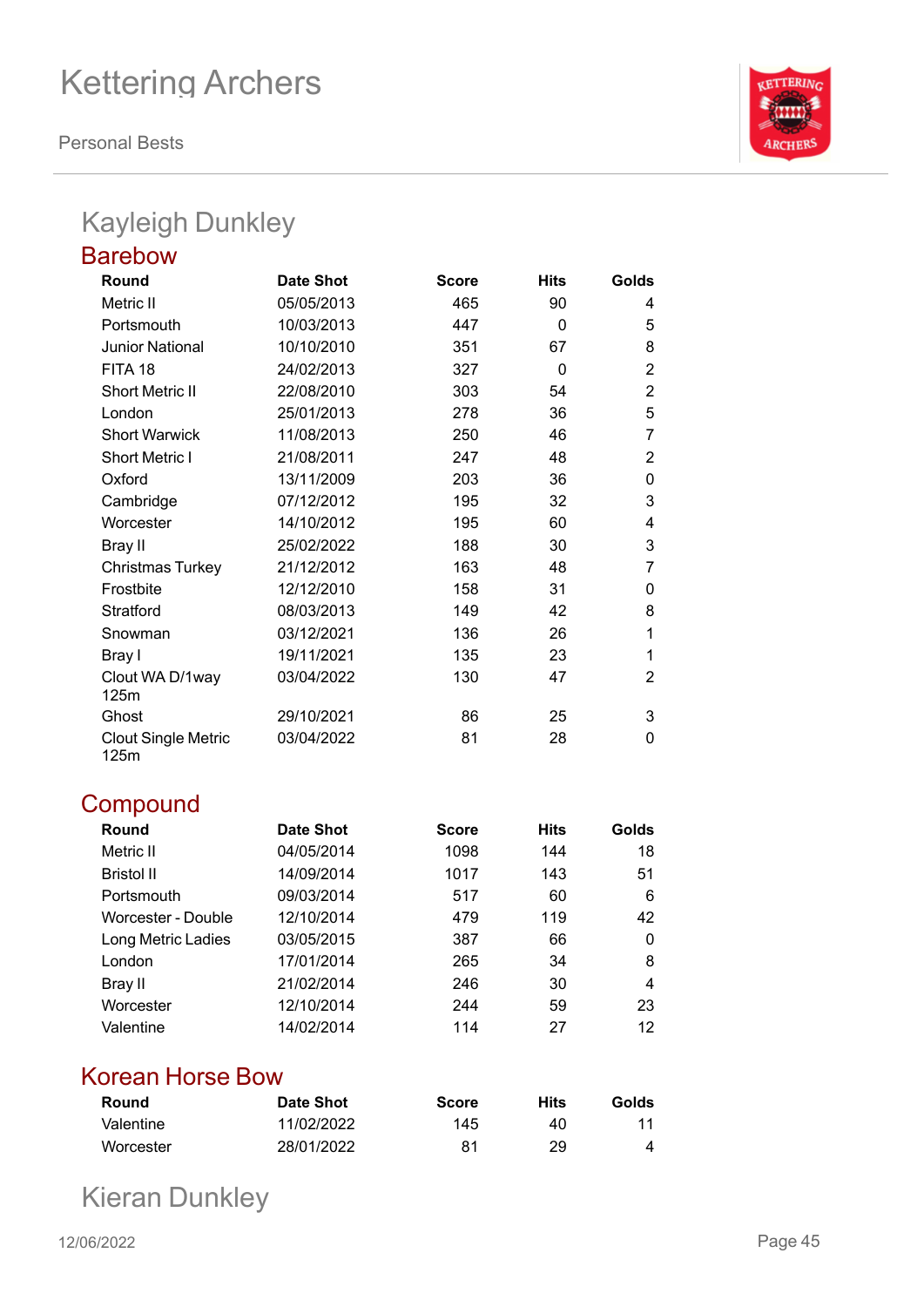## Kayleigh Dunkley

### Barebow

| Round | Date Shot | Score | Hits | Golds |
|---|---|---|---|---|
| Metric II | 05/05/2013 | 465 | 90 | 4 |
| Portsmouth | 10/03/2013 | 447 | 0 | 5 |
| Junior National | 10/10/2010 | 351 | 67 | 8 |
| FITA 18 | 24/02/2013 | 327 | 0 | 2 |
| Short Metric II | 22/08/2010 | 303 | 54 | 2 |
| London | 25/01/2013 | 278 | 36 | 5 |
| Short Warwick | 11/08/2013 | 250 | 46 | 7 |
| Short Metric I | 21/08/2011 | 247 | 48 | 2 |
| Oxford | 13/11/2009 | 203 | 36 | 0 |
| Cambridge | 07/12/2012 | 195 | 32 | 3 |
| Worcester | 14/10/2012 | 195 | 60 | 4 |
| Bray II | 25/02/2022 | 188 | 30 | 3 |
| Christmas Turkey | 21/12/2012 | 163 | 48 | 7 |
| Frostbite | 12/12/2010 | 158 | 31 | 0 |
| Stratford | 08/03/2013 | 149 | 42 | 8 |
| Snowman | 03/12/2021 | 136 | 26 | 1 |
| Bray I | 19/11/2021 | 135 | 23 | 1 |
| Clout WA D/1way 125m | 03/04/2022 | 130 | 47 | 2 |
| Ghost | 29/10/2021 | 86 | 25 | 3 |
| Clout Single Metric 125m | 03/04/2022 | 81 | 28 | 0 |

### Compound

| Round | Date Shot | Score | Hits | Golds |
|---|---|---|---|---|
| Metric II | 04/05/2014 | 1098 | 144 | 18 |
| Bristol II | 14/09/2014 | 1017 | 143 | 51 |
| Portsmouth | 09/03/2014 | 517 | 60 | 6 |
| Worcester - Double | 12/10/2014 | 479 | 119 | 42 |
| Long Metric Ladies | 03/05/2015 | 387 | 66 | 0 |
| London | 17/01/2014 | 265 | 34 | 8 |
| Bray II | 21/02/2014 | 246 | 30 | 4 |
| Worcester | 12/10/2014 | 244 | 59 | 23 |
| Valentine | 14/02/2014 | 114 | 27 | 12 |

### Korean Horse Bow

| Round | Date Shot | Score | Hits | Golds |
|---|---|---|---|---|
| Valentine | 11/02/2022 | 145 | 40 | 11 |
| Worcester | 28/01/2022 | 81 | 29 | 4 |

## Kieran Dunkley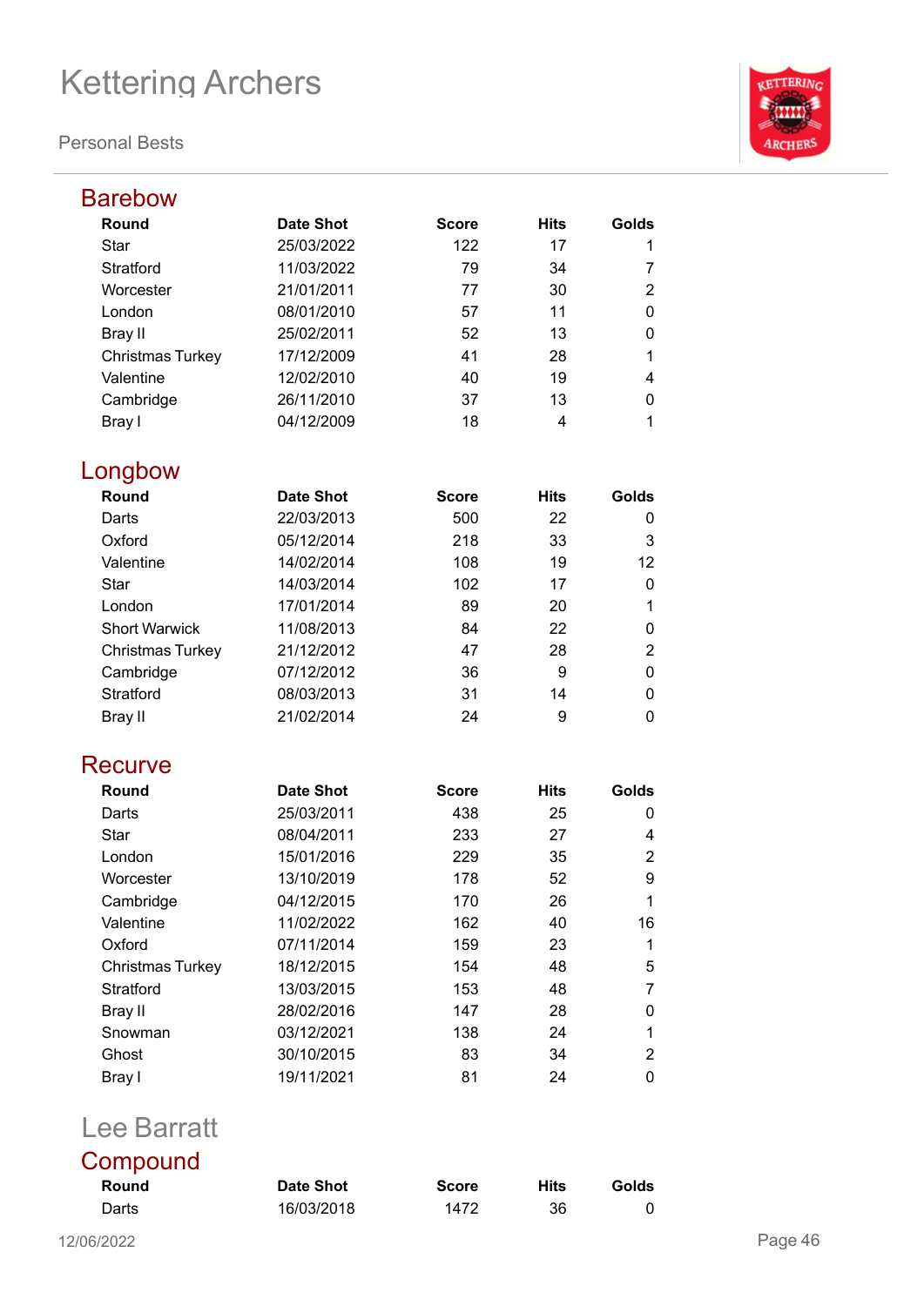# Kettering Archers

Personal Bests

## Barebow

| Round | Date Shot | Score | Hits | Golds |
|---|---|---|---|---|
| Star | 25/03/2022 | 122 | 17 | 1 |
| Stratford | 11/03/2022 | 79 | 34 | 7 |
| Worcester | 21/01/2011 | 77 | 30 | 2 |
| London | 08/01/2010 | 57 | 11 | 0 |
| Bray II | 25/02/2011 | 52 | 13 | 0 |
| Christmas Turkey | 17/12/2009 | 41 | 28 | 1 |
| Valentine | 12/02/2010 | 40 | 19 | 4 |
| Cambridge | 26/11/2010 | 37 | 13 | 0 |
| Bray I | 04/12/2009 | 18 | 4 | 1 |

## Longbow

| Round | Date Shot | Score | Hits | Golds |
|---|---|---|---|---|
| Darts | 22/03/2013 | 500 | 22 | 0 |
| Oxford | 05/12/2014 | 218 | 33 | 3 |
| Valentine | 14/02/2014 | 108 | 19 | 12 |
| Star | 14/03/2014 | 102 | 17 | 0 |
| London | 17/01/2014 | 89 | 20 | 1 |
| Short Warwick | 11/08/2013 | 84 | 22 | 0 |
| Christmas Turkey | 21/12/2012 | 47 | 28 | 2 |
| Cambridge | 07/12/2012 | 36 | 9 | 0 |
| Stratford | 08/03/2013 | 31 | 14 | 0 |
| Bray II | 21/02/2014 | 24 | 9 | 0 |

## Recurve

| Round | Date Shot | Score | Hits | Golds |
|---|---|---|---|---|
| Darts | 25/03/2011 | 438 | 25 | 0 |
| Star | 08/04/2011 | 233 | 27 | 4 |
| London | 15/01/2016 | 229 | 35 | 2 |
| Worcester | 13/10/2019 | 178 | 52 | 9 |
| Cambridge | 04/12/2015 | 170 | 26 | 1 |
| Valentine | 11/02/2022 | 162 | 40 | 16 |
| Oxford | 07/11/2014 | 159 | 23 | 1 |
| Christmas Turkey | 18/12/2015 | 154 | 48 | 5 |
| Stratford | 13/03/2015 | 153 | 48 | 7 |
| Bray II | 28/02/2016 | 147 | 28 | 0 |
| Snowman | 03/12/2021 | 138 | 24 | 1 |
| Ghost | 30/10/2015 | 83 | 34 | 2 |
| Bray I | 19/11/2021 | 81 | 24 | 0 |

# Lee Barratt

## Compound

| Round | Date Shot | Score | Hits | Golds |
|---|---|---|---|---|
| Darts | 16/03/2018 | 1472 | 36 | 0 |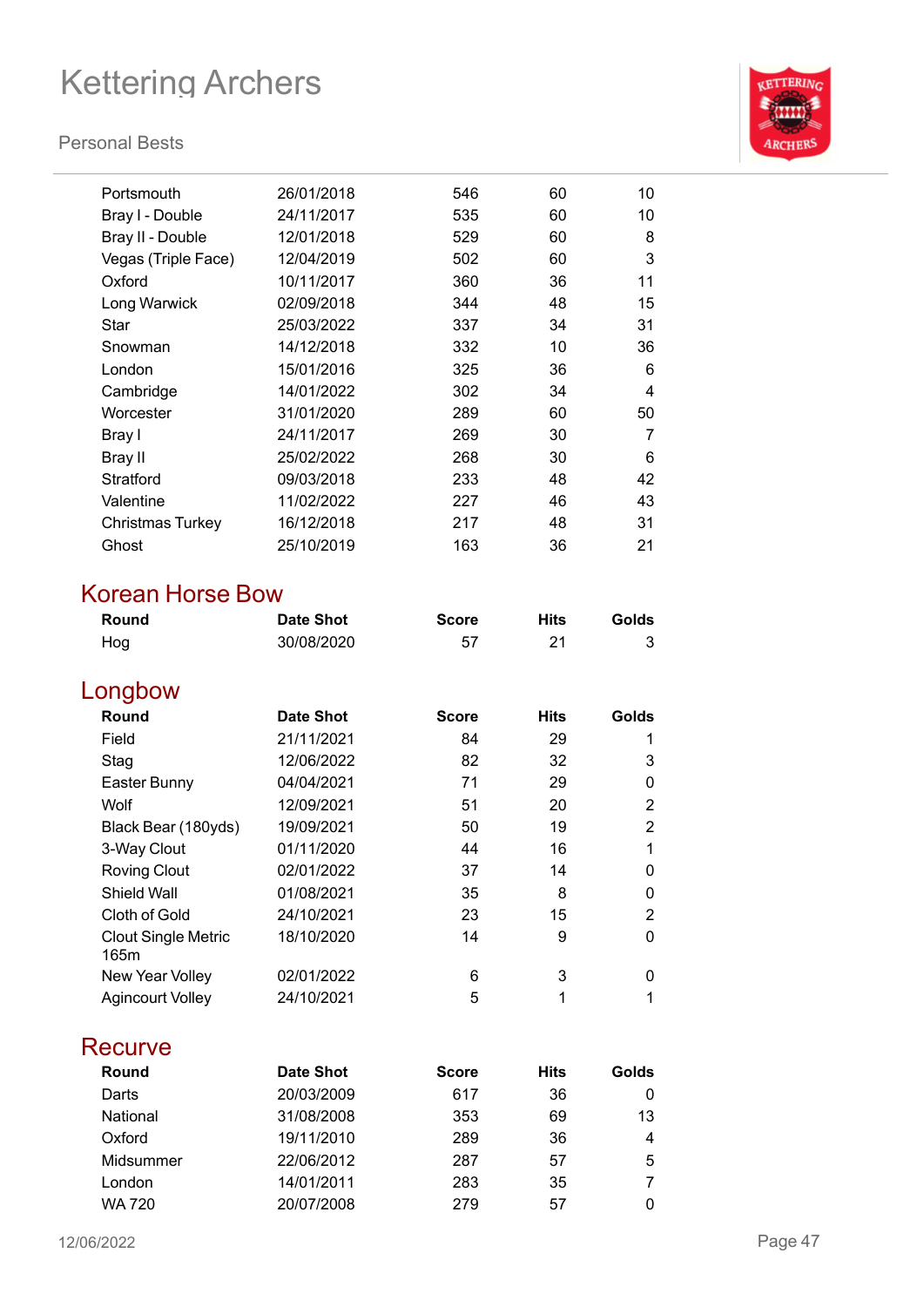| Round | Date Shot | Score | Hits | Golds |
|---|---|---|---|---|
| Portsmouth | 26/01/2018 | 546 | 60 | 10 |
| Bray I - Double | 24/11/2017 | 535 | 60 | 10 |
| Bray II - Double | 12/01/2018 | 529 | 60 | 8 |
| Vegas (Triple Face) | 12/04/2019 | 502 | 60 | 3 |
| Oxford | 10/11/2017 | 360 | 36 | 11 |
| Long Warwick | 02/09/2018 | 344 | 48 | 15 |
| Star | 25/03/2022 | 337 | 34 | 31 |
| Snowman | 14/12/2018 | 332 | 10 | 36 |
| London | 15/01/2016 | 325 | 36 | 6 |
| Cambridge | 14/01/2022 | 302 | 34 | 4 |
| Worcester | 31/01/2020 | 289 | 60 | 50 |
| Bray I | 24/11/2017 | 269 | 30 | 7 |
| Bray II | 25/02/2022 | 268 | 30 | 6 |
| Stratford | 09/03/2018 | 233 | 48 | 42 |
| Valentine | 11/02/2022 | 227 | 46 | 43 |
| Christmas Turkey | 16/12/2018 | 217 | 48 | 31 |
| Ghost | 25/10/2019 | 163 | 36 | 21 |

## Korean Horse Bow

| Round | Date Shot | Score | Hits | Golds |
|---|---|---|---|---|
| Hog | 30/08/2020 | 57 | 21 | 3 |

## Longbow

| Round | Date Shot | Score | Hits | Golds |
|---|---|---|---|---|
| Field | 21/11/2021 | 84 | 29 | 1 |
| Stag | 12/06/2022 | 82 | 32 | 3 |
| Easter Bunny | 04/04/2021 | 71 | 29 | 0 |
| Wolf | 12/09/2021 | 51 | 20 | 2 |
| Black Bear (180yds) | 19/09/2021 | 50 | 19 | 2 |
| 3-Way Clout | 01/11/2020 | 44 | 16 | 1 |
| Roving Clout | 02/01/2022 | 37 | 14 | 0 |
| Shield Wall | 01/08/2021 | 35 | 8 | 0 |
| Cloth of Gold | 24/10/2021 | 23 | 15 | 2 |
| Clout Single Metric 165m | 18/10/2020 | 14 | 9 | 0 |
| New Year Volley | 02/01/2022 | 6 | 3 | 0 |
| Agincourt Volley | 24/10/2021 | 5 | 1 | 1 |

## Recurve

| Round | Date Shot | Score | Hits | Golds |
|---|---|---|---|---|
| Darts | 20/03/2009 | 617 | 36 | 0 |
| National | 31/08/2008 | 353 | 69 | 13 |
| Oxford | 19/11/2010 | 289 | 36 | 4 |
| Midsummer | 22/06/2012 | 287 | 57 | 5 |
| London | 14/01/2011 | 283 | 35 | 7 |
| WA 720 | 20/07/2008 | 279 | 57 | 0 |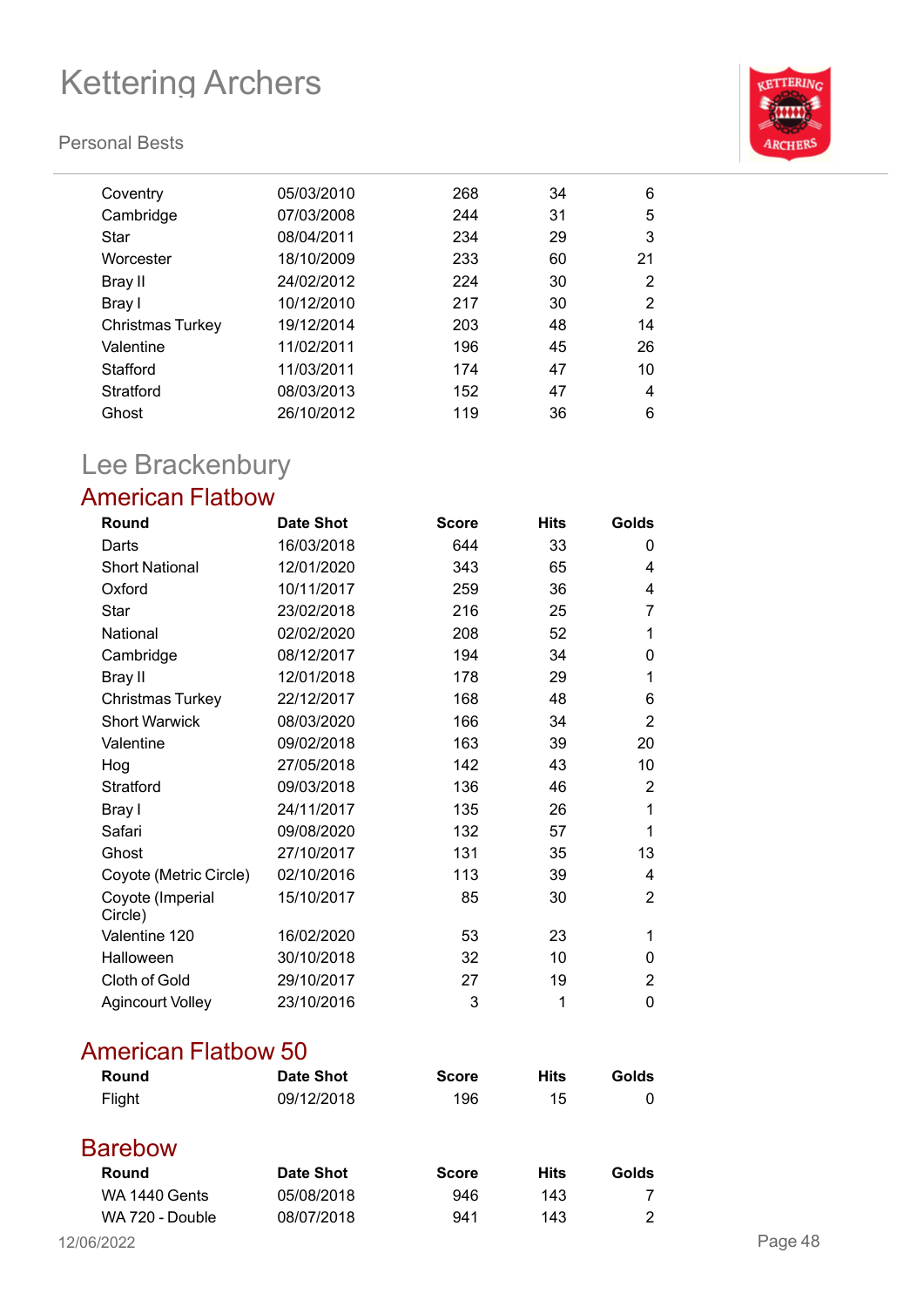| | | | | |
|---|---|---|---|---|
| Coventry | 05/03/2010 | 268 | 34 | 6 |
| Cambridge | 07/03/2008 | 244 | 31 | 5 |
| Star | 08/04/2011 | 234 | 29 | 3 |
| Worcester | 18/10/2009 | 233 | 60 | 21 |
| Bray II | 24/02/2012 | 224 | 30 | 2 |
| Bray I | 10/12/2010 | 217 | 30 | 2 |
| Christmas Turkey | 19/12/2014 | 203 | 48 | 14 |
| Valentine | 11/02/2011 | 196 | 45 | 26 |
| Stafford | 11/03/2011 | 174 | 47 | 10 |
| Stratford | 08/03/2013 | 152 | 47 | 4 |
| Ghost | 26/10/2012 | 119 | 36 | 6 |

# Lee Brackenbury

## American Flatbow

| Round | Date Shot | Score | Hits | Golds |
|---|---|---|---|---|
| Darts | 16/03/2018 | 644 | 33 | 0 |
| Short National | 12/01/2020 | 343 | 65 | 4 |
| Oxford | 10/11/2017 | 259 | 36 | 4 |
| Star | 23/02/2018 | 216 | 25 | 7 |
| National | 02/02/2020 | 208 | 52 | 1 |
| Cambridge | 08/12/2017 | 194 | 34 | 0 |
| Bray II | 12/01/2018 | 178 | 29 | 1 |
| Christmas Turkey | 22/12/2017 | 168 | 48 | 6 |
| Short Warwick | 08/03/2020 | 166 | 34 | 2 |
| Valentine | 09/02/2018 | 163 | 39 | 20 |
| Hog | 27/05/2018 | 142 | 43 | 10 |
| Stratford | 09/03/2018 | 136 | 46 | 2 |
| Bray I | 24/11/2017 | 135 | 26 | 1 |
| Safari | 09/08/2020 | 132 | 57 | 1 |
| Ghost | 27/10/2017 | 131 | 35 | 13 |
| Coyote (Metric Circle) | 02/10/2016 | 113 | 39 | 4 |
| Coyote (Imperial Circle) | 15/10/2017 | 85 | 30 | 2 |
| Valentine 120 | 16/02/2020 | 53 | 23 | 1 |
| Halloween | 30/10/2018 | 32 | 10 | 0 |
| Cloth of Gold | 29/10/2017 | 27 | 19 | 2 |
| Agincourt Volley | 23/10/2016 | 3 | 1 | 0 |

## American Flatbow 50

| Round | Date Shot | Score | Hits | Golds |
|---|---|---|---|---|
| Flight | 09/12/2018 | 196 | 15 | 0 |

## Barebow

| Round | Date Shot | Score | Hits | Golds |
|---|---|---|---|---|
| WA 1440 Gents | 05/08/2018 | 946 | 143 | 7 |
| WA 720 - Double | 08/07/2018 | 941 | 143 | 2 |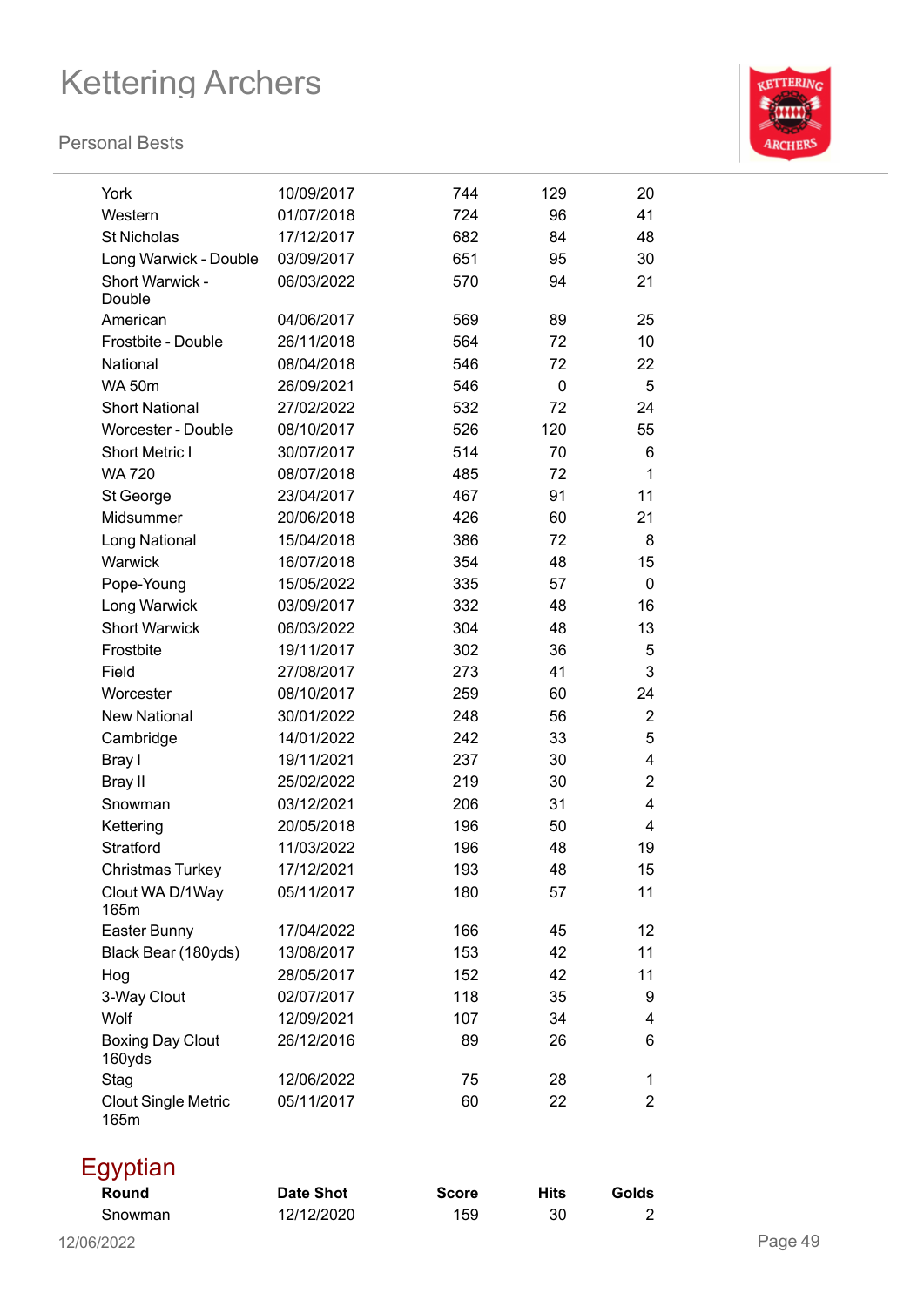| | | | | |
|---|---|---|---|---|
| York | 10/09/2017 | 744 | 129 | 20 |
| Western | 01/07/2018 | 724 | 96 | 41 |
| St Nicholas | 17/12/2017 | 682 | 84 | 48 |
| Long Warwick - Double | 03/09/2017 | 651 | 95 | 30 |
| Short Warwick - Double | 06/03/2022 | 570 | 94 | 21 |
| American | 04/06/2017 | 569 | 89 | 25 |
| Frostbite - Double | 26/11/2018 | 564 | 72 | 10 |
| National | 08/04/2018 | 546 | 72 | 22 |
| WA 50m | 26/09/2021 | 546 | 0 | 5 |
| Short National | 27/02/2022 | 532 | 72 | 24 |
| Worcester - Double | 08/10/2017 | 526 | 120 | 55 |
| Short Metric I | 30/07/2017 | 514 | 70 | 6 |
| WA 720 | 08/07/2018 | 485 | 72 | 1 |
| St George | 23/04/2017 | 467 | 91 | 11 |
| Midsummer | 20/06/2018 | 426 | 60 | 21 |
| Long National | 15/04/2018 | 386 | 72 | 8 |
| Warwick | 16/07/2018 | 354 | 48 | 15 |
| Pope-Young | 15/05/2022 | 335 | 57 | 0 |
| Long Warwick | 03/09/2017 | 332 | 48 | 16 |
| Short Warwick | 06/03/2022 | 304 | 48 | 13 |
| Frostbite | 19/11/2017 | 302 | 36 | 5 |
| Field | 27/08/2017 | 273 | 41 | 3 |
| Worcester | 08/10/2017 | 259 | 60 | 24 |
| New National | 30/01/2022 | 248 | 56 | 2 |
| Cambridge | 14/01/2022 | 242 | 33 | 5 |
| Bray I | 19/11/2021 | 237 | 30 | 4 |
| Bray II | 25/02/2022 | 219 | 30 | 2 |
| Snowman | 03/12/2021 | 206 | 31 | 4 |
| Kettering | 20/05/2018 | 196 | 50 | 4 |
| Stratford | 11/03/2022 | 196 | 48 | 19 |
| Christmas Turkey | 17/12/2021 | 193 | 48 | 15 |
| Clout WA D/1Way 165m | 05/11/2017 | 180 | 57 | 11 |
| Easter Bunny | 17/04/2022 | 166 | 45 | 12 |
| Black Bear (180yds) | 13/08/2017 | 153 | 42 | 11 |
| Hog | 28/05/2017 | 152 | 42 | 11 |
| 3-Way Clout | 02/07/2017 | 118 | 35 | 9 |
| Wolf | 12/09/2021 | 107 | 34 | 4 |
| Boxing Day Clout 160yds | 26/12/2016 | 89 | 26 | 6 |
| Stag | 12/06/2022 | 75 | 28 | 1 |
| Clout Single Metric 165m | 05/11/2017 | 60 | 22 | 2 |

## Egyptian

| Round | Date Shot | Score | Hits | Golds |
|---|---|---|---|---|
| Snowman | 12/12/2020 | 159 | 30 | 2 |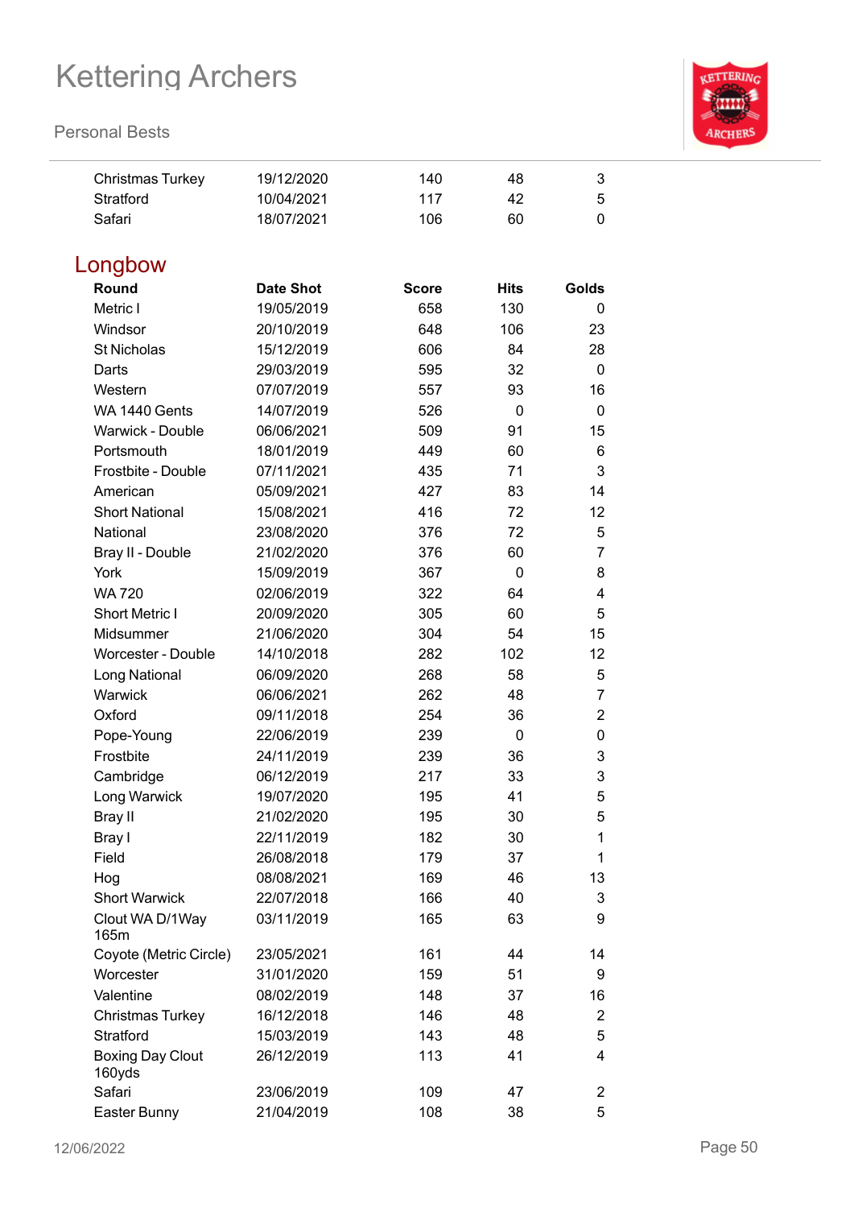| | | | | |
|---|---|---|---|---|
| Christmas Turkey | 19/12/2020 | 140 | 48 | 3 |
| Stratford | 10/04/2021 | 117 | 42 | 5 |
| Safari | 18/07/2021 | 106 | 60 | 0 |

## Longbow

| Round | Date Shot | Score | Hits | Golds |
|---|---|---|---|---|
| Metric I | 19/05/2019 | 658 | 130 | 0 |
| Windsor | 20/10/2019 | 648 | 106 | 23 |
| St Nicholas | 15/12/2019 | 606 | 84 | 28 |
| Darts | 29/03/2019 | 595 | 32 | 0 |
| Western | 07/07/2019 | 557 | 93 | 16 |
| WA 1440 Gents | 14/07/2019 | 526 | 0 | 0 |
| Warwick - Double | 06/06/2021 | 509 | 91 | 15 |
| Portsmouth | 18/01/2019 | 449 | 60 | 6 |
| Frostbite - Double | 07/11/2021 | 435 | 71 | 3 |
| American | 05/09/2021 | 427 | 83 | 14 |
| Short National | 15/08/2021 | 416 | 72 | 12 |
| National | 23/08/2020 | 376 | 72 | 5 |
| Bray II - Double | 21/02/2020 | 376 | 60 | 7 |
| York | 15/09/2019 | 367 | 0 | 8 |
| WA 720 | 02/06/2019 | 322 | 64 | 4 |
| Short Metric I | 20/09/2020 | 305 | 60 | 5 |
| Midsummer | 21/06/2020 | 304 | 54 | 15 |
| Worcester - Double | 14/10/2018 | 282 | 102 | 12 |
| Long National | 06/09/2020 | 268 | 58 | 5 |
| Warwick | 06/06/2021 | 262 | 48 | 7 |
| Oxford | 09/11/2018 | 254 | 36 | 2 |
| Pope-Young | 22/06/2019 | 239 | 0 | 0 |
| Frostbite | 24/11/2019 | 239 | 36 | 3 |
| Cambridge | 06/12/2019 | 217 | 33 | 3 |
| Long Warwick | 19/07/2020 | 195 | 41 | 5 |
| Bray II | 21/02/2020 | 195 | 30 | 5 |
| Bray I | 22/11/2019 | 182 | 30 | 1 |
| Field | 26/08/2018 | 179 | 37 | 1 |
| Hog | 08/08/2021 | 169 | 46 | 13 |
| Short Warwick | 22/07/2018 | 166 | 40 | 3 |
| Clout WA D/1Way 165m | 03/11/2019 | 165 | 63 | 9 |
| Coyote (Metric Circle) | 23/05/2021 | 161 | 44 | 14 |
| Worcester | 31/01/2020 | 159 | 51 | 9 |
| Valentine | 08/02/2019 | 148 | 37 | 16 |
| Christmas Turkey | 16/12/2018 | 146 | 48 | 2 |
| Stratford | 15/03/2019 | 143 | 48 | 5 |
| Boxing Day Clout 160yds | 26/12/2019 | 113 | 41 | 4 |
| Safari | 23/06/2019 | 109 | 47 | 2 |
| Easter Bunny | 21/04/2019 | 108 | 38 | 5 |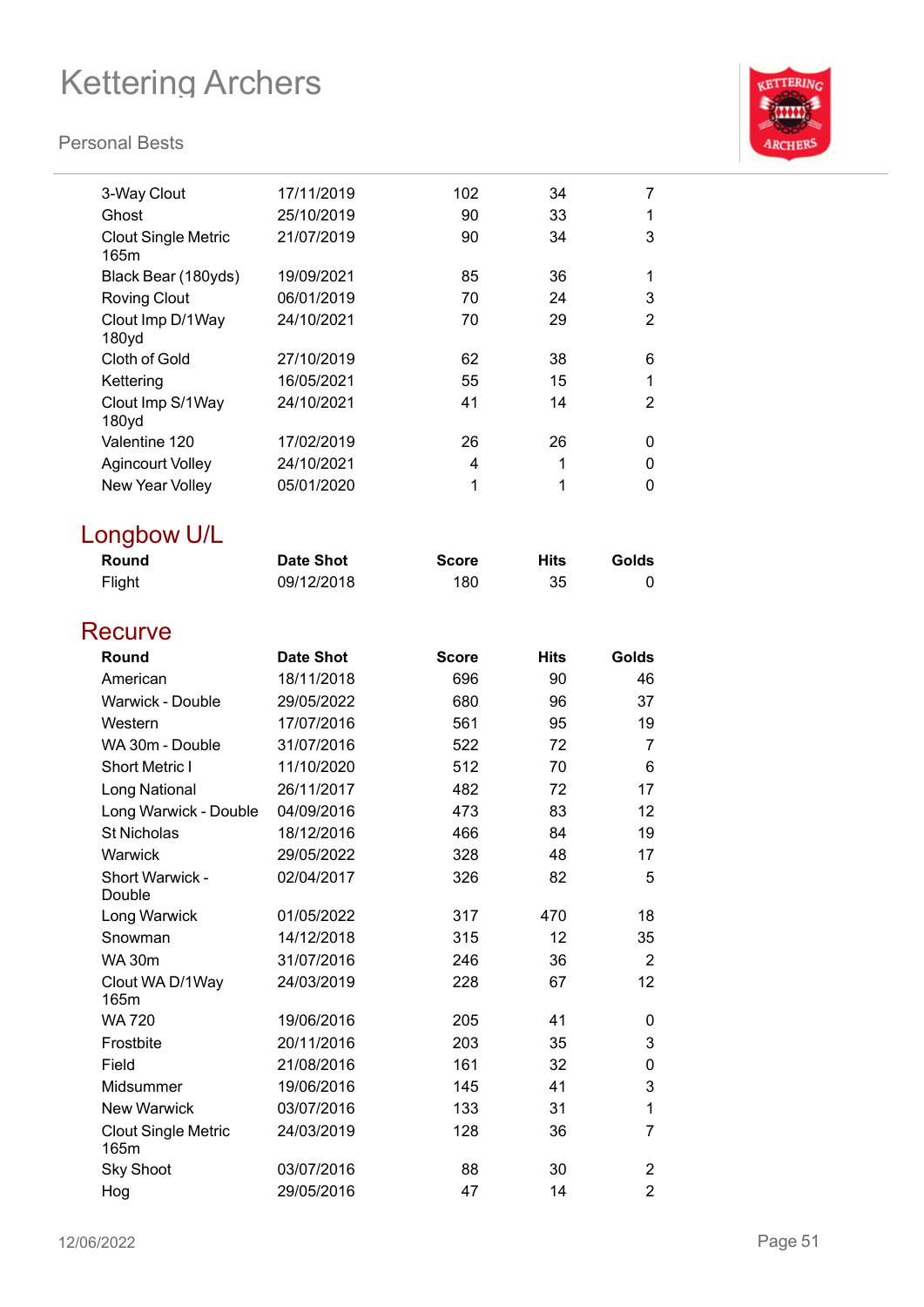| Round | Date Shot | Score | Hits | Golds |
|---|---|---|---|---|
| 3-Way Clout | 17/11/2019 | 102 | 34 | 7 |
| Ghost | 25/10/2019 | 90 | 33 | 1 |
| Clout Single Metric 165m | 21/07/2019 | 90 | 34 | 3 |
| Black Bear (180yds) | 19/09/2021 | 85 | 36 | 1 |
| Roving Clout | 06/01/2019 | 70 | 24 | 3 |
| Clout Imp D/1Way 180yd | 24/10/2021 | 70 | 29 | 2 |
| Cloth of Gold | 27/10/2019 | 62 | 38 | 6 |
| Kettering | 16/05/2021 | 55 | 15 | 1 |
| Clout Imp S/1Way 180yd | 24/10/2021 | 41 | 14 | 2 |
| Valentine 120 | 17/02/2019 | 26 | 26 | 0 |
| Agincourt Volley | 24/10/2021 | 4 | 1 | 0 |
| New Year Volley | 05/01/2020 | 1 | 1 | 0 |

## Longbow U/L

| Round | Date Shot | Score | Hits | Golds |
|---|---|---|---|---|
| Flight | 09/12/2018 | 180 | 35 | 0 |

## Recurve

| Round | Date Shot | Score | Hits | Golds |
|---|---|---|---|---|
| American | 18/11/2018 | 696 | 90 | 46 |
| Warwick - Double | 29/05/2022 | 680 | 96 | 37 |
| Western | 17/07/2016 | 561 | 95 | 19 |
| WA 30m - Double | 31/07/2016 | 522 | 72 | 7 |
| Short Metric I | 11/10/2020 | 512 | 70 | 6 |
| Long National | 26/11/2017 | 482 | 72 | 17 |
| Long Warwick - Double | 04/09/2016 | 473 | 83 | 12 |
| St Nicholas | 18/12/2016 | 466 | 84 | 19 |
| Warwick | 29/05/2022 | 328 | 48 | 17 |
| Short Warwick - Double | 02/04/2017 | 326 | 82 | 5 |
| Long Warwick | 01/05/2022 | 317 | 470 | 18 |
| Snowman | 14/12/2018 | 315 | 12 | 35 |
| WA 30m | 31/07/2016 | 246 | 36 | 2 |
| Clout WA D/1Way 165m | 24/03/2019 | 228 | 67 | 12 |
| WA 720 | 19/06/2016 | 205 | 41 | 0 |
| Frostbite | 20/11/2016 | 203 | 35 | 3 |
| Field | 21/08/2016 | 161 | 32 | 0 |
| Midsummer | 19/06/2016 | 145 | 41 | 3 |
| New Warwick | 03/07/2016 | 133 | 31 | 1 |
| Clout Single Metric 165m | 24/03/2019 | 128 | 36 | 7 |
| Sky Shoot | 03/07/2016 | 88 | 30 | 2 |
| Hog | 29/05/2016 | 47 | 14 | 2 |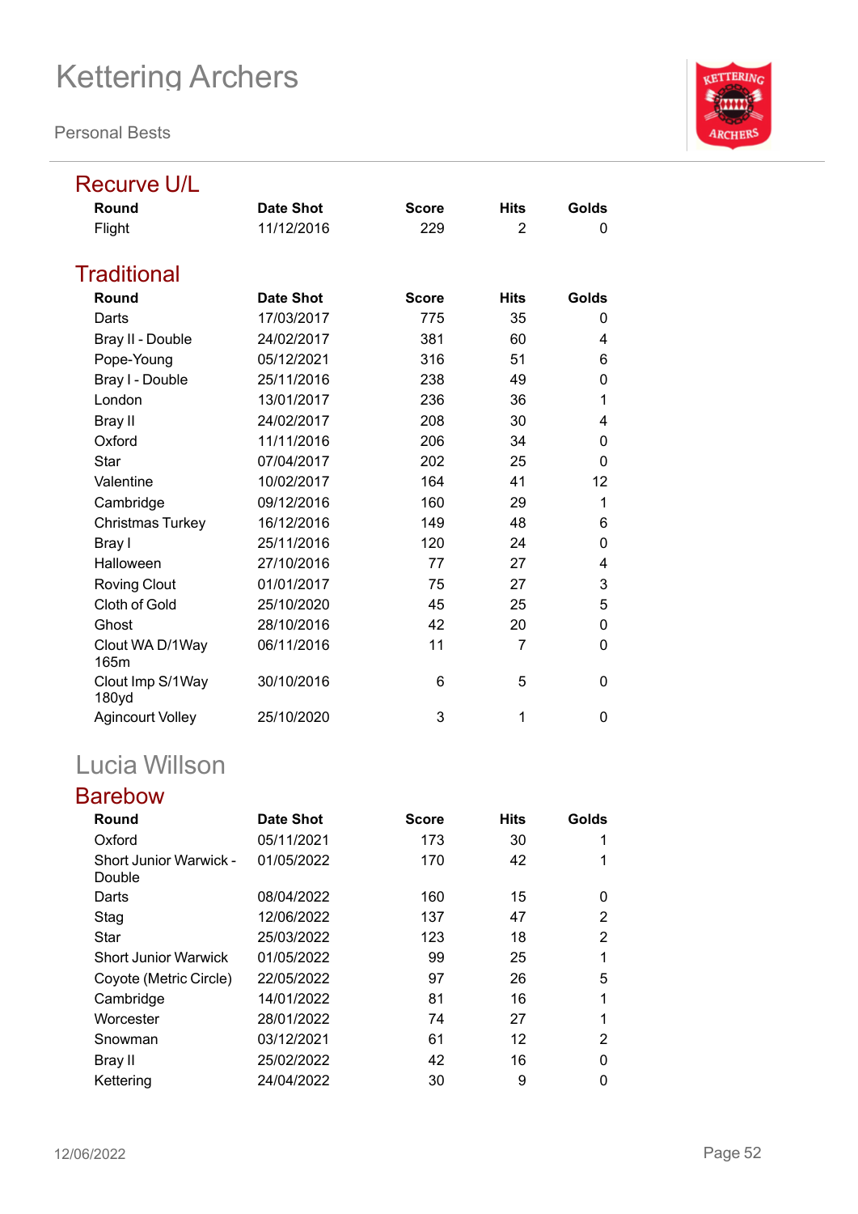# Kettering Archers

Personal Bests

## Recurve U/L

| Round | Date Shot | Score | Hits | Golds |
|---|---|---|---|---|
| Flight | 11/12/2016 | 229 | 2 | 0 |

## Traditional

| Round | Date Shot | Score | Hits | Golds |
|---|---|---|---|---|
| Darts | 17/03/2017 | 775 | 35 | 0 |
| Bray II - Double | 24/02/2017 | 381 | 60 | 4 |
| Pope-Young | 05/12/2021 | 316 | 51 | 6 |
| Bray I - Double | 25/11/2016 | 238 | 49 | 0 |
| London | 13/01/2017 | 236 | 36 | 1 |
| Bray II | 24/02/2017 | 208 | 30 | 4 |
| Oxford | 11/11/2016 | 206 | 34 | 0 |
| Star | 07/04/2017 | 202 | 25 | 0 |
| Valentine | 10/02/2017 | 164 | 41 | 12 |
| Cambridge | 09/12/2016 | 160 | 29 | 1 |
| Christmas Turkey | 16/12/2016 | 149 | 48 | 6 |
| Bray I | 25/11/2016 | 120 | 24 | 0 |
| Halloween | 27/10/2016 | 77 | 27 | 4 |
| Roving Clout | 01/01/2017 | 75 | 27 | 3 |
| Cloth of Gold | 25/10/2020 | 45 | 25 | 5 |
| Ghost | 28/10/2016 | 42 | 20 | 0 |
| Clout WA D/1Way 165m | 06/11/2016 | 11 | 7 | 0 |
| Clout Imp S/1Way 180yd | 30/10/2016 | 6 | 5 | 0 |
| Agincourt Volley | 25/10/2020 | 3 | 1 | 0 |

# Lucia Willson

## Barebow

| Round | Date Shot | Score | Hits | Golds |
|---|---|---|---|---|
| Oxford | 05/11/2021 | 173 | 30 | 1 |
| Short Junior Warwick - Double | 01/05/2022 | 170 | 42 | 1 |
| Darts | 08/04/2022 | 160 | 15 | 0 |
| Stag | 12/06/2022 | 137 | 47 | 2 |
| Star | 25/03/2022 | 123 | 18 | 2 |
| Short Junior Warwick | 01/05/2022 | 99 | 25 | 1 |
| Coyote (Metric Circle) | 22/05/2022 | 97 | 26 | 5 |
| Cambridge | 14/01/2022 | 81 | 16 | 1 |
| Worcester | 28/01/2022 | 74 | 27 | 1 |
| Snowman | 03/12/2021 | 61 | 12 | 2 |
| Bray II | 25/02/2022 | 42 | 16 | 0 |
| Kettering | 24/04/2022 | 30 | 9 | 0 |

12/06/2022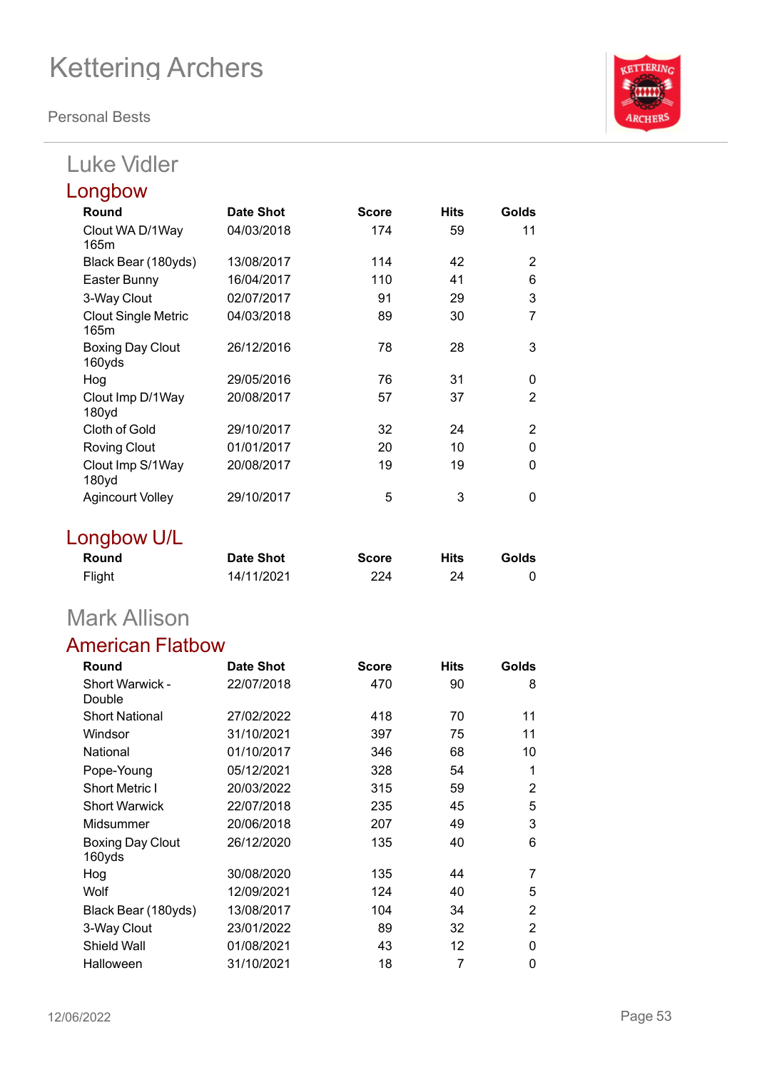# Kettering Archers

Personal Bests

## Luke Vidler

### Longbow

| Round | Date Shot | Score | Hits | Golds |
|---|---|---|---|---|
| Clout WA D/1Way 165m | 04/03/2018 | 174 | 59 | 11 |
| Black Bear (180yds) | 13/08/2017 | 114 | 42 | 2 |
| Easter Bunny | 16/04/2017 | 110 | 41 | 6 |
| 3-Way Clout | 02/07/2017 | 91 | 29 | 3 |
| Clout Single Metric 165m | 04/03/2018 | 89 | 30 | 7 |
| Boxing Day Clout 160yds | 26/12/2016 | 78 | 28 | 3 |
| Hog | 29/05/2016 | 76 | 31 | 0 |
| Clout Imp D/1Way 180yd | 20/08/2017 | 57 | 37 | 2 |
| Cloth of Gold | 29/10/2017 | 32 | 24 | 2 |
| Roving Clout | 01/01/2017 | 20 | 10 | 0 |
| Clout Imp S/1Way 180yd | 20/08/2017 | 19 | 19 | 0 |
| Agincourt Volley | 29/10/2017 | 5 | 3 | 0 |

### Longbow U/L

| Round | Date Shot | Score | Hits | Golds |
|---|---|---|---|---|
| Flight | 14/11/2021 | 224 | 24 | 0 |

## Mark Allison

### American Flatbow

| Round | Date Shot | Score | Hits | Golds |
|---|---|---|---|---|
| Short Warwick - Double | 22/07/2018 | 470 | 90 | 8 |
| Short National | 27/02/2022 | 418 | 70 | 11 |
| Windsor | 31/10/2021 | 397 | 75 | 11 |
| National | 01/10/2017 | 346 | 68 | 10 |
| Pope-Young | 05/12/2021 | 328 | 54 | 1 |
| Short Metric I | 20/03/2022 | 315 | 59 | 2 |
| Short Warwick | 22/07/2018 | 235 | 45 | 5 |
| Midsummer | 20/06/2018 | 207 | 49 | 3 |
| Boxing Day Clout 160yds | 26/12/2020 | 135 | 40 | 6 |
| Hog | 30/08/2020 | 135 | 44 | 7 |
| Wolf | 12/09/2021 | 124 | 40 | 5 |
| Black Bear (180yds) | 13/08/2017 | 104 | 34 | 2 |
| 3-Way Clout | 23/01/2022 | 89 | 32 | 2 |
| Shield Wall | 01/08/2021 | 43 | 12 | 0 |
| Halloween | 31/10/2021 | 18 | 7 | 0 |

12/06/2022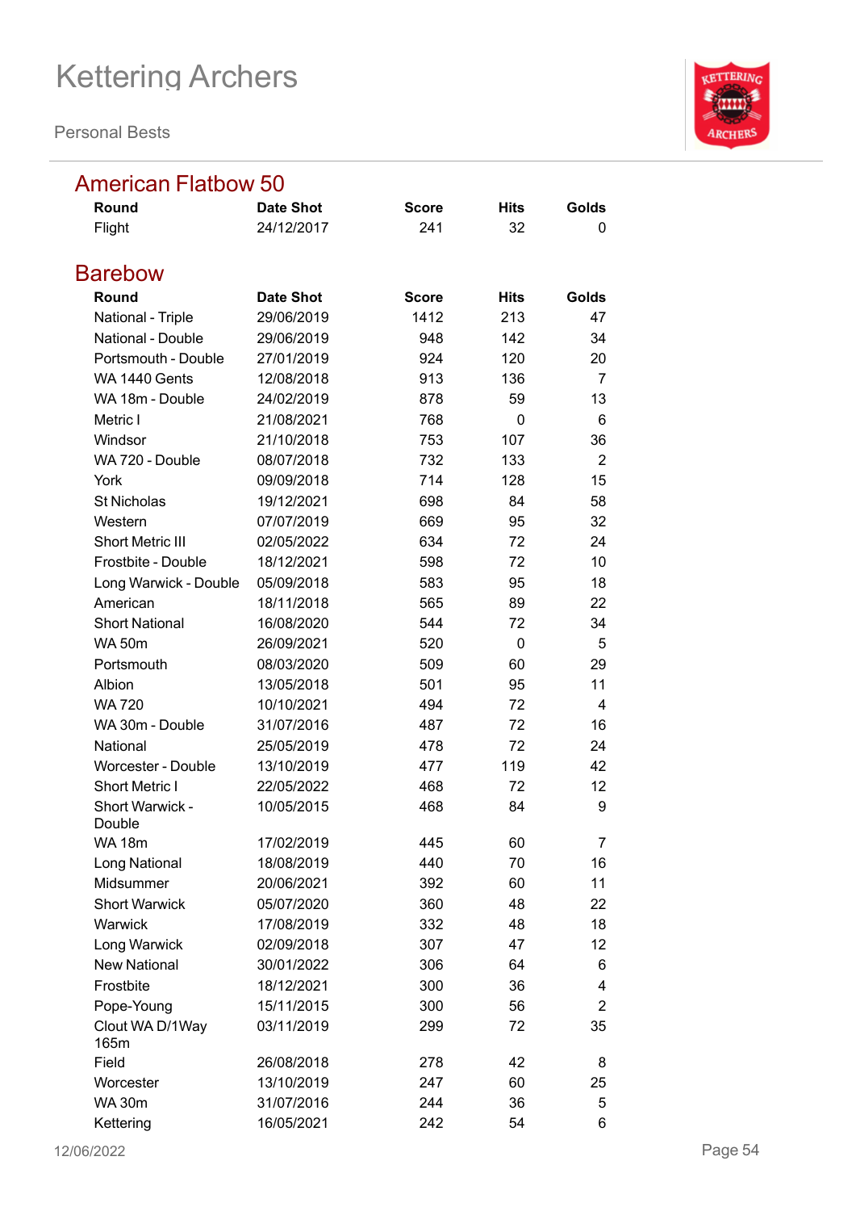# Kettering Archers

Personal Bests

## American Flatbow 50

| Round | Date Shot | Score | Hits | Golds |
|---|---|---|---|---|
| Flight | 24/12/2017 | 241 | 32 | 0 |

## Barebow

| Round | Date Shot | Score | Hits | Golds |
|---|---|---|---|---|
| National - Triple | 29/06/2019 | 1412 | 213 | 47 |
| National - Double | 29/06/2019 | 948 | 142 | 34 |
| Portsmouth - Double | 27/01/2019 | 924 | 120 | 20 |
| WA 1440 Gents | 12/08/2018 | 913 | 136 | 7 |
| WA 18m - Double | 24/02/2019 | 878 | 59 | 13 |
| Metric I | 21/08/2021 | 768 | 0 | 6 |
| Windsor | 21/10/2018 | 753 | 107 | 36 |
| WA 720 - Double | 08/07/2018 | 732 | 133 | 2 |
| York | 09/09/2018 | 714 | 128 | 15 |
| St Nicholas | 19/12/2021 | 698 | 84 | 58 |
| Western | 07/07/2019 | 669 | 95 | 32 |
| Short Metric III | 02/05/2022 | 634 | 72 | 24 |
| Frostbite - Double | 18/12/2021 | 598 | 72 | 10 |
| Long Warwick - Double | 05/09/2018 | 583 | 95 | 18 |
| American | 18/11/2018 | 565 | 89 | 22 |
| Short National | 16/08/2020 | 544 | 72 | 34 |
| WA 50m | 26/09/2021 | 520 | 0 | 5 |
| Portsmouth | 08/03/2020 | 509 | 60 | 29 |
| Albion | 13/05/2018 | 501 | 95 | 11 |
| WA 720 | 10/10/2021 | 494 | 72 | 4 |
| WA 30m - Double | 31/07/2016 | 487 | 72 | 16 |
| National | 25/05/2019 | 478 | 72 | 24 |
| Worcester - Double | 13/10/2019 | 477 | 119 | 42 |
| Short Metric I | 22/05/2022 | 468 | 72 | 12 |
| Short Warwick - Double | 10/05/2015 | 468 | 84 | 9 |
| WA 18m | 17/02/2019 | 445 | 60 | 7 |
| Long National | 18/08/2019 | 440 | 70 | 16 |
| Midsummer | 20/06/2021 | 392 | 60 | 11 |
| Short Warwick | 05/07/2020 | 360 | 48 | 22 |
| Warwick | 17/08/2019 | 332 | 48 | 18 |
| Long Warwick | 02/09/2018 | 307 | 47 | 12 |
| New National | 30/01/2022 | 306 | 64 | 6 |
| Frostbite | 18/12/2021 | 300 | 36 | 4 |
| Pope-Young | 15/11/2015 | 300 | 56 | 2 |
| Clout WA D/1Way 165m | 03/11/2019 | 299 | 72 | 35 |
| Field | 26/08/2018 | 278 | 42 | 8 |
| Worcester | 13/10/2019 | 247 | 60 | 25 |
| WA 30m | 31/07/2016 | 244 | 36 | 5 |
| Kettering | 16/05/2021 | 242 | 54 | 6 |

12/06/2022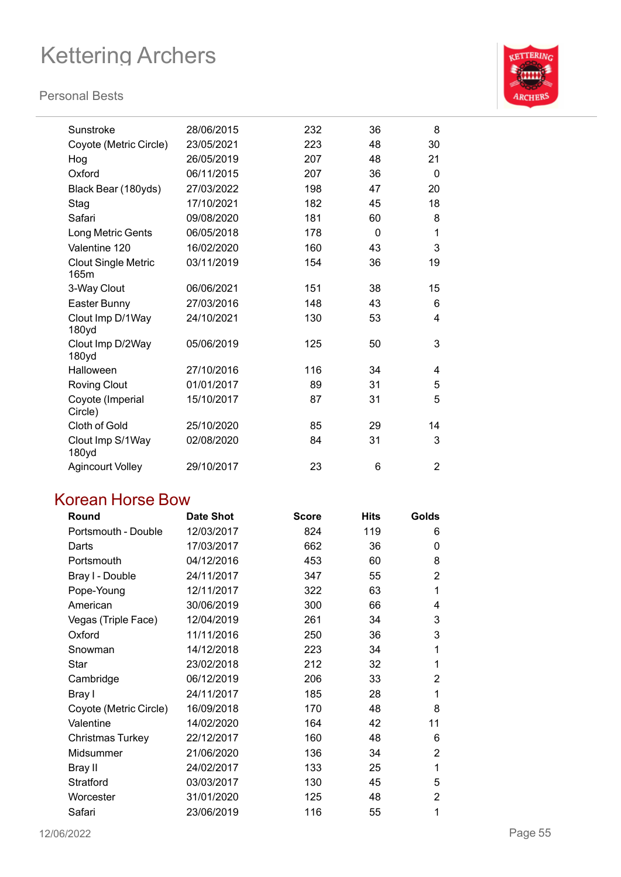| Round | Date Shot | Score | Hits | Golds |
|---|---|---|---|---|
| Sunstroke | 28/06/2015 | 232 | 36 | 8 |
| Coyote (Metric Circle) | 23/05/2021 | 223 | 48 | 30 |
| Hog | 26/05/2019 | 207 | 48 | 21 |
| Oxford | 06/11/2015 | 207 | 36 | 0 |
| Black Bear (180yds) | 27/03/2022 | 198 | 47 | 20 |
| Stag | 17/10/2021 | 182 | 45 | 18 |
| Safari | 09/08/2020 | 181 | 60 | 8 |
| Long Metric Gents | 06/05/2018 | 178 | 0 | 1 |
| Valentine 120 | 16/02/2020 | 160 | 43 | 3 |
| Clout Single Metric 165m | 03/11/2019 | 154 | 36 | 19 |
| 3-Way Clout | 06/06/2021 | 151 | 38 | 15 |
| Easter Bunny | 27/03/2016 | 148 | 43 | 6 |
| Clout Imp D/1Way 180yd | 24/10/2021 | 130 | 53 | 4 |
| Clout Imp D/2Way 180yd | 05/06/2019 | 125 | 50 | 3 |
| Halloween | 27/10/2016 | 116 | 34 | 4 |
| Roving Clout | 01/01/2017 | 89 | 31 | 5 |
| Coyote (Imperial Circle) | 15/10/2017 | 87 | 31 | 5 |
| Cloth of Gold | 25/10/2020 | 85 | 29 | 14 |
| Clout Imp S/1Way 180yd | 02/08/2020 | 84 | 31 | 3 |
| Agincourt Volley | 29/10/2017 | 23 | 6 | 2 |

## Korean Horse Bow

| Round | Date Shot | Score | Hits | Golds |
|---|---|---|---|---|
| Portsmouth - Double | 12/03/2017 | 824 | 119 | 6 |
| Darts | 17/03/2017 | 662 | 36 | 0 |
| Portsmouth | 04/12/2016 | 453 | 60 | 8 |
| Bray I - Double | 24/11/2017 | 347 | 55 | 2 |
| Pope-Young | 12/11/2017 | 322 | 63 | 1 |
| American | 30/06/2019 | 300 | 66 | 4 |
| Vegas (Triple Face) | 12/04/2019 | 261 | 34 | 3 |
| Oxford | 11/11/2016 | 250 | 36 | 3 |
| Snowman | 14/12/2018 | 223 | 34 | 1 |
| Star | 23/02/2018 | 212 | 32 | 1 |
| Cambridge | 06/12/2019 | 206 | 33 | 2 |
| Bray I | 24/11/2017 | 185 | 28 | 1 |
| Coyote (Metric Circle) | 16/09/2018 | 170 | 48 | 8 |
| Valentine | 14/02/2020 | 164 | 42 | 11 |
| Christmas Turkey | 22/12/2017 | 160 | 48 | 6 |
| Midsummer | 21/06/2020 | 136 | 34 | 2 |
| Bray II | 24/02/2017 | 133 | 25 | 1 |
| Stratford | 03/03/2017 | 130 | 45 | 5 |
| Worcester | 31/01/2020 | 125 | 48 | 2 |
| Safari | 23/06/2019 | 116 | 55 | 1 |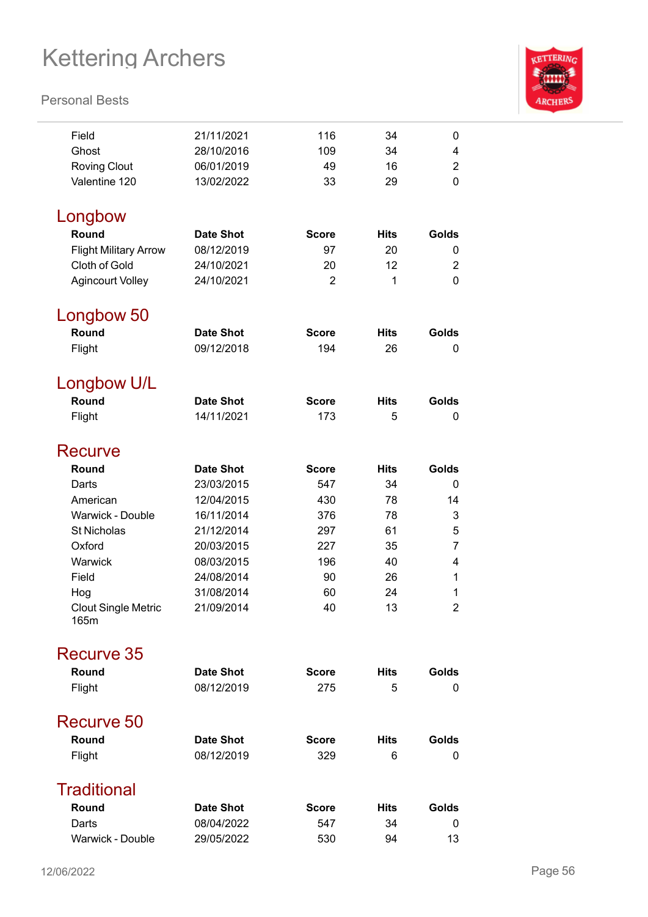| Round | Date Shot | Score | Hits | Golds |
|---|---|---|---|---|
| Field | 21/11/2021 | 116 | 34 | 0 |
| Ghost | 28/10/2016 | 109 | 34 | 4 |
| Roving Clout | 06/01/2019 | 49 | 16 | 2 |
| Valentine 120 | 13/02/2022 | 33 | 29 | 0 |

## Longbow

| Round | Date Shot | Score | Hits | Golds |
|---|---|---|---|---|
| Flight Military Arrow | 08/12/2019 | 97 | 20 | 0 |
| Cloth of Gold | 24/10/2021 | 20 | 12 | 2 |
| Agincourt Volley | 24/10/2021 | 2 | 1 | 0 |

## Longbow 50

| Round | Date Shot | Score | Hits | Golds |
|---|---|---|---|---|
| Flight | 09/12/2018 | 194 | 26 | 0 |

## Longbow U/L

| Round | Date Shot | Score | Hits | Golds |
|---|---|---|---|---|
| Flight | 14/11/2021 | 173 | 5 | 0 |

## Recurve

| Round | Date Shot | Score | Hits | Golds |
|---|---|---|---|---|
| Darts | 23/03/2015 | 547 | 34 | 0 |
| American | 12/04/2015 | 430 | 78 | 14 |
| Warwick - Double | 16/11/2014 | 376 | 78 | 3 |
| St Nicholas | 21/12/2014 | 297 | 61 | 5 |
| Oxford | 20/03/2015 | 227 | 35 | 7 |
| Warwick | 08/03/2015 | 196 | 40 | 4 |
| Field | 24/08/2014 | 90 | 26 | 1 |
| Hog | 31/08/2014 | 60 | 24 | 1 |
| Clout Single Metric 165m | 21/09/2014 | 40 | 13 | 2 |

## Recurve 35

| Round | Date Shot | Score | Hits | Golds |
|---|---|---|---|---|
| Flight | 08/12/2019 | 275 | 5 | 0 |

## Recurve 50

| Round | Date Shot | Score | Hits | Golds |
|---|---|---|---|---|
| Flight | 08/12/2019 | 329 | 6 | 0 |

## Traditional

| Round | Date Shot | Score | Hits | Golds |
|---|---|---|---|---|
| Darts | 08/04/2022 | 547 | 34 | 0 |
| Warwick - Double | 29/05/2022 | 530 | 94 | 13 |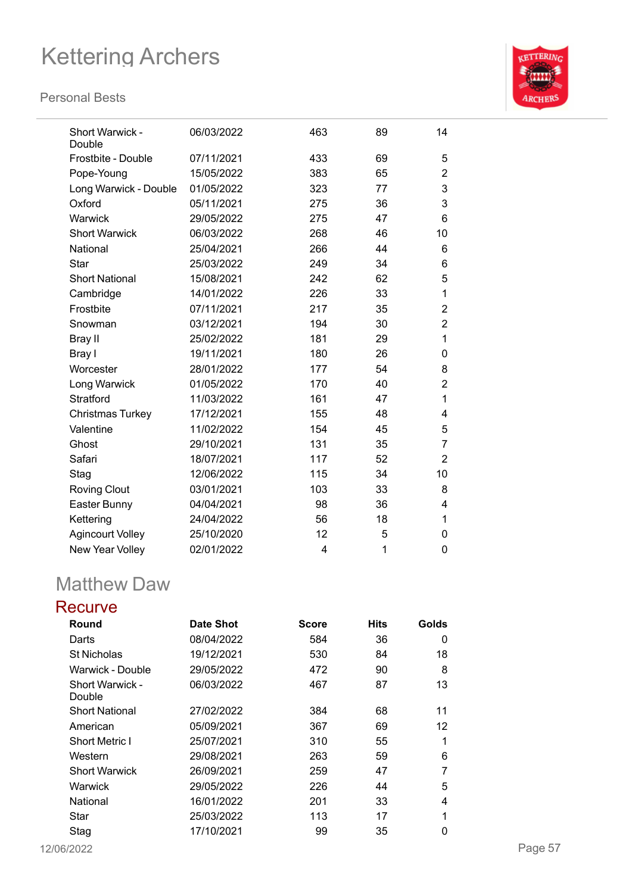| Round | Date Shot | Score | Hits | Golds |
|---|---|---|---|---|
| Short Warwick - Double | 06/03/2022 | 463 | 89 | 14 |
| Frostbite - Double | 07/11/2021 | 433 | 69 | 5 |
| Pope-Young | 15/05/2022 | 383 | 65 | 2 |
| Long Warwick - Double | 01/05/2022 | 323 | 77 | 3 |
| Oxford | 05/11/2021 | 275 | 36 | 3 |
| Warwick | 29/05/2022 | 275 | 47 | 6 |
| Short Warwick | 06/03/2022 | 268 | 46 | 10 |
| National | 25/04/2021 | 266 | 44 | 6 |
| Star | 25/03/2022 | 249 | 34 | 6 |
| Short National | 15/08/2021 | 242 | 62 | 5 |
| Cambridge | 14/01/2022 | 226 | 33 | 1 |
| Frostbite | 07/11/2021 | 217 | 35 | 2 |
| Snowman | 03/12/2021 | 194 | 30 | 2 |
| Bray II | 25/02/2022 | 181 | 29 | 1 |
| Bray I | 19/11/2021 | 180 | 26 | 0 |
| Worcester | 28/01/2022 | 177 | 54 | 8 |
| Long Warwick | 01/05/2022 | 170 | 40 | 2 |
| Stratford | 11/03/2022 | 161 | 47 | 1 |
| Christmas Turkey | 17/12/2021 | 155 | 48 | 4 |
| Valentine | 11/02/2022 | 154 | 45 | 5 |
| Ghost | 29/10/2021 | 131 | 35 | 7 |
| Safari | 18/07/2021 | 117 | 52 | 2 |
| Stag | 12/06/2022 | 115 | 34 | 10 |
| Roving Clout | 03/01/2021 | 103 | 33 | 8 |
| Easter Bunny | 04/04/2021 | 98 | 36 | 4 |
| Kettering | 24/04/2022 | 56 | 18 | 1 |
| Agincourt Volley | 25/10/2020 | 12 | 5 | 0 |
| New Year Volley | 02/01/2022 | 4 | 1 | 0 |

# Matthew Daw

## Recurve

| Round | Date Shot | Score | Hits | Golds |
|---|---|---|---|---|
| Darts | 08/04/2022 | 584 | 36 | 0 |
| St Nicholas | 19/12/2021 | 530 | 84 | 18 |
| Warwick - Double | 29/05/2022 | 472 | 90 | 8 |
| Short Warwick - Double | 06/03/2022 | 467 | 87 | 13 |
| Short National | 27/02/2022 | 384 | 68 | 11 |
| American | 05/09/2021 | 367 | 69 | 12 |
| Short Metric I | 25/07/2021 | 310 | 55 | 1 |
| Western | 29/08/2021 | 263 | 59 | 6 |
| Short Warwick | 26/09/2021 | 259 | 47 | 7 |
| Warwick | 29/05/2022 | 226 | 44 | 5 |
| National | 16/01/2022 | 201 | 33 | 4 |
| Star | 25/03/2022 | 113 | 17 | 1 |
| Stag | 17/10/2021 | 99 | 35 | 0 |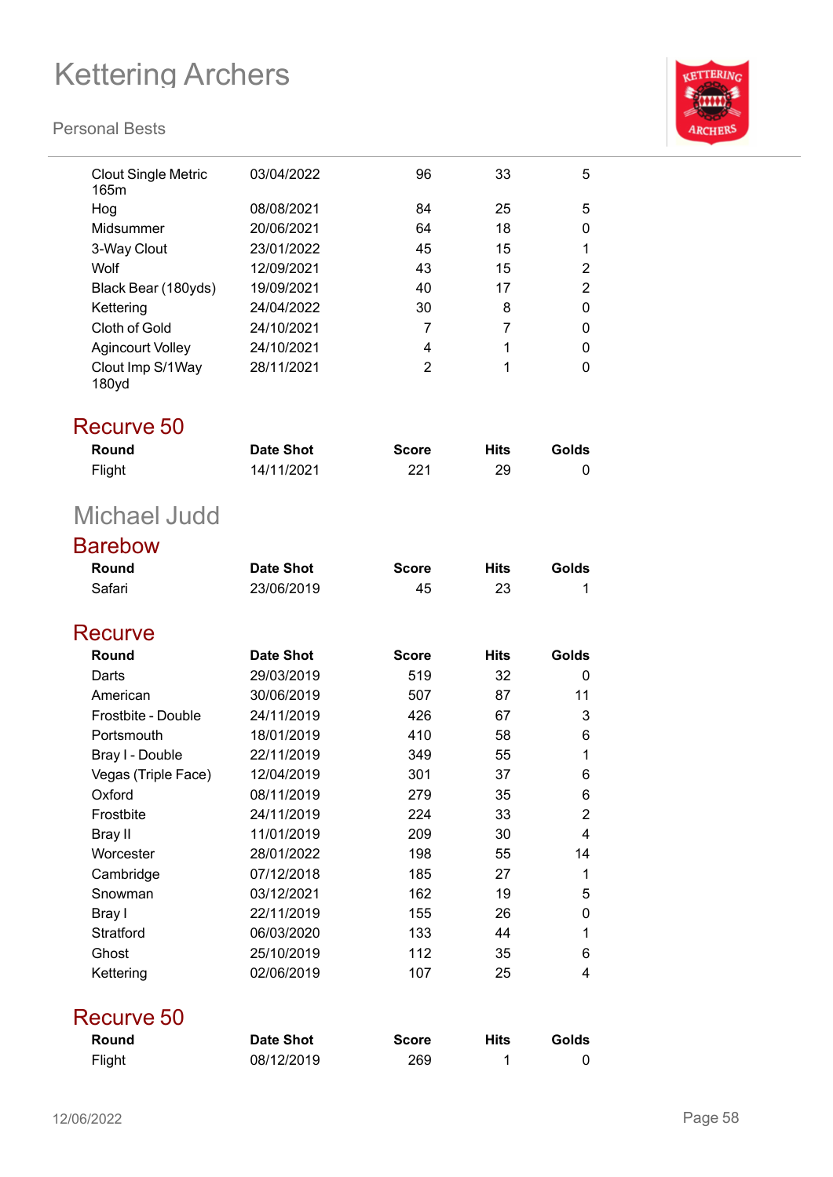| Round | Date Shot | Score | Hits | Golds |
|---|---|---|---|---|
| Clout Single Metric 165m | 03/04/2022 | 96 | 33 | 5 |
| Hog | 08/08/2021 | 84 | 25 | 5 |
| Midsummer | 20/06/2021 | 64 | 18 | 0 |
| 3-Way Clout | 23/01/2022 | 45 | 15 | 1 |
| Wolf | 12/09/2021 | 43 | 15 | 2 |
| Black Bear (180yds) | 19/09/2021 | 40 | 17 | 2 |
| Kettering | 24/04/2022 | 30 | 8 | 0 |
| Cloth of Gold | 24/10/2021 | 7 | 7 | 0 |
| Agincourt Volley | 24/10/2021 | 4 | 1 | 0 |
| Clout Imp S/1Way 180yd | 28/11/2021 | 2 | 1 | 0 |

## Recurve 50

| Round | Date Shot | Score | Hits | Golds |
|---|---|---|---|---|
| Flight | 14/11/2021 | 221 | 29 | 0 |

# Michael Judd

## Barebow

| Round | Date Shot | Score | Hits | Golds |
|---|---|---|---|---|
| Safari | 23/06/2019 | 45 | 23 | 1 |

## Recurve

| Round | Date Shot | Score | Hits | Golds |
|---|---|---|---|---|
| Darts | 29/03/2019 | 519 | 32 | 0 |
| American | 30/06/2019 | 507 | 87 | 11 |
| Frostbite - Double | 24/11/2019 | 426 | 67 | 3 |
| Portsmouth | 18/01/2019 | 410 | 58 | 6 |
| Bray I - Double | 22/11/2019 | 349 | 55 | 1 |
| Vegas (Triple Face) | 12/04/2019 | 301 | 37 | 6 |
| Oxford | 08/11/2019 | 279 | 35 | 6 |
| Frostbite | 24/11/2019 | 224 | 33 | 2 |
| Bray II | 11/01/2019 | 209 | 30 | 4 |
| Worcester | 28/01/2022 | 198 | 55 | 14 |
| Cambridge | 07/12/2018 | 185 | 27 | 1 |
| Snowman | 03/12/2021 | 162 | 19 | 5 |
| Bray I | 22/11/2019 | 155 | 26 | 0 |
| Stratford | 06/03/2020 | 133 | 44 | 1 |
| Ghost | 25/10/2019 | 112 | 35 | 6 |
| Kettering | 02/06/2019 | 107 | 25 | 4 |

## Recurve 50

| Round | Date Shot | Score | Hits | Golds |
|---|---|---|---|---|
| Flight | 08/12/2019 | 269 | 1 | 0 |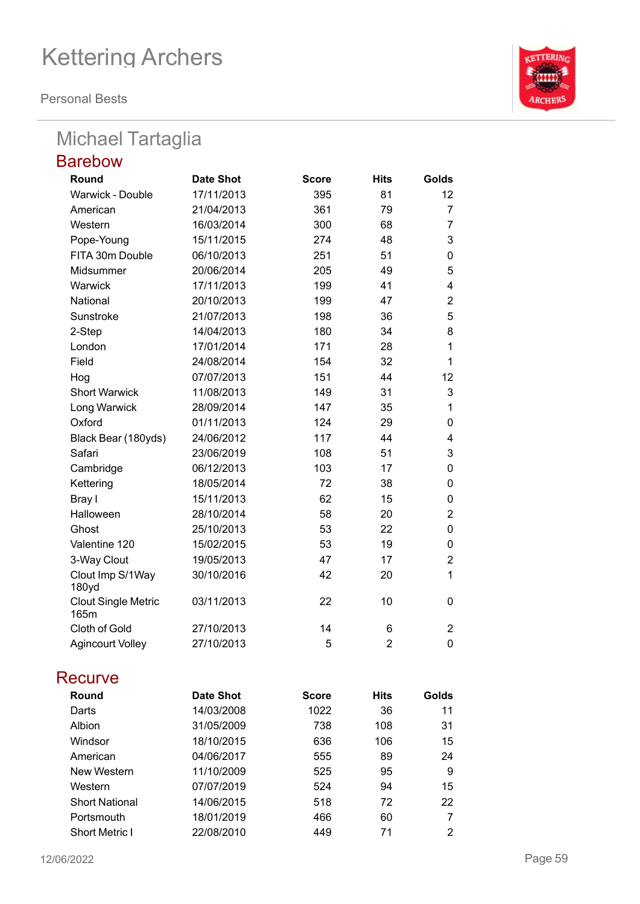# Kettering Archers

Personal Bests

## Michael Tartaglia

### Barebow

| Round | Date Shot | Score | Hits | Golds |
|---|---|---|---|---|
| Warwick - Double | 17/11/2013 | 395 | 81 | 12 |
| American | 21/04/2013 | 361 | 79 | 7 |
| Western | 16/03/2014 | 300 | 68 | 7 |
| Pope-Young | 15/11/2015 | 274 | 48 | 3 |
| FITA 30m Double | 06/10/2013 | 251 | 51 | 0 |
| Midsummer | 20/06/2014 | 205 | 49 | 5 |
| Warwick | 17/11/2013 | 199 | 41 | 4 |
| National | 20/10/2013 | 199 | 47 | 2 |
| Sunstroke | 21/07/2013 | 198 | 36 | 5 |
| 2-Step | 14/04/2013 | 180 | 34 | 8 |
| London | 17/01/2014 | 171 | 28 | 1 |
| Field | 24/08/2014 | 154 | 32 | 1 |
| Hog | 07/07/2013 | 151 | 44 | 12 |
| Short Warwick | 11/08/2013 | 149 | 31 | 3 |
| Long Warwick | 28/09/2014 | 147 | 35 | 1 |
| Oxford | 01/11/2013 | 124 | 29 | 0 |
| Black Bear (180yds) | 24/06/2012 | 117 | 44 | 4 |
| Safari | 23/06/2019 | 108 | 51 | 3 |
| Cambridge | 06/12/2013 | 103 | 17 | 0 |
| Kettering | 18/05/2014 | 72 | 38 | 0 |
| Bray I | 15/11/2013 | 62 | 15 | 0 |
| Halloween | 28/10/2014 | 58 | 20 | 2 |
| Ghost | 25/10/2013 | 53 | 22 | 0 |
| Valentine 120 | 15/02/2015 | 53 | 19 | 0 |
| 3-Way Clout | 19/05/2013 | 47 | 17 | 2 |
| Clout Imp S/1Way 180yd | 30/10/2016 | 42 | 20 | 1 |
| Clout Single Metric 165m | 03/11/2013 | 22 | 10 | 0 |
| Cloth of Gold | 27/10/2013 | 14 | 6 | 2 |
| Agincourt Volley | 27/10/2013 | 5 | 2 | 0 |

### Recurve

| Round | Date Shot | Score | Hits | Golds |
|---|---|---|---|---|
| Darts | 14/03/2008 | 1022 | 36 | 11 |
| Albion | 31/05/2009 | 738 | 108 | 31 |
| Windsor | 18/10/2015 | 636 | 106 | 15 |
| American | 04/06/2017 | 555 | 89 | 24 |
| New Western | 11/10/2009 | 525 | 95 | 9 |
| Western | 07/07/2019 | 524 | 94 | 15 |
| Short National | 14/06/2015 | 518 | 72 | 22 |
| Portsmouth | 18/01/2019 | 466 | 60 | 7 |
| Short Metric I | 22/08/2010 | 449 | 71 | 2 |

12/06/2022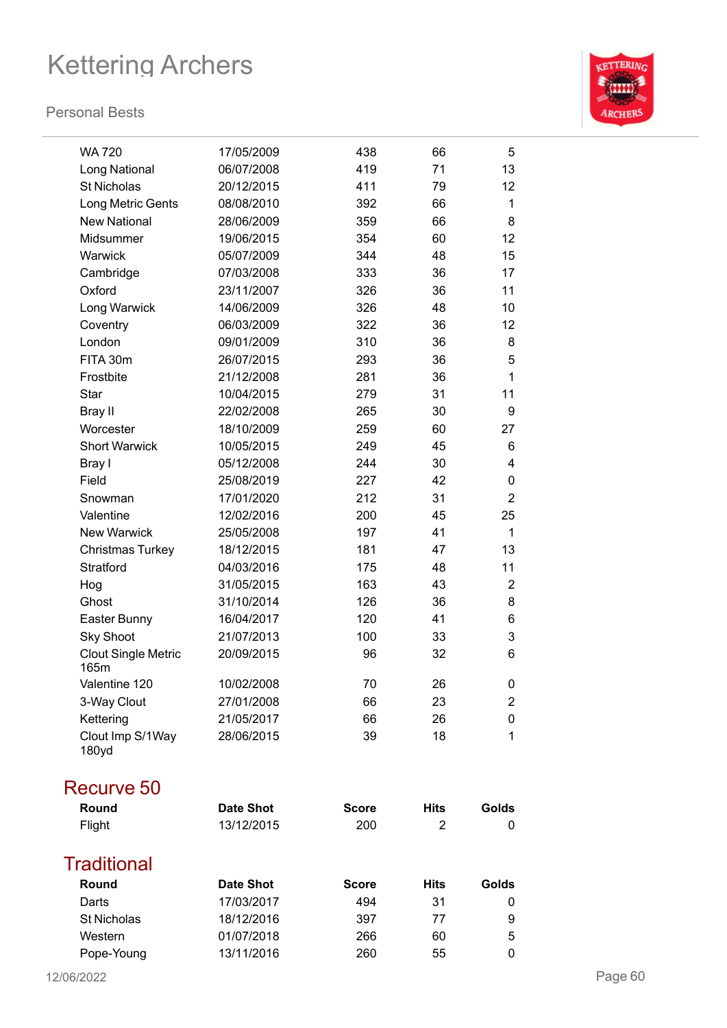| Round | Date Shot | Score | Hits | Golds |
|---|---|---|---|---|
| WA 720 | 17/05/2009 | 438 | 66 | 5 |
| Long National | 06/07/2008 | 419 | 71 | 13 |
| St Nicholas | 20/12/2015 | 411 | 79 | 12 |
| Long Metric Gents | 08/08/2010 | 392 | 66 | 1 |
| New National | 28/06/2009 | 359 | 66 | 8 |
| Midsummer | 19/06/2015 | 354 | 60 | 12 |
| Warwick | 05/07/2009 | 344 | 48 | 15 |
| Cambridge | 07/03/2008 | 333 | 36 | 17 |
| Oxford | 23/11/2007 | 326 | 36 | 11 |
| Long Warwick | 14/06/2009 | 326 | 48 | 10 |
| Coventry | 06/03/2009 | 322 | 36 | 12 |
| London | 09/01/2009 | 310 | 36 | 8 |
| FITA 30m | 26/07/2015 | 293 | 36 | 5 |
| Frostbite | 21/12/2008 | 281 | 36 | 1 |
| Star | 10/04/2015 | 279 | 31 | 11 |
| Bray II | 22/02/2008 | 265 | 30 | 9 |
| Worcester | 18/10/2009 | 259 | 60 | 27 |
| Short Warwick | 10/05/2015 | 249 | 45 | 6 |
| Bray I | 05/12/2008 | 244 | 30 | 4 |
| Field | 25/08/2019 | 227 | 42 | 0 |
| Snowman | 17/01/2020 | 212 | 31 | 2 |
| Valentine | 12/02/2016 | 200 | 45 | 25 |
| New Warwick | 25/05/2008 | 197 | 41 | 1 |
| Christmas Turkey | 18/12/2015 | 181 | 47 | 13 |
| Stratford | 04/03/2016 | 175 | 48 | 11 |
| Hog | 31/05/2015 | 163 | 43 | 2 |
| Ghost | 31/10/2014 | 126 | 36 | 8 |
| Easter Bunny | 16/04/2017 | 120 | 41 | 6 |
| Sky Shoot | 21/07/2013 | 100 | 33 | 3 |
| Clout Single Metric 165m | 20/09/2015 | 96 | 32 | 6 |
| Valentine 120 | 10/02/2008 | 70 | 26 | 0 |
| 3-Way Clout | 27/01/2008 | 66 | 23 | 2 |
| Kettering | 21/05/2017 | 66 | 26 | 0 |
| Clout Imp S/1Way 180yd | 28/06/2015 | 39 | 18 | 1 |

## Recurve 50

| Round | Date Shot | Score | Hits | Golds |
|---|---|---|---|---|
| Flight | 13/12/2015 | 200 | 2 | 0 |

## Traditional

| Round | Date Shot | Score | Hits | Golds |
|---|---|---|---|---|
| Darts | 17/03/2017 | 494 | 31 | 0 |
| St Nicholas | 18/12/2016 | 397 | 77 | 9 |
| Western | 01/07/2018 | 266 | 60 | 5 |
| Pope-Young | 13/11/2016 | 260 | 55 | 0 |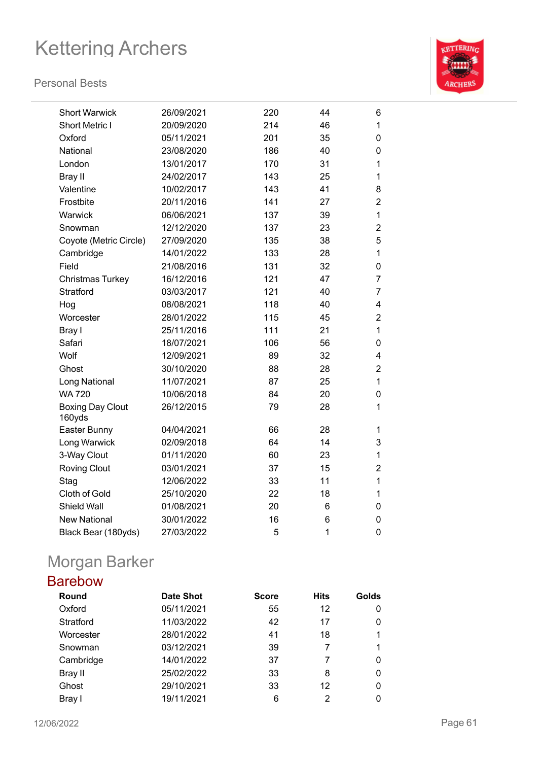| | | | | |
|---|---|---|---|---|
| Short Warwick | 26/09/2021 | 220 | 44 | 6 |
| Short Metric I | 20/09/2020 | 214 | 46 | 1 |
| Oxford | 05/11/2021 | 201 | 35 | 0 |
| National | 23/08/2020 | 186 | 40 | 0 |
| London | 13/01/2017 | 170 | 31 | 1 |
| Bray II | 24/02/2017 | 143 | 25 | 1 |
| Valentine | 10/02/2017 | 143 | 41 | 8 |
| Frostbite | 20/11/2016 | 141 | 27 | 2 |
| Warwick | 06/06/2021 | 137 | 39 | 1 |
| Snowman | 12/12/2020 | 137 | 23 | 2 |
| Coyote (Metric Circle) | 27/09/2020 | 135 | 38 | 5 |
| Cambridge | 14/01/2022 | 133 | 28 | 1 |
| Field | 21/08/2016 | 131 | 32 | 0 |
| Christmas Turkey | 16/12/2016 | 121 | 47 | 7 |
| Stratford | 03/03/2017 | 121 | 40 | 7 |
| Hog | 08/08/2021 | 118 | 40 | 4 |
| Worcester | 28/01/2022 | 115 | 45 | 2 |
| Bray I | 25/11/2016 | 111 | 21 | 1 |
| Safari | 18/07/2021 | 106 | 56 | 0 |
| Wolf | 12/09/2021 | 89 | 32 | 4 |
| Ghost | 30/10/2020 | 88 | 28 | 2 |
| Long National | 11/07/2021 | 87 | 25 | 1 |
| WA 720 | 10/06/2018 | 84 | 20 | 0 |
| Boxing Day Clout 160yds | 26/12/2015 | 79 | 28 | 1 |
| Easter Bunny | 04/04/2021 | 66 | 28 | 1 |
| Long Warwick | 02/09/2018 | 64 | 14 | 3 |
| 3-Way Clout | 01/11/2020 | 60 | 23 | 1 |
| Roving Clout | 03/01/2021 | 37 | 15 | 2 |
| Stag | 12/06/2022 | 33 | 11 | 1 |
| Cloth of Gold | 25/10/2020 | 22 | 18 | 1 |
| Shield Wall | 01/08/2021 | 20 | 6 | 0 |
| New National | 30/01/2022 | 16 | 6 | 0 |
| Black Bear (180yds) | 27/03/2022 | 5 | 1 | 0 |

# Morgan Barker

## Barebow

| Round | Date Shot | Score | Hits | Golds |
|---|---|---|---|---|
| Oxford | 05/11/2021 | 55 | 12 | 0 |
| Stratford | 11/03/2022 | 42 | 17 | 0 |
| Worcester | 28/01/2022 | 41 | 18 | 1 |
| Snowman | 03/12/2021 | 39 | 7 | 1 |
| Cambridge | 14/01/2022 | 37 | 7 | 0 |
| Bray II | 25/02/2022 | 33 | 8 | 0 |
| Ghost | 29/10/2021 | 33 | 12 | 0 |
| Bray I | 19/11/2021 | 6 | 2 | 0 |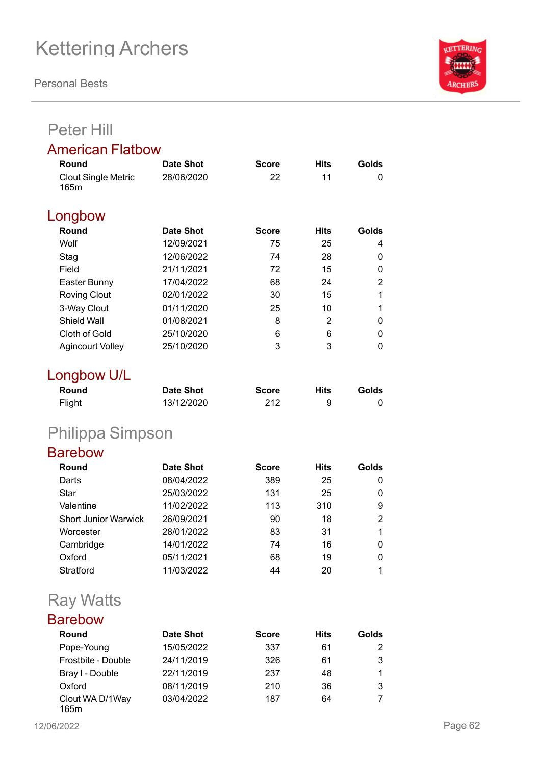# Kettering Archers

Personal Bests

## Peter Hill

### American Flatbow

| Round | Date Shot | Score | Hits | Golds |
|---|---|---|---|---|
| Clout Single Metric 165m | 28/06/2020 | 22 | 11 | 0 |

### Longbow

| Round | Date Shot | Score | Hits | Golds |
|---|---|---|---|---|
| Wolf | 12/09/2021 | 75 | 25 | 4 |
| Stag | 12/06/2022 | 74 | 28 | 0 |
| Field | 21/11/2021 | 72 | 15 | 0 |
| Easter Bunny | 17/04/2022 | 68 | 24 | 2 |
| Roving Clout | 02/01/2022 | 30 | 15 | 1 |
| 3-Way Clout | 01/11/2020 | 25 | 10 | 1 |
| Shield Wall | 01/08/2021 | 8 | 2 | 0 |
| Cloth of Gold | 25/10/2020 | 6 | 6 | 0 |
| Agincourt Volley | 25/10/2020 | 3 | 3 | 0 |

### Longbow U/L

| Round | Date Shot | Score | Hits | Golds |
|---|---|---|---|---|
| Flight | 13/12/2020 | 212 | 9 | 0 |

## Philippa Simpson

### Barebow

| Round | Date Shot | Score | Hits | Golds |
|---|---|---|---|---|
| Darts | 08/04/2022 | 389 | 25 | 0 |
| Star | 25/03/2022 | 131 | 25 | 0 |
| Valentine | 11/02/2022 | 113 | 310 | 9 |
| Short Junior Warwick | 26/09/2021 | 90 | 18 | 2 |
| Worcester | 28/01/2022 | 83 | 31 | 1 |
| Cambridge | 14/01/2022 | 74 | 16 | 0 |
| Oxford | 05/11/2021 | 68 | 19 | 0 |
| Stratford | 11/03/2022 | 44 | 20 | 1 |

## Ray Watts

### Barebow

| Round | Date Shot | Score | Hits | Golds |
|---|---|---|---|---|
| Pope-Young | 15/05/2022 | 337 | 61 | 2 |
| Frostbite - Double | 24/11/2019 | 326 | 61 | 3 |
| Bray I - Double | 22/11/2019 | 237 | 48 | 1 |
| Oxford | 08/11/2019 | 210 | 36 | 3 |
| Clout WA D/1Way 165m | 03/04/2022 | 187 | 64 | 7 |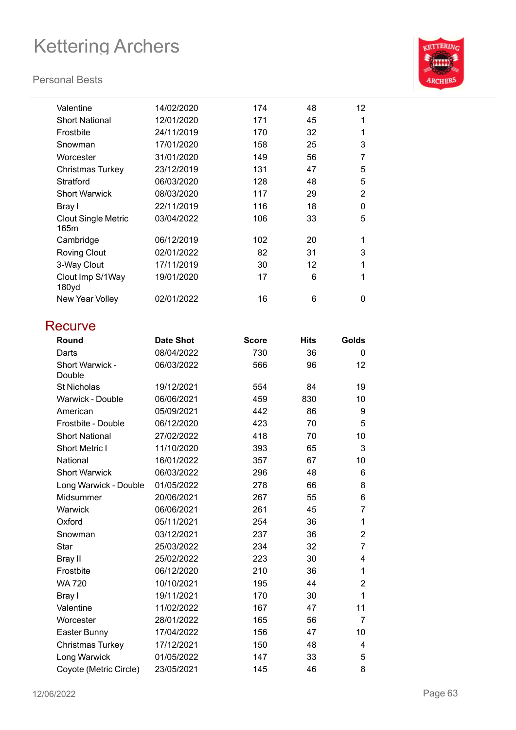| | | | | |
|---|---|---|---|---|
| Valentine | 14/02/2020 | 174 | 48 | 12 |
| Short National | 12/01/2020 | 171 | 45 | 1 |
| Frostbite | 24/11/2019 | 170 | 32 | 1 |
| Snowman | 17/01/2020 | 158 | 25 | 3 |
| Worcester | 31/01/2020 | 149 | 56 | 7 |
| Christmas Turkey | 23/12/2019 | 131 | 47 | 5 |
| Stratford | 06/03/2020 | 128 | 48 | 5 |
| Short Warwick | 08/03/2020 | 117 | 29 | 2 |
| Bray I | 22/11/2019 | 116 | 18 | 0 |
| Clout Single Metric 165m | 03/04/2022 | 106 | 33 | 5 |
| Cambridge | 06/12/2019 | 102 | 20 | 1 |
| Roving Clout | 02/01/2022 | 82 | 31 | 3 |
| 3-Way Clout | 17/11/2019 | 30 | 12 | 1 |
| Clout Imp S/1Way 180yd | 19/01/2020 | 17 | 6 | 1 |
| New Year Volley | 02/01/2022 | 16 | 6 | 0 |

## Recurve

| Round | Date Shot | Score | Hits | Golds |
|---|---|---|---|---|
| Darts | 08/04/2022 | 730 | 36 | 0 |
| Short Warwick - Double | 06/03/2022 | 566 | 96 | 12 |
| St Nicholas | 19/12/2021 | 554 | 84 | 19 |
| Warwick - Double | 06/06/2021 | 459 | 830 | 10 |
| American | 05/09/2021 | 442 | 86 | 9 |
| Frostbite - Double | 06/12/2020 | 423 | 70 | 5 |
| Short National | 27/02/2022 | 418 | 70 | 10 |
| Short Metric I | 11/10/2020 | 393 | 65 | 3 |
| National | 16/01/2022 | 357 | 67 | 10 |
| Short Warwick | 06/03/2022 | 296 | 48 | 6 |
| Long Warwick - Double | 01/05/2022 | 278 | 66 | 8 |
| Midsummer | 20/06/2021 | 267 | 55 | 6 |
| Warwick | 06/06/2021 | 261 | 45 | 7 |
| Oxford | 05/11/2021 | 254 | 36 | 1 |
| Snowman | 03/12/2021 | 237 | 36 | 2 |
| Star | 25/03/2022 | 234 | 32 | 7 |
| Bray II | 25/02/2022 | 223 | 30 | 4 |
| Frostbite | 06/12/2020 | 210 | 36 | 1 |
| WA 720 | 10/10/2021 | 195 | 44 | 2 |
| Bray I | 19/11/2021 | 170 | 30 | 1 |
| Valentine | 11/02/2022 | 167 | 47 | 11 |
| Worcester | 28/01/2022 | 165 | 56 | 7 |
| Easter Bunny | 17/04/2022 | 156 | 47 | 10 |
| Christmas Turkey | 17/12/2021 | 150 | 48 | 4 |
| Long Warwick | 01/05/2022 | 147 | 33 | 5 |
| Coyote (Metric Circle) | 23/05/2021 | 145 | 46 | 8 |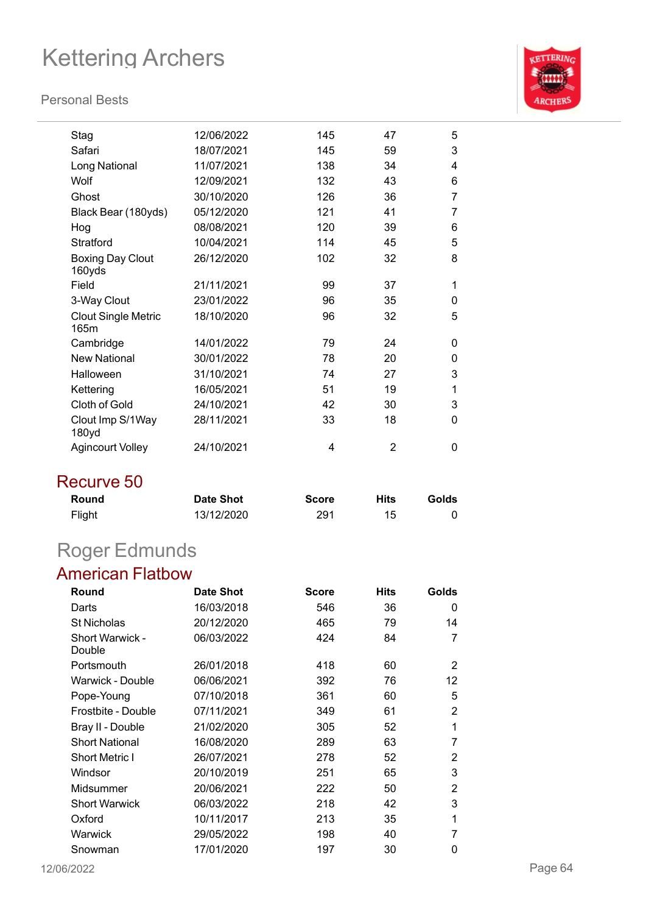| Round | Date Shot | Score | Hits | Golds |
|---|---|---|---|---|
| Stag | 12/06/2022 | 145 | 47 | 5 |
| Safari | 18/07/2021 | 145 | 59 | 3 |
| Long National | 11/07/2021 | 138 | 34 | 4 |
| Wolf | 12/09/2021 | 132 | 43 | 6 |
| Ghost | 30/10/2020 | 126 | 36 | 7 |
| Black Bear (180yds) | 05/12/2020 | 121 | 41 | 7 |
| Hog | 08/08/2021 | 120 | 39 | 6 |
| Stratford | 10/04/2021 | 114 | 45 | 5 |
| Boxing Day Clout 160yds | 26/12/2020 | 102 | 32 | 8 |
| Field | 21/11/2021 | 99 | 37 | 1 |
| 3-Way Clout | 23/01/2022 | 96 | 35 | 0 |
| Clout Single Metric 165m | 18/10/2020 | 96 | 32 | 5 |
| Cambridge | 14/01/2022 | 79 | 24 | 0 |
| New National | 30/01/2022 | 78 | 20 | 0 |
| Halloween | 31/10/2021 | 74 | 27 | 3 |
| Kettering | 16/05/2021 | 51 | 19 | 1 |
| Cloth of Gold | 24/10/2021 | 42 | 30 | 3 |
| Clout Imp S/1Way 180yd | 28/11/2021 | 33 | 18 | 0 |
| Agincourt Volley | 24/10/2021 | 4 | 2 | 0 |

## Recurve 50

| Round | Date Shot | Score | Hits | Golds |
|---|---|---|---|---|
| Flight | 13/12/2020 | 291 | 15 | 0 |

# Roger Edmunds

## American Flatbow

| Round | Date Shot | Score | Hits | Golds |
|---|---|---|---|---|
| Darts | 16/03/2018 | 546 | 36 | 0 |
| St Nicholas | 20/12/2020 | 465 | 79 | 14 |
| Short Warwick - Double | 06/03/2022 | 424 | 84 | 7 |
| Portsmouth | 26/01/2018 | 418 | 60 | 2 |
| Warwick - Double | 06/06/2021 | 392 | 76 | 12 |
| Pope-Young | 07/10/2018 | 361 | 60 | 5 |
| Frostbite - Double | 07/11/2021 | 349 | 61 | 2 |
| Bray II - Double | 21/02/2020 | 305 | 52 | 1 |
| Short National | 16/08/2020 | 289 | 63 | 7 |
| Short Metric I | 26/07/2021 | 278 | 52 | 2 |
| Windsor | 20/10/2019 | 251 | 65 | 3 |
| Midsummer | 20/06/2021 | 222 | 50 | 2 |
| Short Warwick | 06/03/2022 | 218 | 42 | 3 |
| Oxford | 10/11/2017 | 213 | 35 | 1 |
| Warwick | 29/05/2022 | 198 | 40 | 7 |
| Snowman | 17/01/2020 | 197 | 30 | 0 |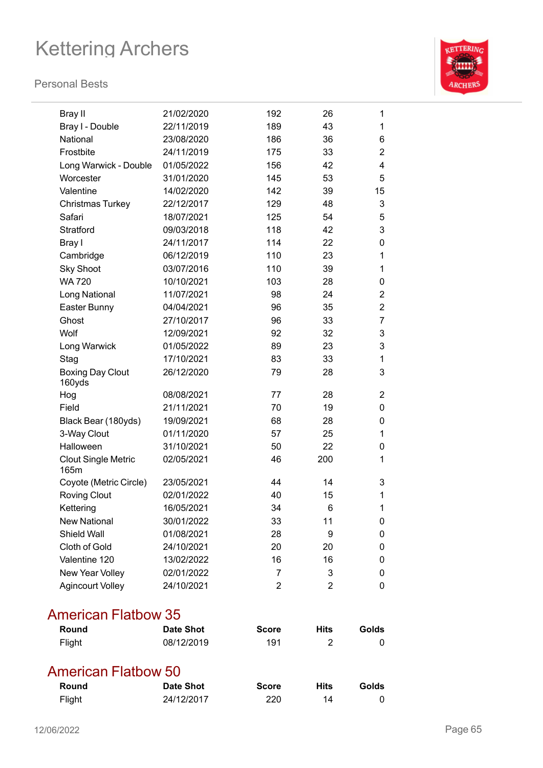| Round | Date Shot | Score | Hits | Golds |
|---|---|---|---|---|
| Bray II | 21/02/2020 | 192 | 26 | 1 |
| Bray I - Double | 22/11/2019 | 189 | 43 | 1 |
| National | 23/08/2020 | 186 | 36 | 6 |
| Frostbite | 24/11/2019 | 175 | 33 | 2 |
| Long Warwick - Double | 01/05/2022 | 156 | 42 | 4 |
| Worcester | 31/01/2020 | 145 | 53 | 5 |
| Valentine | 14/02/2020 | 142 | 39 | 15 |
| Christmas Turkey | 22/12/2017 | 129 | 48 | 3 |
| Safari | 18/07/2021 | 125 | 54 | 5 |
| Stratford | 09/03/2018 | 118 | 42 | 3 |
| Bray I | 24/11/2017 | 114 | 22 | 0 |
| Cambridge | 06/12/2019 | 110 | 23 | 1 |
| Sky Shoot | 03/07/2016 | 110 | 39 | 1 |
| WA 720 | 10/10/2021 | 103 | 28 | 0 |
| Long National | 11/07/2021 | 98 | 24 | 2 |
| Easter Bunny | 04/04/2021 | 96 | 35 | 2 |
| Ghost | 27/10/2017 | 96 | 33 | 7 |
| Wolf | 12/09/2021 | 92 | 32 | 3 |
| Long Warwick | 01/05/2022 | 89 | 23 | 3 |
| Stag | 17/10/2021 | 83 | 33 | 1 |
| Boxing Day Clout 160yds | 26/12/2020 | 79 | 28 | 3 |
| Hog | 08/08/2021 | 77 | 28 | 2 |
| Field | 21/11/2021 | 70 | 19 | 0 |
| Black Bear (180yds) | 19/09/2021 | 68 | 28 | 0 |
| 3-Way Clout | 01/11/2020 | 57 | 25 | 1 |
| Halloween | 31/10/2021 | 50 | 22 | 0 |
| Clout Single Metric 165m | 02/05/2021 | 46 | 200 | 1 |
| Coyote (Metric Circle) | 23/05/2021 | 44 | 14 | 3 |
| Roving Clout | 02/01/2022 | 40 | 15 | 1 |
| Kettering | 16/05/2021 | 34 | 6 | 1 |
| New National | 30/01/2022 | 33 | 11 | 0 |
| Shield Wall | 01/08/2021 | 28 | 9 | 0 |
| Cloth of Gold | 24/10/2021 | 20 | 20 | 0 |
| Valentine 120 | 13/02/2022 | 16 | 16 | 0 |
| New Year Volley | 02/01/2022 | 7 | 3 | 0 |
| Agincourt Volley | 24/10/2021 | 2 | 2 | 0 |

## American Flatbow 35

| Round | Date Shot | Score | Hits | Golds |
|---|---|---|---|---|
| Flight | 08/12/2019 | 191 | 2 | 0 |

## American Flatbow 50

| Round | Date Shot | Score | Hits | Golds |
|---|---|---|---|---|
| Flight | 24/12/2017 | 220 | 14 | 0 |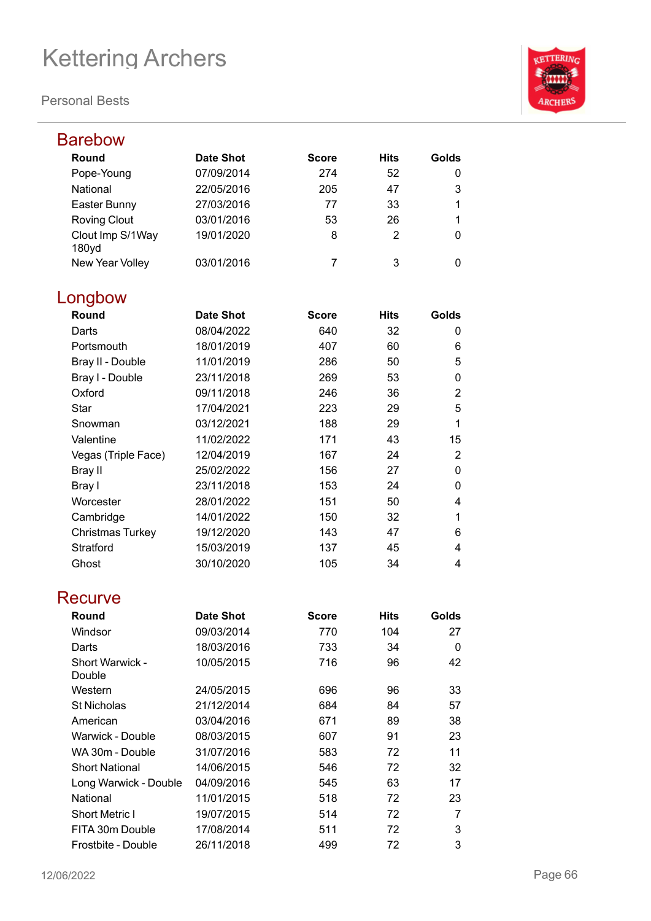# Kettering Archers

Personal Bests

## Barebow

| Round | Date Shot | Score | Hits | Golds |
|---|---|---|---|---|
| Pope-Young | 07/09/2014 | 274 | 52 | 0 |
| National | 22/05/2016 | 205 | 47 | 3 |
| Easter Bunny | 27/03/2016 | 77 | 33 | 1 |
| Roving Clout | 03/01/2016 | 53 | 26 | 1 |
| Clout Imp S/1Way 180yd | 19/01/2020 | 8 | 2 | 0 |
| New Year Volley | 03/01/2016 | 7 | 3 | 0 |

## Longbow

| Round | Date Shot | Score | Hits | Golds |
|---|---|---|---|---|
| Darts | 08/04/2022 | 640 | 32 | 0 |
| Portsmouth | 18/01/2019 | 407 | 60 | 6 |
| Bray II - Double | 11/01/2019 | 286 | 50 | 5 |
| Bray I - Double | 23/11/2018 | 269 | 53 | 0 |
| Oxford | 09/11/2018 | 246 | 36 | 2 |
| Star | 17/04/2021 | 223 | 29 | 5 |
| Snowman | 03/12/2021 | 188 | 29 | 1 |
| Valentine | 11/02/2022 | 171 | 43 | 15 |
| Vegas (Triple Face) | 12/04/2019 | 167 | 24 | 2 |
| Bray II | 25/02/2022 | 156 | 27 | 0 |
| Bray I | 23/11/2018 | 153 | 24 | 0 |
| Worcester | 28/01/2022 | 151 | 50 | 4 |
| Cambridge | 14/01/2022 | 150 | 32 | 1 |
| Christmas Turkey | 19/12/2020 | 143 | 47 | 6 |
| Stratford | 15/03/2019 | 137 | 45 | 4 |
| Ghost | 30/10/2020 | 105 | 34 | 4 |

## Recurve

| Round | Date Shot | Score | Hits | Golds |
|---|---|---|---|---|
| Windsor | 09/03/2014 | 770 | 104 | 27 |
| Darts | 18/03/2016 | 733 | 34 | 0 |
| Short Warwick - Double | 10/05/2015 | 716 | 96 | 42 |
| Western | 24/05/2015 | 696 | 96 | 33 |
| St Nicholas | 21/12/2014 | 684 | 84 | 57 |
| American | 03/04/2016 | 671 | 89 | 38 |
| Warwick - Double | 08/03/2015 | 607 | 91 | 23 |
| WA 30m - Double | 31/07/2016 | 583 | 72 | 11 |
| Short National | 14/06/2015 | 546 | 72 | 32 |
| Long Warwick - Double | 04/09/2016 | 545 | 63 | 17 |
| National | 11/01/2015 | 518 | 72 | 23 |
| Short Metric I | 19/07/2015 | 514 | 72 | 7 |
| FITA 30m Double | 17/08/2014 | 511 | 72 | 3 |
| Frostbite - Double | 26/11/2018 | 499 | 72 | 3 |

12/06/2022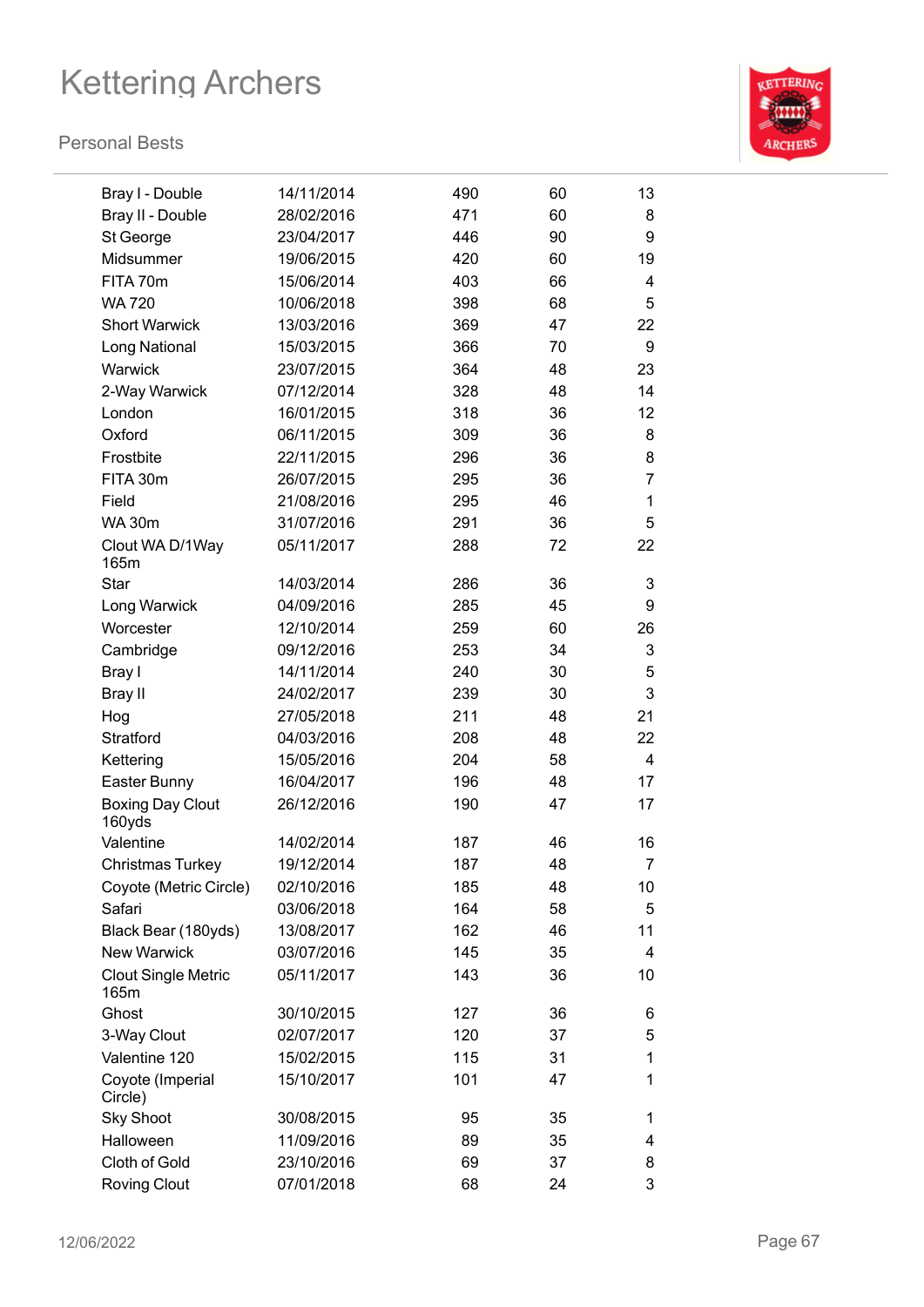# Kettering Archers

Personal Bests

| | | | | |
|---|---|---|---|---|
| Bray I - Double | 14/11/2014 | 490 | 60 | 13 |
| Bray II - Double | 28/02/2016 | 471 | 60 | 8 |
| St George | 23/04/2017 | 446 | 90 | 9 |
| Midsummer | 19/06/2015 | 420 | 60 | 19 |
| FITA 70m | 15/06/2014 | 403 | 66 | 4 |
| WA 720 | 10/06/2018 | 398 | 68 | 5 |
| Short Warwick | 13/03/2016 | 369 | 47 | 22 |
| Long National | 15/03/2015 | 366 | 70 | 9 |
| Warwick | 23/07/2015 | 364 | 48 | 23 |
| 2-Way Warwick | 07/12/2014 | 328 | 48 | 14 |
| London | 16/01/2015 | 318 | 36 | 12 |
| Oxford | 06/11/2015 | 309 | 36 | 8 |
| Frostbite | 22/11/2015 | 296 | 36 | 8 |
| FITA 30m | 26/07/2015 | 295 | 36 | 7 |
| Field | 21/08/2016 | 295 | 46 | 1 |
| WA 30m | 31/07/2016 | 291 | 36 | 5 |
| Clout WA D/1Way 165m | 05/11/2017 | 288 | 72 | 22 |
| Star | 14/03/2014 | 286 | 36 | 3 |
| Long Warwick | 04/09/2016 | 285 | 45 | 9 |
| Worcester | 12/10/2014 | 259 | 60 | 26 |
| Cambridge | 09/12/2016 | 253 | 34 | 3 |
| Bray I | 14/11/2014 | 240 | 30 | 5 |
| Bray II | 24/02/2017 | 239 | 30 | 3 |
| Hog | 27/05/2018 | 211 | 48 | 21 |
| Stratford | 04/03/2016 | 208 | 48 | 22 |
| Kettering | 15/05/2016 | 204 | 58 | 4 |
| Easter Bunny | 16/04/2017 | 196 | 48 | 17 |
| Boxing Day Clout 160yds | 26/12/2016 | 190 | 47 | 17 |
| Valentine | 14/02/2014 | 187 | 46 | 16 |
| Christmas Turkey | 19/12/2014 | 187 | 48 | 7 |
| Coyote (Metric Circle) | 02/10/2016 | 185 | 48 | 10 |
| Safari | 03/06/2018 | 164 | 58 | 5 |
| Black Bear (180yds) | 13/08/2017 | 162 | 46 | 11 |
| New Warwick | 03/07/2016 | 145 | 35 | 4 |
| Clout Single Metric 165m | 05/11/2017 | 143 | 36 | 10 |
| Ghost | 30/10/2015 | 127 | 36 | 6 |
| 3-Way Clout | 02/07/2017 | 120 | 37 | 5 |
| Valentine 120 | 15/02/2015 | 115 | 31 | 1 |
| Coyote (Imperial Circle) | 15/10/2017 | 101 | 47 | 1 |
| Sky Shoot | 30/08/2015 | 95 | 35 | 1 |
| Halloween | 11/09/2016 | 89 | 35 | 4 |
| Cloth of Gold | 23/10/2016 | 69 | 37 | 8 |
| Roving Clout | 07/01/2018 | 68 | 24 | 3 |

12/06/2022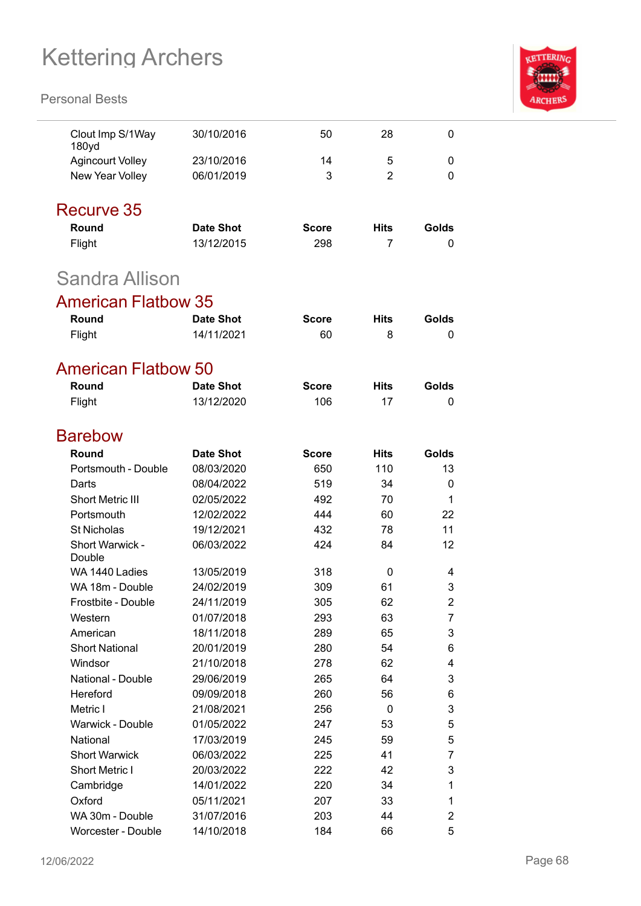| Round | Date Shot | Score | Hits | Golds |
|---|---|---|---|---|
| Clout Imp S/1Way 180yd | 30/10/2016 | 50 | 28 | 0 |
| Agincourt Volley | 23/10/2016 | 14 | 5 | 0 |
| New Year Volley | 06/01/2019 | 3 | 2 | 0 |

## Recurve 35

| Round | Date Shot | Score | Hits | Golds |
|---|---|---|---|---|
| Flight | 13/12/2015 | 298 | 7 | 0 |

# Sandra Allison

## American Flatbow 35

| Round | Date Shot | Score | Hits | Golds |
|---|---|---|---|---|
| Flight | 14/11/2021 | 60 | 8 | 0 |

## American Flatbow 50

| Round | Date Shot | Score | Hits | Golds |
|---|---|---|---|---|
| Flight | 13/12/2020 | 106 | 17 | 0 |

## Barebow

| Round | Date Shot | Score | Hits | Golds |
|---|---|---|---|---|
| Portsmouth - Double | 08/03/2020 | 650 | 110 | 13 |
| Darts | 08/04/2022 | 519 | 34 | 0 |
| Short Metric III | 02/05/2022 | 492 | 70 | 1 |
| Portsmouth | 12/02/2022 | 444 | 60 | 22 |
| St Nicholas | 19/12/2021 | 432 | 78 | 11 |
| Short Warwick - Double | 06/03/2022 | 424 | 84 | 12 |
| WA 1440 Ladies | 13/05/2019 | 318 | 0 | 4 |
| WA 18m - Double | 24/02/2019 | 309 | 61 | 3 |
| Frostbite - Double | 24/11/2019 | 305 | 62 | 2 |
| Western | 01/07/2018 | 293 | 63 | 7 |
| American | 18/11/2018 | 289 | 65 | 3 |
| Short National | 20/01/2019 | 280 | 54 | 6 |
| Windsor | 21/10/2018 | 278 | 62 | 4 |
| National - Double | 29/06/2019 | 265 | 64 | 3 |
| Hereford | 09/09/2018 | 260 | 56 | 6 |
| Metric I | 21/08/2021 | 256 | 0 | 3 |
| Warwick - Double | 01/05/2022 | 247 | 53 | 5 |
| National | 17/03/2019 | 245 | 59 | 5 |
| Short Warwick | 06/03/2022 | 225 | 41 | 7 |
| Short Metric I | 20/03/2022 | 222 | 42 | 3 |
| Cambridge | 14/01/2022 | 220 | 34 | 1 |
| Oxford | 05/11/2021 | 207 | 33 | 1 |
| WA 30m - Double | 31/07/2016 | 203 | 44 | 2 |
| Worcester - Double | 14/10/2018 | 184 | 66 | 5 |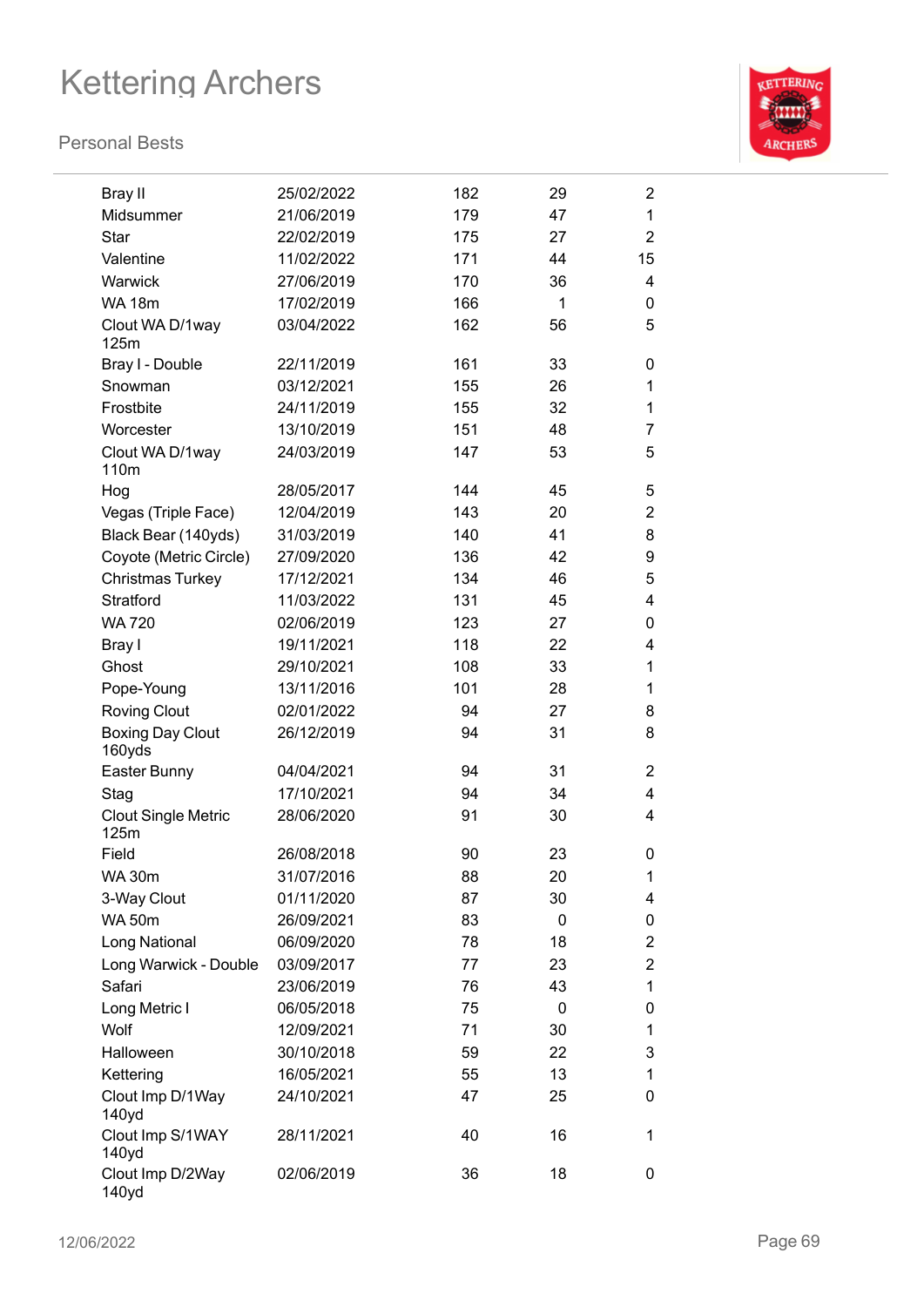# Kettering Archers

## Personal Bests

| | | | | |
|---|---|---|---|---|
| Bray II | 25/02/2022 | 182 | 29 | 2 |
| Midsummer | 21/06/2019 | 179 | 47 | 1 |
| Star | 22/02/2019 | 175 | 27 | 2 |
| Valentine | 11/02/2022 | 171 | 44 | 15 |
| Warwick | 27/06/2019 | 170 | 36 | 4 |
| WA 18m | 17/02/2019 | 166 | 1 | 0 |
| Clout WA D/1way 125m | 03/04/2022 | 162 | 56 | 5 |
| Bray I - Double | 22/11/2019 | 161 | 33 | 0 |
| Snowman | 03/12/2021 | 155 | 26 | 1 |
| Frostbite | 24/11/2019 | 155 | 32 | 1 |
| Worcester | 13/10/2019 | 151 | 48 | 7 |
| Clout WA D/1way 110m | 24/03/2019 | 147 | 53 | 5 |
| Hog | 28/05/2017 | 144 | 45 | 5 |
| Vegas (Triple Face) | 12/04/2019 | 143 | 20 | 2 |
| Black Bear (140yds) | 31/03/2019 | 140 | 41 | 8 |
| Coyote (Metric Circle) | 27/09/2020 | 136 | 42 | 9 |
| Christmas Turkey | 17/12/2021 | 134 | 46 | 5 |
| Stratford | 11/03/2022 | 131 | 45 | 4 |
| WA 720 | 02/06/2019 | 123 | 27 | 0 |
| Bray I | 19/11/2021 | 118 | 22 | 4 |
| Ghost | 29/10/2021 | 108 | 33 | 1 |
| Pope-Young | 13/11/2016 | 101 | 28 | 1 |
| Roving Clout | 02/01/2022 | 94 | 27 | 8 |
| Boxing Day Clout 160yds | 26/12/2019 | 94 | 31 | 8 |
| Easter Bunny | 04/04/2021 | 94 | 31 | 2 |
| Stag | 17/10/2021 | 94 | 34 | 4 |
| Clout Single Metric 125m | 28/06/2020 | 91 | 30 | 4 |
| Field | 26/08/2018 | 90 | 23 | 0 |
| WA 30m | 31/07/2016 | 88 | 20 | 1 |
| 3-Way Clout | 01/11/2020 | 87 | 30 | 4 |
| WA 50m | 26/09/2021 | 83 | 0 | 0 |
| Long National | 06/09/2020 | 78 | 18 | 2 |
| Long Warwick - Double | 03/09/2017 | 77 | 23 | 2 |
| Safari | 23/06/2019 | 76 | 43 | 1 |
| Long Metric I | 06/05/2018 | 75 | 0 | 0 |
| Wolf | 12/09/2021 | 71 | 30 | 1 |
| Halloween | 30/10/2018 | 59 | 22 | 3 |
| Kettering | 16/05/2021 | 55 | 13 | 1 |
| Clout Imp D/1Way 140yd | 24/10/2021 | 47 | 25 | 0 |
| Clout Imp S/1WAY 140yd | 28/11/2021 | 40 | 16 | 1 |
| Clout Imp D/2Way 140yd | 02/06/2019 | 36 | 18 | 0 |

12/06/2022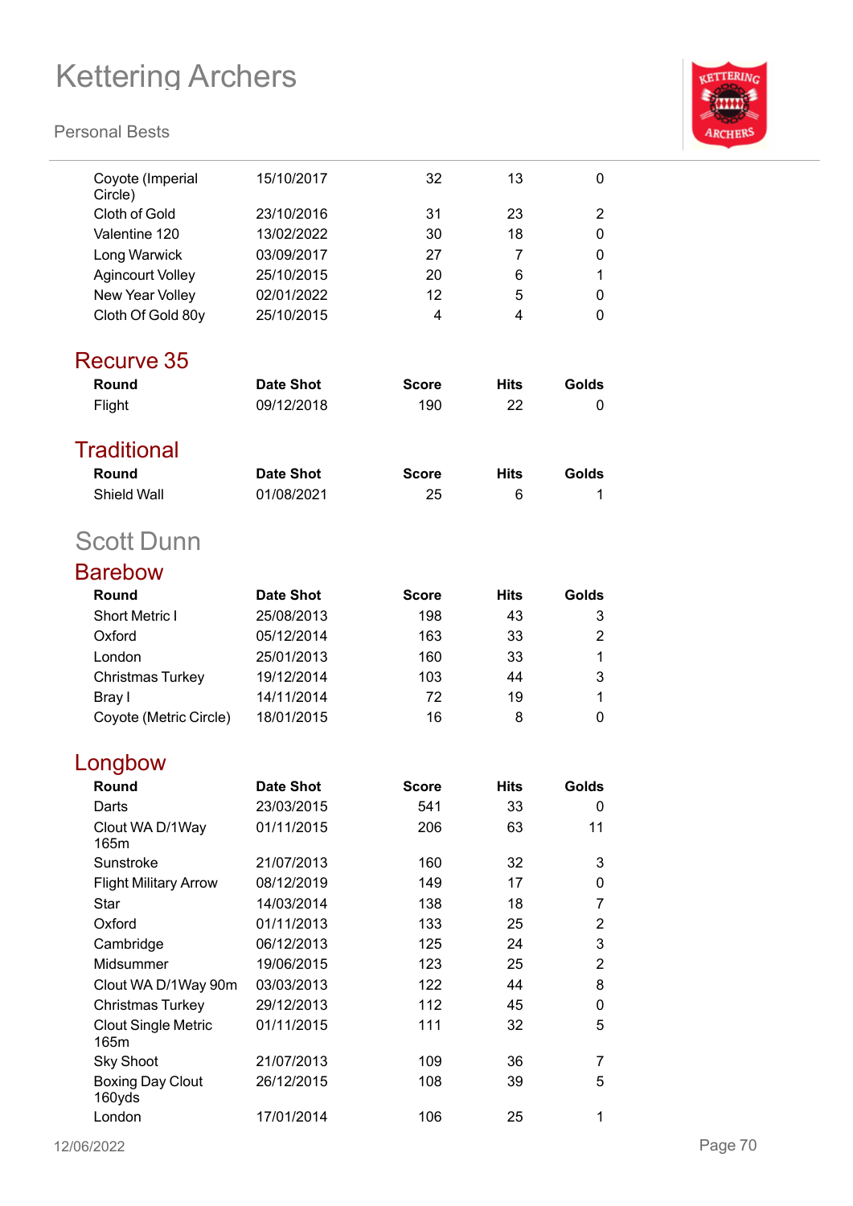| Round | Date Shot | Score | Hits | Golds |
|---|---|---|---|---|
| Coyote (Imperial Circle) | 15/10/2017 | 32 | 13 | 0 |
| Cloth of Gold | 23/10/2016 | 31 | 23 | 2 |
| Valentine 120 | 13/02/2022 | 30 | 18 | 0 |
| Long Warwick | 03/09/2017 | 27 | 7 | 0 |
| Agincourt Volley | 25/10/2015 | 20 | 6 | 1 |
| New Year Volley | 02/01/2022 | 12 | 5 | 0 |
| Cloth Of Gold 80y | 25/10/2015 | 4 | 4 | 0 |

## Recurve 35

| Round | Date Shot | Score | Hits | Golds |
|---|---|---|---|---|
| Flight | 09/12/2018 | 190 | 22 | 0 |

## Traditional

| Round | Date Shot | Score | Hits | Golds |
|---|---|---|---|---|
| Shield Wall | 01/08/2021 | 25 | 6 | 1 |

# Scott Dunn

## Barebow

| Round | Date Shot | Score | Hits | Golds |
|---|---|---|---|---|
| Short Metric I | 25/08/2013 | 198 | 43 | 3 |
| Oxford | 05/12/2014 | 163 | 33 | 2 |
| London | 25/01/2013 | 160 | 33 | 1 |
| Christmas Turkey | 19/12/2014 | 103 | 44 | 3 |
| Bray I | 14/11/2014 | 72 | 19 | 1 |
| Coyote (Metric Circle) | 18/01/2015 | 16 | 8 | 0 |

## Longbow

| Round | Date Shot | Score | Hits | Golds |
|---|---|---|---|---|
| Darts | 23/03/2015 | 541 | 33 | 0 |
| Clout WA D/1Way 165m | 01/11/2015 | 206 | 63 | 11 |
| Sunstroke | 21/07/2013 | 160 | 32 | 3 |
| Flight Military Arrow | 08/12/2019 | 149 | 17 | 0 |
| Star | 14/03/2014 | 138 | 18 | 7 |
| Oxford | 01/11/2013 | 133 | 25 | 2 |
| Cambridge | 06/12/2013 | 125 | 24 | 3 |
| Midsummer | 19/06/2015 | 123 | 25 | 2 |
| Clout WA D/1Way 90m | 03/03/2013 | 122 | 44 | 8 |
| Christmas Turkey | 29/12/2013 | 112 | 45 | 0 |
| Clout Single Metric 165m | 01/11/2015 | 111 | 32 | 5 |
| Sky Shoot | 21/07/2013 | 109 | 36 | 7 |
| Boxing Day Clout 160yds | 26/12/2015 | 108 | 39 | 5 |
| London | 17/01/2014 | 106 | 25 | 1 |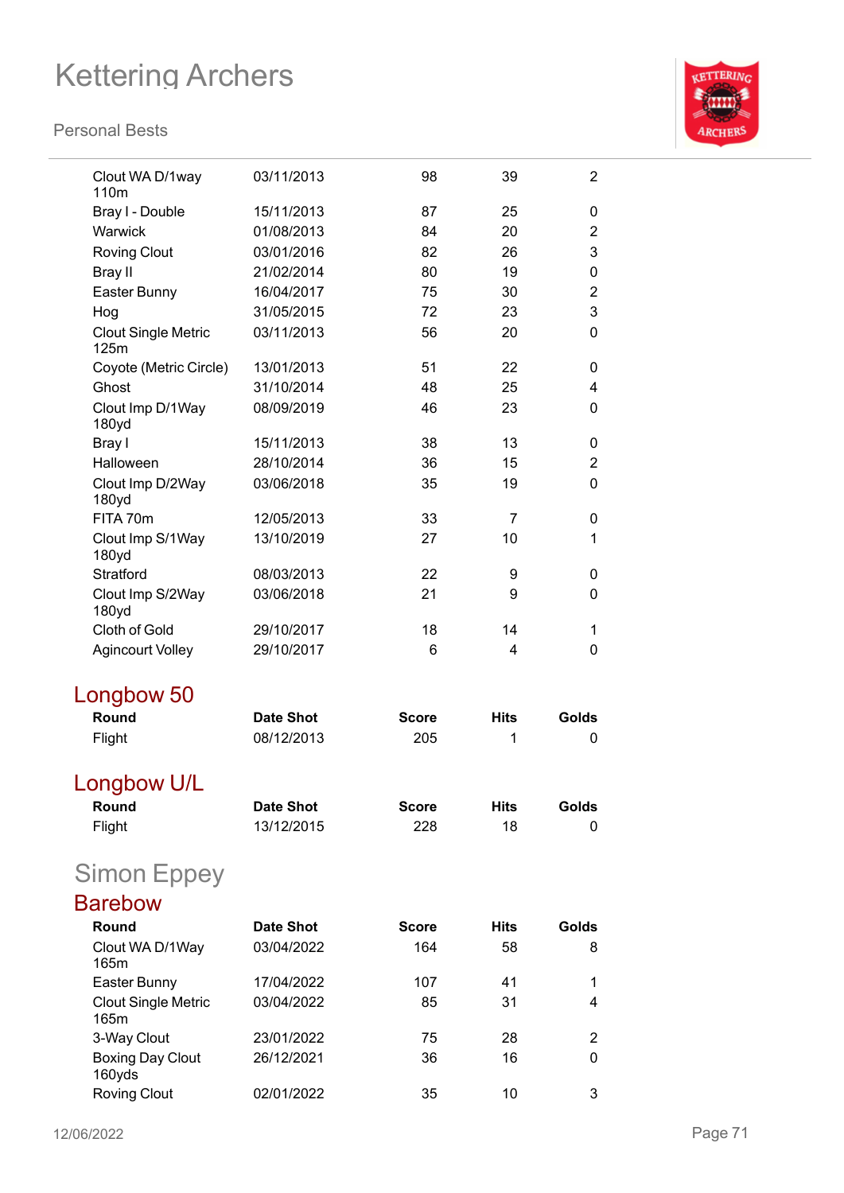| Round | Date Shot | Score | Hits | Golds |
|---|---|---|---|---|
| Clout WA D/1way 110m | 03/11/2013 | 98 | 39 | 2 |
| Bray I - Double | 15/11/2013 | 87 | 25 | 0 |
| Warwick | 01/08/2013 | 84 | 20 | 2 |
| Roving Clout | 03/01/2016 | 82 | 26 | 3 |
| Bray II | 21/02/2014 | 80 | 19 | 0 |
| Easter Bunny | 16/04/2017 | 75 | 30 | 2 |
| Hog | 31/05/2015 | 72 | 23 | 3 |
| Clout Single Metric 125m | 03/11/2013 | 56 | 20 | 0 |
| Coyote (Metric Circle) | 13/01/2013 | 51 | 22 | 0 |
| Ghost | 31/10/2014 | 48 | 25 | 4 |
| Clout Imp D/1Way 180yd | 08/09/2019 | 46 | 23 | 0 |
| Bray I | 15/11/2013 | 38 | 13 | 0 |
| Halloween | 28/10/2014 | 36 | 15 | 2 |
| Clout Imp D/2Way 180yd | 03/06/2018 | 35 | 19 | 0 |
| FITA 70m | 12/05/2013 | 33 | 7 | 0 |
| Clout Imp S/1Way 180yd | 13/10/2019 | 27 | 10 | 1 |
| Stratford | 08/03/2013 | 22 | 9 | 0 |
| Clout Imp S/2Way 180yd | 03/06/2018 | 21 | 9 | 0 |
| Cloth of Gold | 29/10/2017 | 18 | 14 | 1 |
| Agincourt Volley | 29/10/2017 | 6 | 4 | 0 |

## Longbow 50

| Round | Date Shot | Score | Hits | Golds |
|---|---|---|---|---|
| Flight | 08/12/2013 | 205 | 1 | 0 |

## Longbow U/L

| Round | Date Shot | Score | Hits | Golds |
|---|---|---|---|---|
| Flight | 13/12/2015 | 228 | 18 | 0 |

# Simon Eppey

## Barebow

| Round | Date Shot | Score | Hits | Golds |
|---|---|---|---|---|
| Clout WA D/1Way 165m | 03/04/2022 | 164 | 58 | 8 |
| Easter Bunny | 17/04/2022 | 107 | 41 | 1 |
| Clout Single Metric 165m | 03/04/2022 | 85 | 31 | 4 |
| 3-Way Clout | 23/01/2022 | 75 | 28 | 2 |
| Boxing Day Clout 160yds | 26/12/2021 | 36 | 16 | 0 |
| Roving Clout | 02/01/2022 | 35 | 10 | 3 |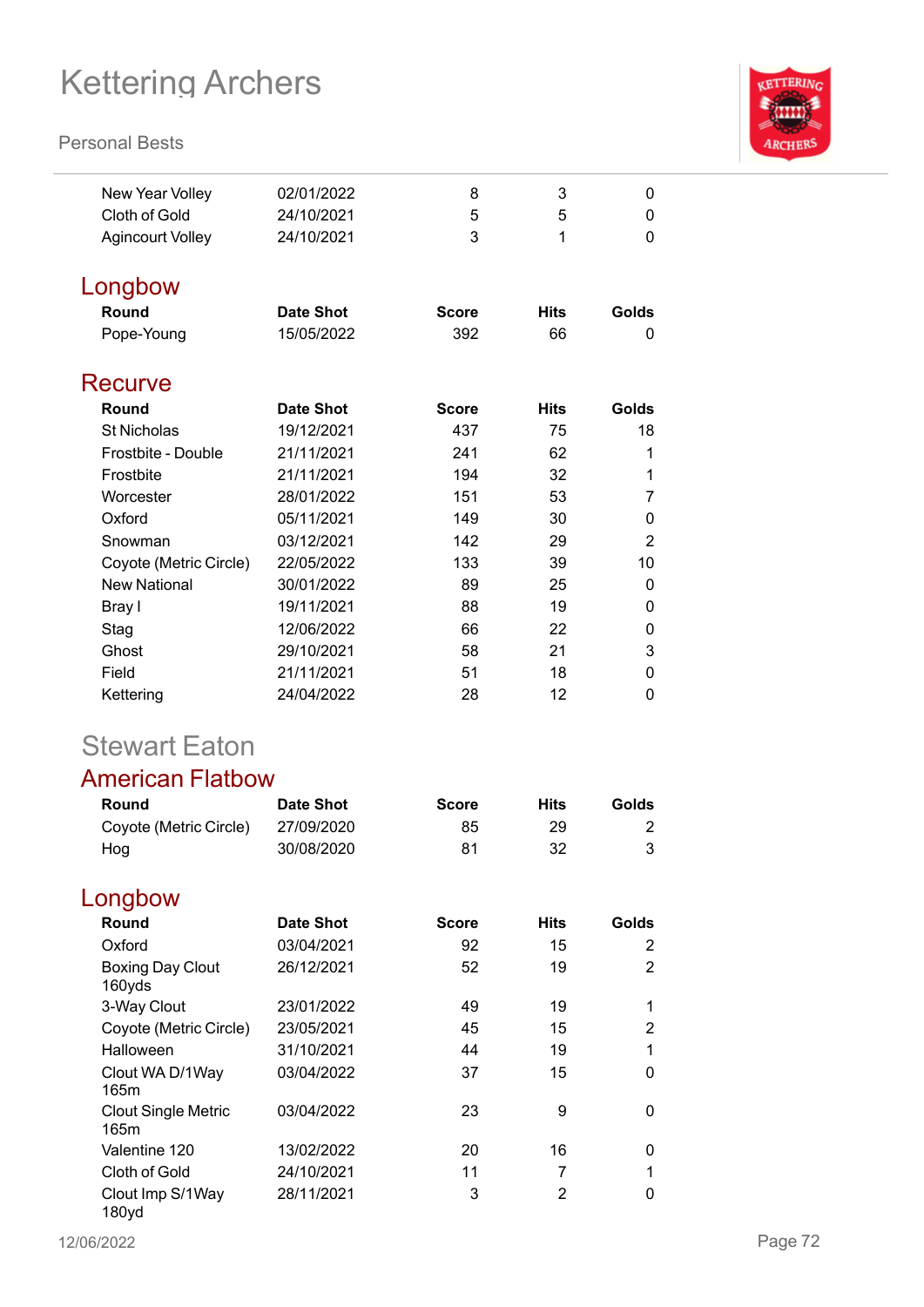| | | | | |
|---|---|---|---|---|
| New Year Volley | 02/01/2022 | 8 | 3 | 0 |
| Cloth of Gold | 24/10/2021 | 5 | 5 | 0 |
| Agincourt Volley | 24/10/2021 | 3 | 1 | 0 |

## Longbow

| Round | Date Shot | Score | Hits | Golds |
|---|---|---|---|---|
| Pope-Young | 15/05/2022 | 392 | 66 | 0 |

## Recurve

| Round | Date Shot | Score | Hits | Golds |
|---|---|---|---|---|
| St Nicholas | 19/12/2021 | 437 | 75 | 18 |
| Frostbite - Double | 21/11/2021 | 241 | 62 | 1 |
| Frostbite | 21/11/2021 | 194 | 32 | 1 |
| Worcester | 28/01/2022 | 151 | 53 | 7 |
| Oxford | 05/11/2021 | 149 | 30 | 0 |
| Snowman | 03/12/2021 | 142 | 29 | 2 |
| Coyote (Metric Circle) | 22/05/2022 | 133 | 39 | 10 |
| New National | 30/01/2022 | 89 | 25 | 0 |
| Bray I | 19/11/2021 | 88 | 19 | 0 |
| Stag | 12/06/2022 | 66 | 22 | 0 |
| Ghost | 29/10/2021 | 58 | 21 | 3 |
| Field | 21/11/2021 | 51 | 18 | 0 |
| Kettering | 24/04/2022 | 28 | 12 | 0 |

# Stewart Eaton

## American Flatbow

| Round | Date Shot | Score | Hits | Golds |
|---|---|---|---|---|
| Coyote (Metric Circle) | 27/09/2020 | 85 | 29 | 2 |
| Hog | 30/08/2020 | 81 | 32 | 3 |

## Longbow

| Round | Date Shot | Score | Hits | Golds |
|---|---|---|---|---|
| Oxford | 03/04/2021 | 92 | 15 | 2 |
| Boxing Day Clout 160yds | 26/12/2021 | 52 | 19 | 2 |
| 3-Way Clout | 23/01/2022 | 49 | 19 | 1 |
| Coyote (Metric Circle) | 23/05/2021 | 45 | 15 | 2 |
| Halloween | 31/10/2021 | 44 | 19 | 1 |
| Clout WA D/1Way 165m | 03/04/2022 | 37 | 15 | 0 |
| Clout Single Metric 165m | 03/04/2022 | 23 | 9 | 0 |
| Valentine 120 | 13/02/2022 | 20 | 16 | 0 |
| Cloth of Gold | 24/10/2021 | 11 | 7 | 1 |
| Clout Imp S/1Way 180yd | 28/11/2021 | 3 | 2 | 0 |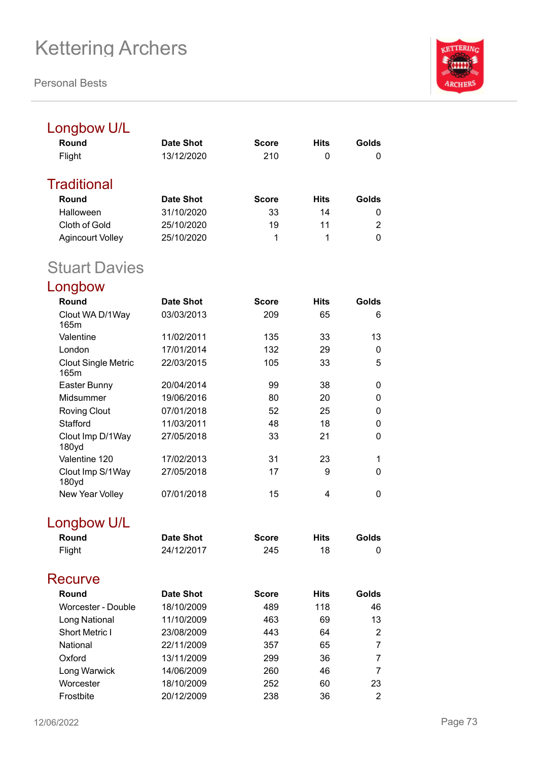## Longbow U/L

| Round | Date Shot | Score | Hits | Golds |
|---|---|---|---|---|
| Flight | 13/12/2020 | 210 | 0 | 0 |

## Traditional

| Round | Date Shot | Score | Hits | Golds |
|---|---|---|---|---|
| Halloween | 31/10/2020 | 33 | 14 | 0 |
| Cloth of Gold | 25/10/2020 | 19 | 11 | 2 |
| Agincourt Volley | 25/10/2020 | 1 | 1 | 0 |

# Stuart Davies

## Longbow

| Round | Date Shot | Score | Hits | Golds |
|---|---|---|---|---|
| Clout WA D/1Way 165m | 03/03/2013 | 209 | 65 | 6 |
| Valentine | 11/02/2011 | 135 | 33 | 13 |
| London | 17/01/2014 | 132 | 29 | 0 |
| Clout Single Metric 165m | 22/03/2015 | 105 | 33 | 5 |
| Easter Bunny | 20/04/2014 | 99 | 38 | 0 |
| Midsummer | 19/06/2016 | 80 | 20 | 0 |
| Roving Clout | 07/01/2018 | 52 | 25 | 0 |
| Stafford | 11/03/2011 | 48 | 18 | 0 |
| Clout Imp D/1Way 180yd | 27/05/2018 | 33 | 21 | 0 |
| Valentine 120 | 17/02/2013 | 31 | 23 | 1 |
| Clout Imp S/1Way 180yd | 27/05/2018 | 17 | 9 | 0 |
| New Year Volley | 07/01/2018 | 15 | 4 | 0 |

## Longbow U/L

| Round | Date Shot | Score | Hits | Golds |
|---|---|---|---|---|
| Flight | 24/12/2017 | 245 | 18 | 0 |

## Recurve

| Round | Date Shot | Score | Hits | Golds |
|---|---|---|---|---|
| Worcester - Double | 18/10/2009 | 489 | 118 | 46 |
| Long National | 11/10/2009 | 463 | 69 | 13 |
| Short Metric I | 23/08/2009 | 443 | 64 | 2 |
| National | 22/11/2009 | 357 | 65 | 7 |
| Oxford | 13/11/2009 | 299 | 36 | 7 |
| Long Warwick | 14/06/2009 | 260 | 46 | 7 |
| Worcester | 18/10/2009 | 252 | 60 | 23 |
| Frostbite | 20/12/2009 | 238 | 36 | 2 |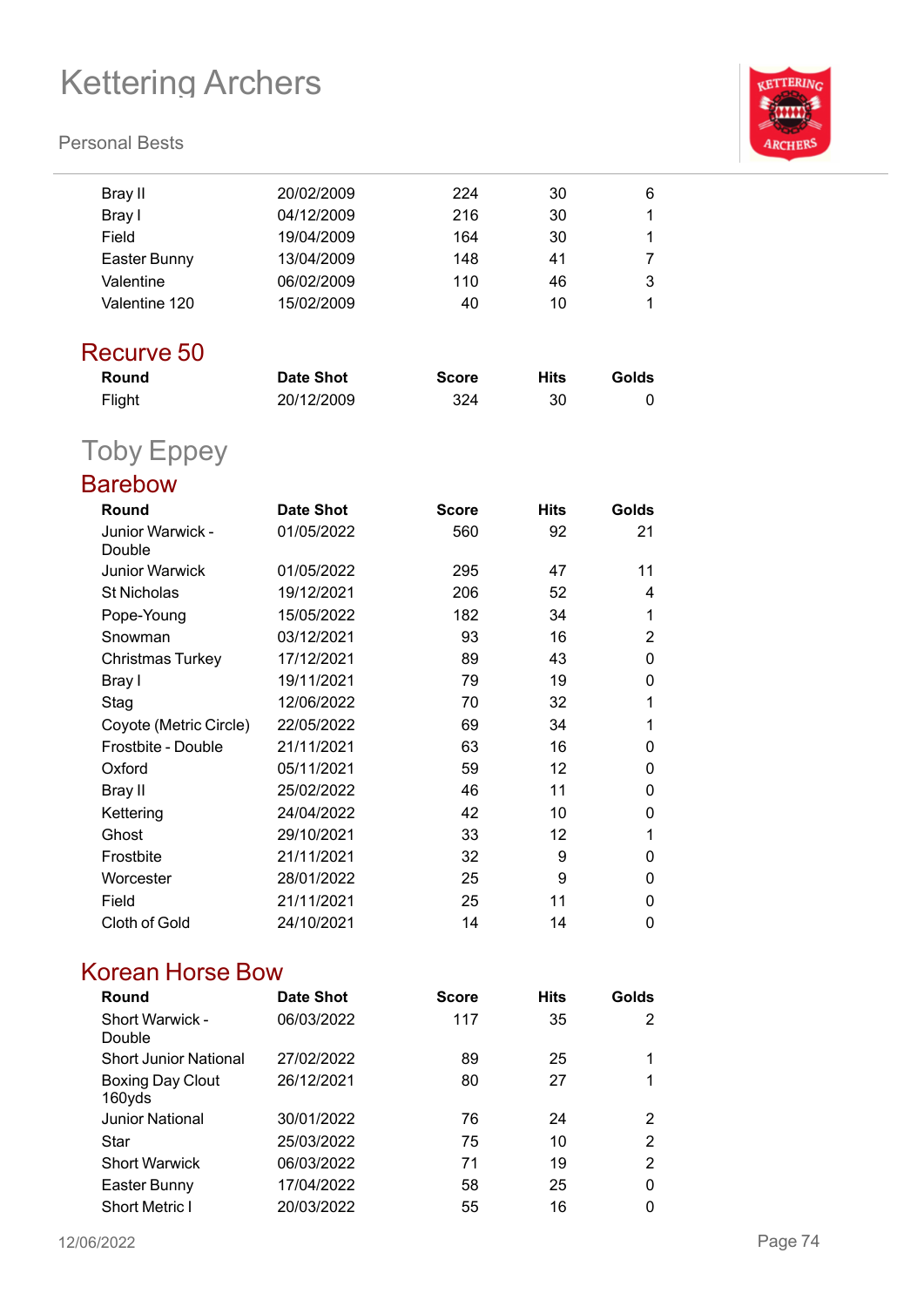| Round | Date Shot | Score | Hits | Golds |
|---|---|---|---|---|
| Bray II | 20/02/2009 | 224 | 30 | 6 |
| Bray I | 04/12/2009 | 216 | 30 | 1 |
| Field | 19/04/2009 | 164 | 30 | 1 |
| Easter Bunny | 13/04/2009 | 148 | 41 | 7 |
| Valentine | 06/02/2009 | 110 | 46 | 3 |
| Valentine 120 | 15/02/2009 | 40 | 10 | 1 |

### Recurve 50

| Round | Date Shot | Score | Hits | Golds |
|---|---|---|---|---|
| Flight | 20/12/2009 | 324 | 30 | 0 |

## Toby Eppey

### Barebow

| Round | Date Shot | Score | Hits | Golds |
|---|---|---|---|---|
| Junior Warwick - Double | 01/05/2022 | 560 | 92 | 21 |
| Junior Warwick | 01/05/2022 | 295 | 47 | 11 |
| St Nicholas | 19/12/2021 | 206 | 52 | 4 |
| Pope-Young | 15/05/2022 | 182 | 34 | 1 |
| Snowman | 03/12/2021 | 93 | 16 | 2 |
| Christmas Turkey | 17/12/2021 | 89 | 43 | 0 |
| Bray I | 19/11/2021 | 79 | 19 | 0 |
| Stag | 12/06/2022 | 70 | 32 | 1 |
| Coyote (Metric Circle) | 22/05/2022 | 69 | 34 | 1 |
| Frostbite - Double | 21/11/2021 | 63 | 16 | 0 |
| Oxford | 05/11/2021 | 59 | 12 | 0 |
| Bray II | 25/02/2022 | 46 | 11 | 0 |
| Kettering | 24/04/2022 | 42 | 10 | 0 |
| Ghost | 29/10/2021 | 33 | 12 | 1 |
| Frostbite | 21/11/2021 | 32 | 9 | 0 |
| Worcester | 28/01/2022 | 25 | 9 | 0 |
| Field | 21/11/2021 | 25 | 11 | 0 |
| Cloth of Gold | 24/10/2021 | 14 | 14 | 0 |

### Korean Horse Bow

| Round | Date Shot | Score | Hits | Golds |
|---|---|---|---|---|
| Short Warwick - Double | 06/03/2022 | 117 | 35 | 2 |
| Short Junior National | 27/02/2022 | 89 | 25 | 1 |
| Boxing Day Clout 160yds | 26/12/2021 | 80 | 27 | 1 |
| Junior National | 30/01/2022 | 76 | 24 | 2 |
| Star | 25/03/2022 | 75 | 10 | 2 |
| Short Warwick | 06/03/2022 | 71 | 19 | 2 |
| Easter Bunny | 17/04/2022 | 58 | 25 | 0 |
| Short Metric I | 20/03/2022 | 55 | 16 | 0 |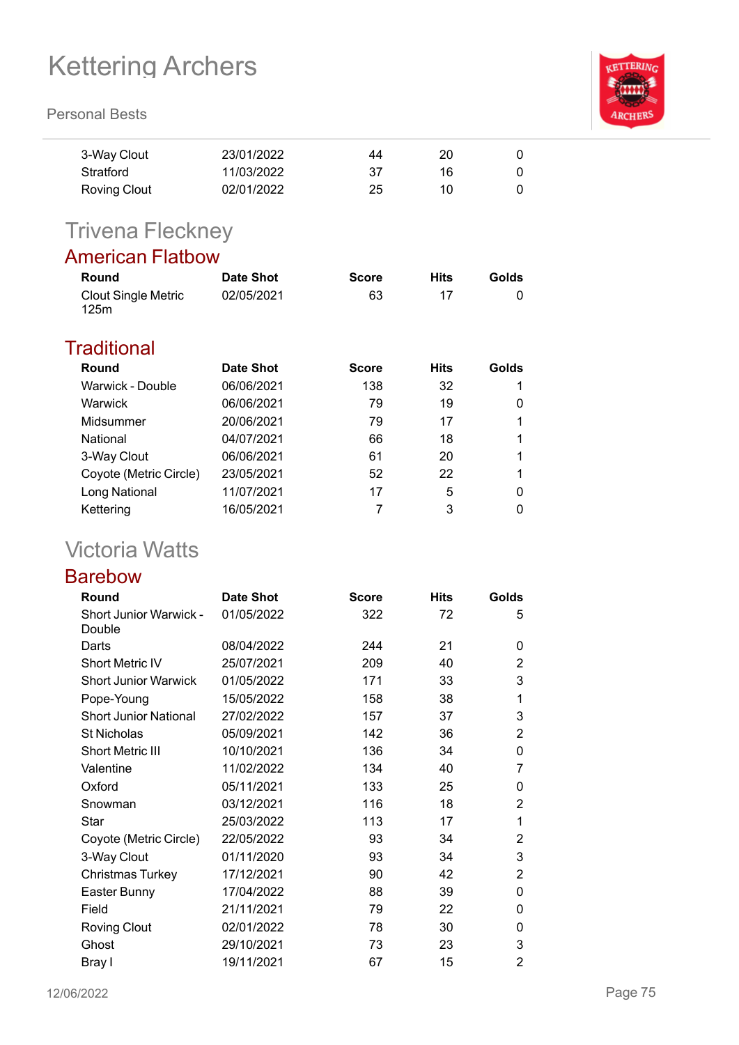| Round | Date Shot | Score | Hits | Golds |
|---|---|---|---|---|
| 3-Way Clout | 23/01/2022 | 44 | 20 | 0 |
| Stratford | 11/03/2022 | 37 | 16 | 0 |
| Roving Clout | 02/01/2022 | 25 | 10 | 0 |

# Trivena Fleckney

## American Flatbow

| Round | Date Shot | Score | Hits | Golds |
|---|---|---|---|---|
| Clout Single Metric 125m | 02/05/2021 | 63 | 17 | 0 |

## Traditional

| Round | Date Shot | Score | Hits | Golds |
|---|---|---|---|---|
| Warwick - Double | 06/06/2021 | 138 | 32 | 1 |
| Warwick | 06/06/2021 | 79 | 19 | 0 |
| Midsummer | 20/06/2021 | 79 | 17 | 1 |
| National | 04/07/2021 | 66 | 18 | 1 |
| 3-Way Clout | 06/06/2021 | 61 | 20 | 1 |
| Coyote (Metric Circle) | 23/05/2021 | 52 | 22 | 1 |
| Long National | 11/07/2021 | 17 | 5 | 0 |
| Kettering | 16/05/2021 | 7 | 3 | 0 |

# Victoria Watts

## Barebow

| Round | Date Shot | Score | Hits | Golds |
|---|---|---|---|---|
| Short Junior Warwick - Double | 01/05/2022 | 322 | 72 | 5 |
| Darts | 08/04/2022 | 244 | 21 | 0 |
| Short Metric IV | 25/07/2021 | 209 | 40 | 2 |
| Short Junior Warwick | 01/05/2022 | 171 | 33 | 3 |
| Pope-Young | 15/05/2022 | 158 | 38 | 1 |
| Short Junior National | 27/02/2022 | 157 | 37 | 3 |
| St Nicholas | 05/09/2021 | 142 | 36 | 2 |
| Short Metric III | 10/10/2021 | 136 | 34 | 0 |
| Valentine | 11/02/2022 | 134 | 40 | 7 |
| Oxford | 05/11/2021 | 133 | 25 | 0 |
| Snowman | 03/12/2021 | 116 | 18 | 2 |
| Star | 25/03/2022 | 113 | 17 | 1 |
| Coyote (Metric Circle) | 22/05/2022 | 93 | 34 | 2 |
| 3-Way Clout | 01/11/2020 | 93 | 34 | 3 |
| Christmas Turkey | 17/12/2021 | 90 | 42 | 2 |
| Easter Bunny | 17/04/2022 | 88 | 39 | 0 |
| Field | 21/11/2021 | 79 | 22 | 0 |
| Roving Clout | 02/01/2022 | 78 | 30 | 0 |
| Ghost | 29/10/2021 | 73 | 23 | 3 |
| Bray I | 19/11/2021 | 67 | 15 | 2 |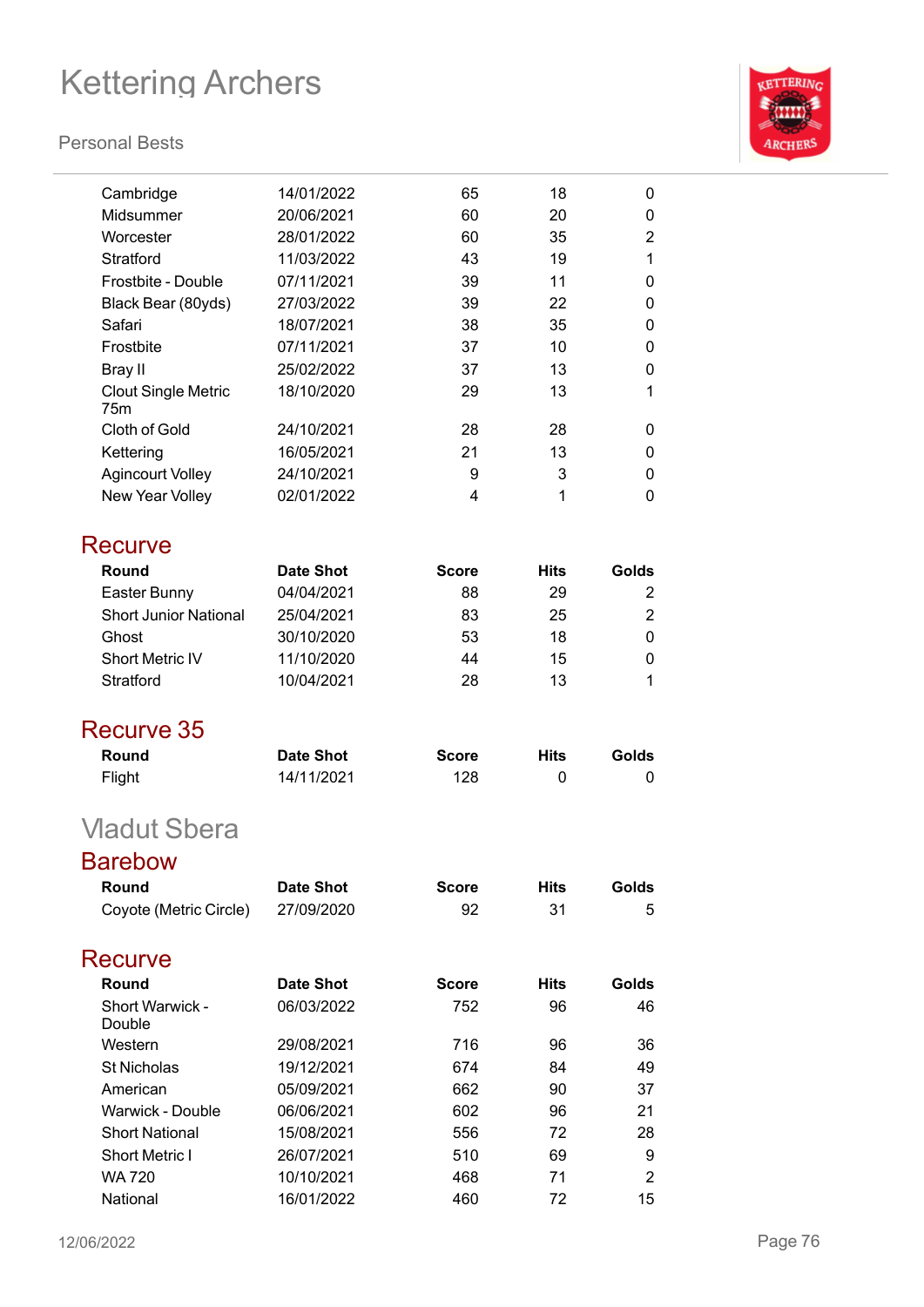| Round | Date Shot | Score | Hits | Golds |
|---|---|---|---|---|
| Cambridge | 14/01/2022 | 65 | 18 | 0 |
| Midsummer | 20/06/2021 | 60 | 20 | 0 |
| Worcester | 28/01/2022 | 60 | 35 | 2 |
| Stratford | 11/03/2022 | 43 | 19 | 1 |
| Frostbite - Double | 07/11/2021 | 39 | 11 | 0 |
| Black Bear (80yds) | 27/03/2022 | 39 | 22 | 0 |
| Safari | 18/07/2021 | 38 | 35 | 0 |
| Frostbite | 07/11/2021 | 37 | 10 | 0 |
| Bray II | 25/02/2022 | 37 | 13 | 0 |
| Clout Single Metric 75m | 18/10/2020 | 29 | 13 | 1 |
| Cloth of Gold | 24/10/2021 | 28 | 28 | 0 |
| Kettering | 16/05/2021 | 21 | 13 | 0 |
| Agincourt Volley | 24/10/2021 | 9 | 3 | 0 |
| New Year Volley | 02/01/2022 | 4 | 1 | 0 |

### Recurve

| Round | Date Shot | Score | Hits | Golds |
|---|---|---|---|---|
| Easter Bunny | 04/04/2021 | 88 | 29 | 2 |
| Short Junior National | 25/04/2021 | 83 | 25 | 2 |
| Ghost | 30/10/2020 | 53 | 18 | 0 |
| Short Metric IV | 11/10/2020 | 44 | 15 | 0 |
| Stratford | 10/04/2021 | 28 | 13 | 1 |

### Recurve 35

| Round | Date Shot | Score | Hits | Golds |
|---|---|---|---|---|
| Flight | 14/11/2021 | 128 | 0 | 0 |

## Vladut Sbera

### Barebow

| Round | Date Shot | Score | Hits | Golds |
|---|---|---|---|---|
| Coyote (Metric Circle) | 27/09/2020 | 92 | 31 | 5 |

### Recurve

| Round | Date Shot | Score | Hits | Golds |
|---|---|---|---|---|
| Short Warwick - Double | 06/03/2022 | 752 | 96 | 46 |
| Western | 29/08/2021 | 716 | 96 | 36 |
| St Nicholas | 19/12/2021 | 674 | 84 | 49 |
| American | 05/09/2021 | 662 | 90 | 37 |
| Warwick - Double | 06/06/2021 | 602 | 96 | 21 |
| Short National | 15/08/2021 | 556 | 72 | 28 |
| Short Metric I | 26/07/2021 | 510 | 69 | 9 |
| WA 720 | 10/10/2021 | 468 | 71 | 2 |
| National | 16/01/2022 | 460 | 72 | 15 |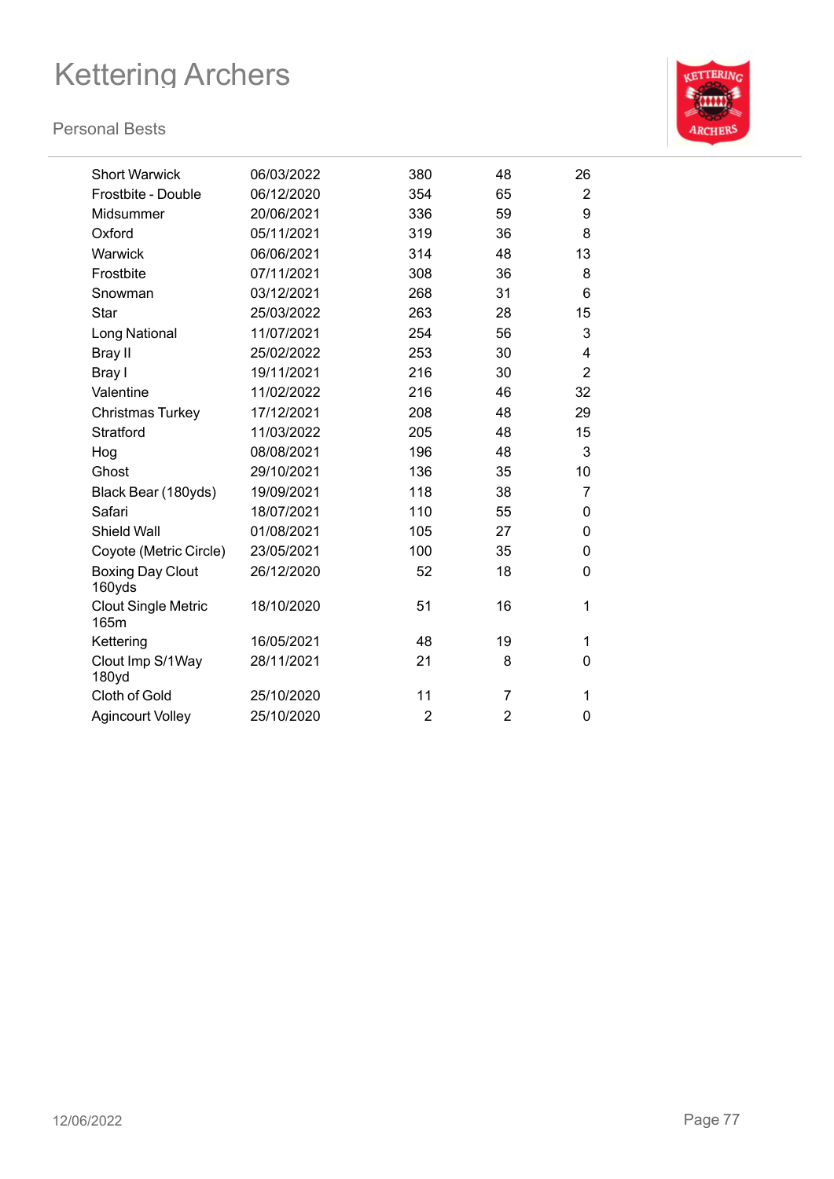# Kettering Archers

Personal Bests

| | | | | |
|---|---|---|---|---|
| Short Warwick | 06/03/2022 | 380 | 48 | 26 |
| Frostbite - Double | 06/12/2020 | 354 | 65 | 2 |
| Midsummer | 20/06/2021 | 336 | 59 | 9 |
| Oxford | 05/11/2021 | 319 | 36 | 8 |
| Warwick | 06/06/2021 | 314 | 48 | 13 |
| Frostbite | 07/11/2021 | 308 | 36 | 8 |
| Snowman | 03/12/2021 | 268 | 31 | 6 |
| Star | 25/03/2022 | 263 | 28 | 15 |
| Long National | 11/07/2021 | 254 | 56 | 3 |
| Bray II | 25/02/2022 | 253 | 30 | 4 |
| Bray I | 19/11/2021 | 216 | 30 | 2 |
| Valentine | 11/02/2022 | 216 | 46 | 32 |
| Christmas Turkey | 17/12/2021 | 208 | 48 | 29 |
| Stratford | 11/03/2022 | 205 | 48 | 15 |
| Hog | 08/08/2021 | 196 | 48 | 3 |
| Ghost | 29/10/2021 | 136 | 35 | 10 |
| Black Bear (180yds) | 19/09/2021 | 118 | 38 | 7 |
| Safari | 18/07/2021 | 110 | 55 | 0 |
| Shield Wall | 01/08/2021 | 105 | 27 | 0 |
| Coyote (Metric Circle) | 23/05/2021 | 100 | 35 | 0 |
| Boxing Day Clout 160yds | 26/12/2020 | 52 | 18 | 0 |
| Clout Single Metric 165m | 18/10/2020 | 51 | 16 | 1 |
| Kettering | 16/05/2021 | 48 | 19 | 1 |
| Clout Imp S/1Way 180yd | 28/11/2021 | 21 | 8 | 0 |
| Cloth of Gold | 25/10/2020 | 11 | 7 | 1 |
| Agincourt Volley | 25/10/2020 | 2 | 2 | 0 |

12/06/2022